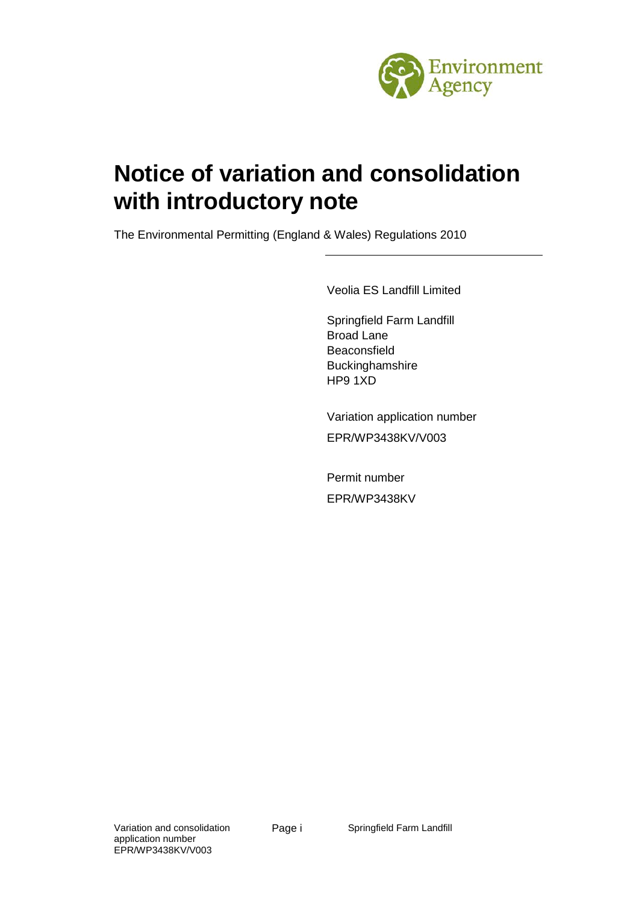# Notice of variation and consolidation with introductory note

The Environmental Permitting (England & Wales) Regulations 2010

Veolia ES Landfill Limited

Springfield Farm Landfill
Broad Lane
Beaconsfield
Buckinghamshire
HP9 1XD

Variation application number

EPR/WP3438KV/V003

Permit number

EPR/WP3438KV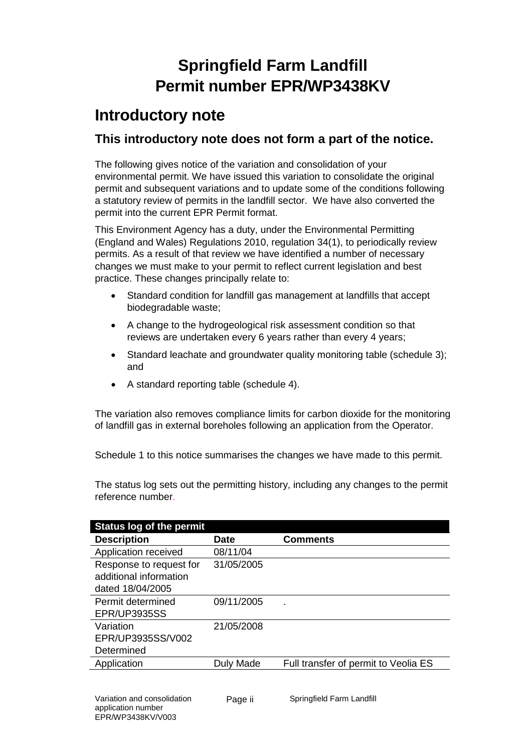# Springfield Farm Landfill
# Permit number EPR/WP3438KV

## Introductory note

### This introductory note does not form a part of the notice.

The following gives notice of the variation and consolidation of your environmental permit. We have issued this variation to consolidate the original permit and subsequent variations and to update some of the conditions following a statutory review of permits in the landfill sector. We have also converted the permit into the current EPR Permit format.

This Environment Agency has a duty, under the Environmental Permitting (England and Wales) Regulations 2010, regulation 34(1), to periodically review permits. As a result of that review we have identified a number of necessary changes we must make to your permit to reflect current legislation and best practice. These changes principally relate to:

- Standard condition for landfill gas management at landfills that accept biodegradable waste;
- A change to the hydrogeological risk assessment condition so that reviews are undertaken every 6 years rather than every 4 years;
- Standard leachate and groundwater quality monitoring table (schedule 3); and
- A standard reporting table (schedule 4).

The variation also removes compliance limits for carbon dioxide for the monitoring of landfill gas in external boreholes following an application from the Operator.

Schedule 1 to this notice summarises the changes we have made to this permit.

The status log sets out the permitting history, including any changes to the permit reference number.

| Status log of the permit | | |
|---|---|---|
| **Description** | **Date** | **Comments** |
| Application received | 08/11/04 | |
| Response to request for additional information dated 18/04/2005 | 31/05/2005 | |
| Permit determined EPR/UP3935SS | 09/11/2005 | . |
| Variation EPR/UP3935SS/V002 Determined | 21/05/2008 | |
| Application | Duly Made | Full transfer of permit to Veolia ES |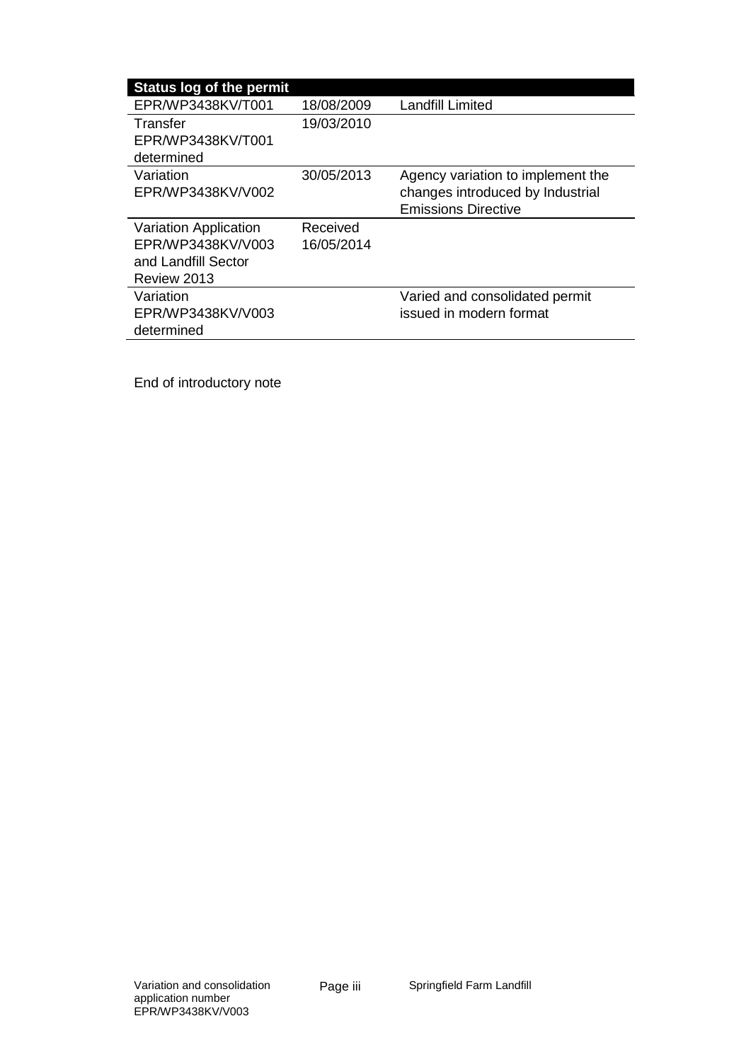| Status log of the permit | | |
|---|---|---|
| EPR/WP3438KV/T001 | 18/08/2009 | Landfill Limited |
| Transfer EPR/WP3438KV/T001 determined | 19/03/2010 | |
| Variation EPR/WP3438KV/V002 | 30/05/2013 | Agency variation to implement the changes introduced by Industrial Emissions Directive |
| Variation Application EPR/WP3438KV/V003 and Landfill Sector Review 2013 | Received 16/05/2014 | |
| Variation EPR/WP3438KV/V003 determined | | Varied and consolidated permit issued in modern format |

End of introductory note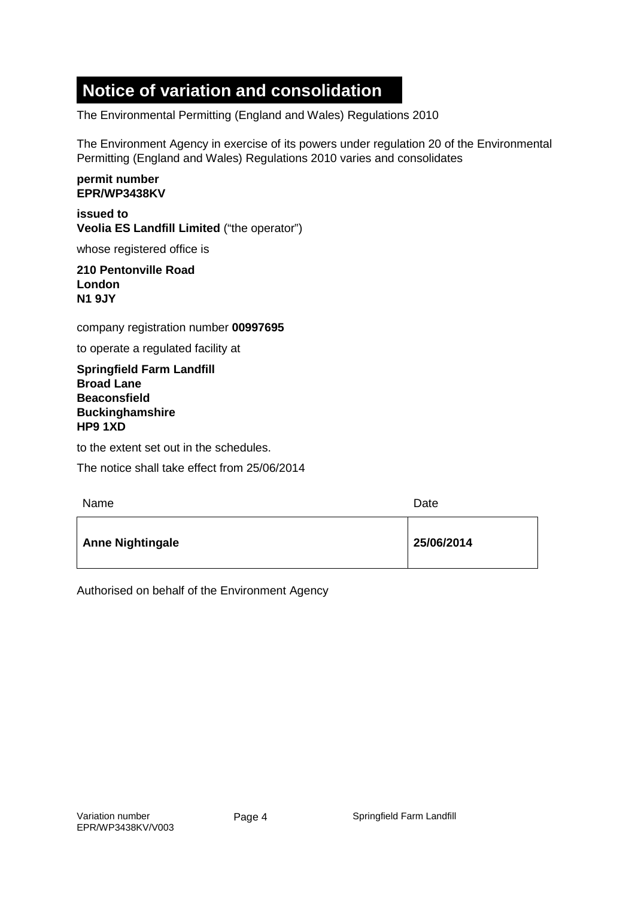# Notice of variation and consolidation

The Environmental Permitting (England and Wales) Regulations 2010

The Environment Agency in exercise of its powers under regulation 20 of the Environmental Permitting (England and Wales) Regulations 2010 varies and consolidates

**permit number**
**EPR/WP3438KV**

**issued to**
**Veolia ES Landfill Limited** ("the operator")

whose registered office is

**210 Pentonville Road**
**London**
**N1 9JY**

company registration number **00997695**

to operate a regulated facility at

**Springfield Farm Landfill**
**Broad Lane**
**Beaconsfield**
**Buckinghamshire**
**HP9 1XD**

to the extent set out in the schedules.

The notice shall take effect from 25/06/2014

| Name | Date |
| --- | --- |
| **Anne Nightingale** | **25/06/2014** |

Authorised on behalf of the Environment Agency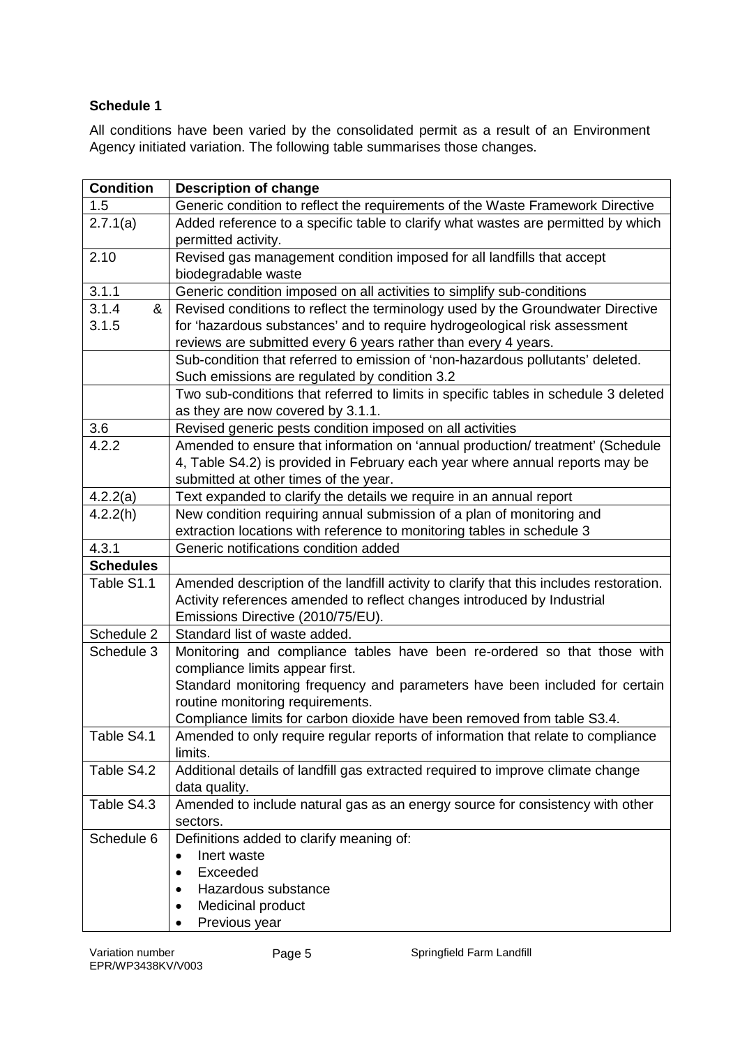**Schedule 1**

All conditions have been varied by the consolidated permit as a result of an Environment Agency initiated variation. The following table summarises those changes.

| Condition | Description of change |
|---|---|
| 1.5 | Generic condition to reflect the requirements of the Waste Framework Directive |
| 2.7.1(a) | Added reference to a specific table to clarify what wastes are permitted by which permitted activity. |
| 2.10 | Revised gas management condition imposed for all landfills that accept biodegradable waste |
| 3.1.1 | Generic condition imposed on all activities to simplify sub-conditions |
| 3.1.4 & 3.1.5 | Revised conditions to reflect the terminology used by the Groundwater Directive for 'hazardous substances' and to require hydrogeological risk assessment reviews are submitted every 6 years rather than every 4 years. |
| | Sub-condition that referred to emission of 'non-hazardous pollutants' deleted. Such emissions are regulated by condition 3.2 |
| | Two sub-conditions that referred to limits in specific tables in schedule 3 deleted as they are now covered by 3.1.1. |
| 3.6 | Revised generic pests condition imposed on all activities |
| 4.2.2 | Amended to ensure that information on 'annual production/ treatment' (Schedule 4, Table S4.2) is provided in February each year where annual reports may be submitted at other times of the year. |
| 4.2.2(a) | Text expanded to clarify the details we require in an annual report |
| 4.2.2(h) | New condition requiring annual submission of a plan of monitoring and extraction locations with reference to monitoring tables in schedule 3 |
| 4.3.1 | Generic notifications condition added |
| **Schedules** | |
| Table S1.1 | Amended description of the landfill activity to clarify that this includes restoration. Activity references amended to reflect changes introduced by Industrial Emissions Directive (2010/75/EU). |
| Schedule 2 | Standard list of waste added. |
| Schedule 3 | Monitoring and compliance tables have been re-ordered so that those with compliance limits appear first.<br>Standard monitoring frequency and parameters have been included for certain routine monitoring requirements.<br>Compliance limits for carbon dioxide have been removed from table S3.4. |
| Table S4.1 | Amended to only require regular reports of information that relate to compliance limits. |
| Table S4.2 | Additional details of landfill gas extracted required to improve climate change data quality. |
| Table S4.3 | Amended to include natural gas as an energy source for consistency with other sectors. |
| Schedule 6 | Definitions added to clarify meaning of:<br>• Inert waste<br>• Exceeded<br>• Hazardous substance<br>• Medicinal product<br>• Previous year |

Variation number EPR/WP3438KV/V003

Springfield Farm Landfill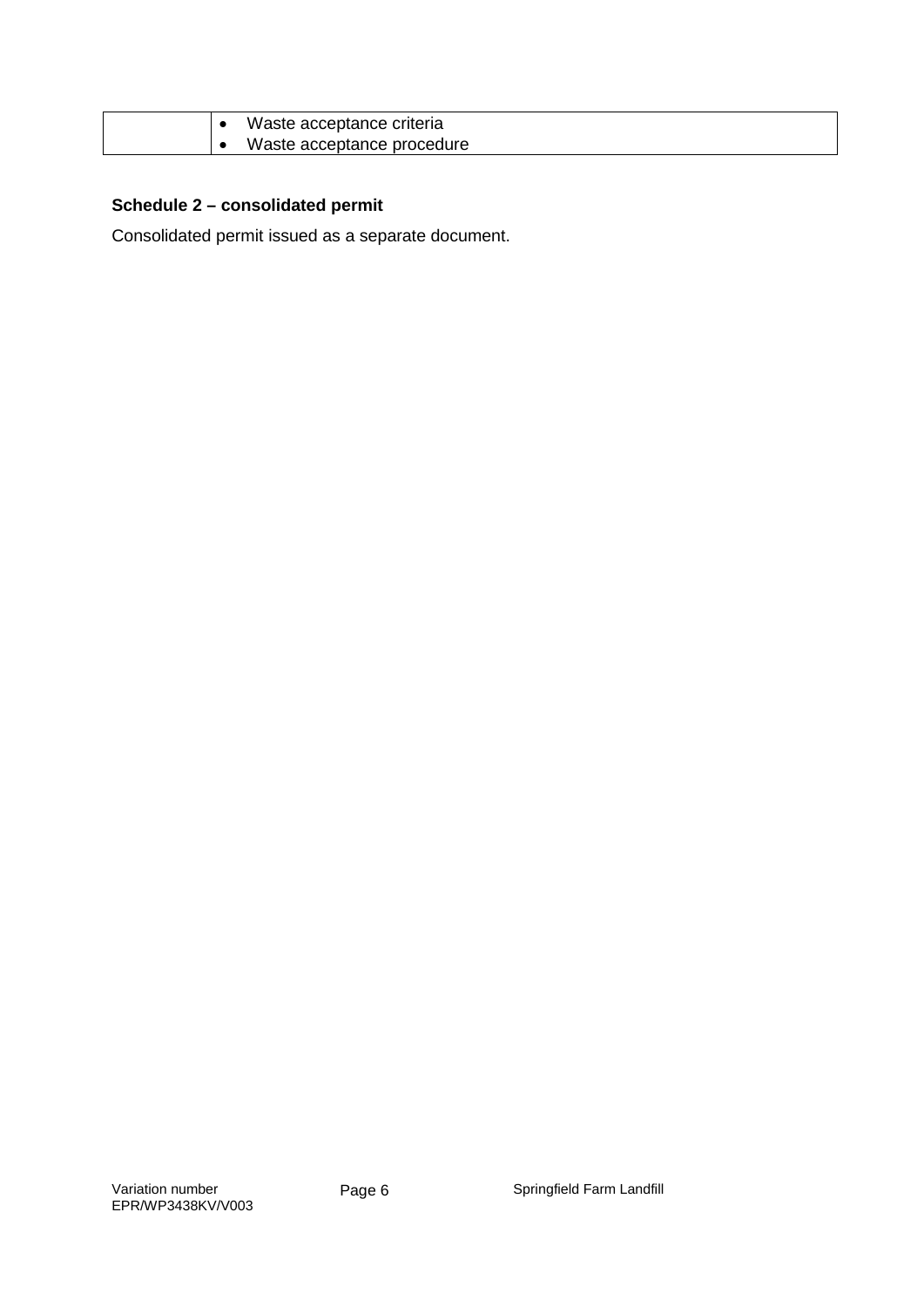| | |
|---|---|
| | • Waste acceptance criteria<br>• Waste acceptance procedure |

**Schedule 2 – consolidated permit**

Consolidated permit issued as a separate document.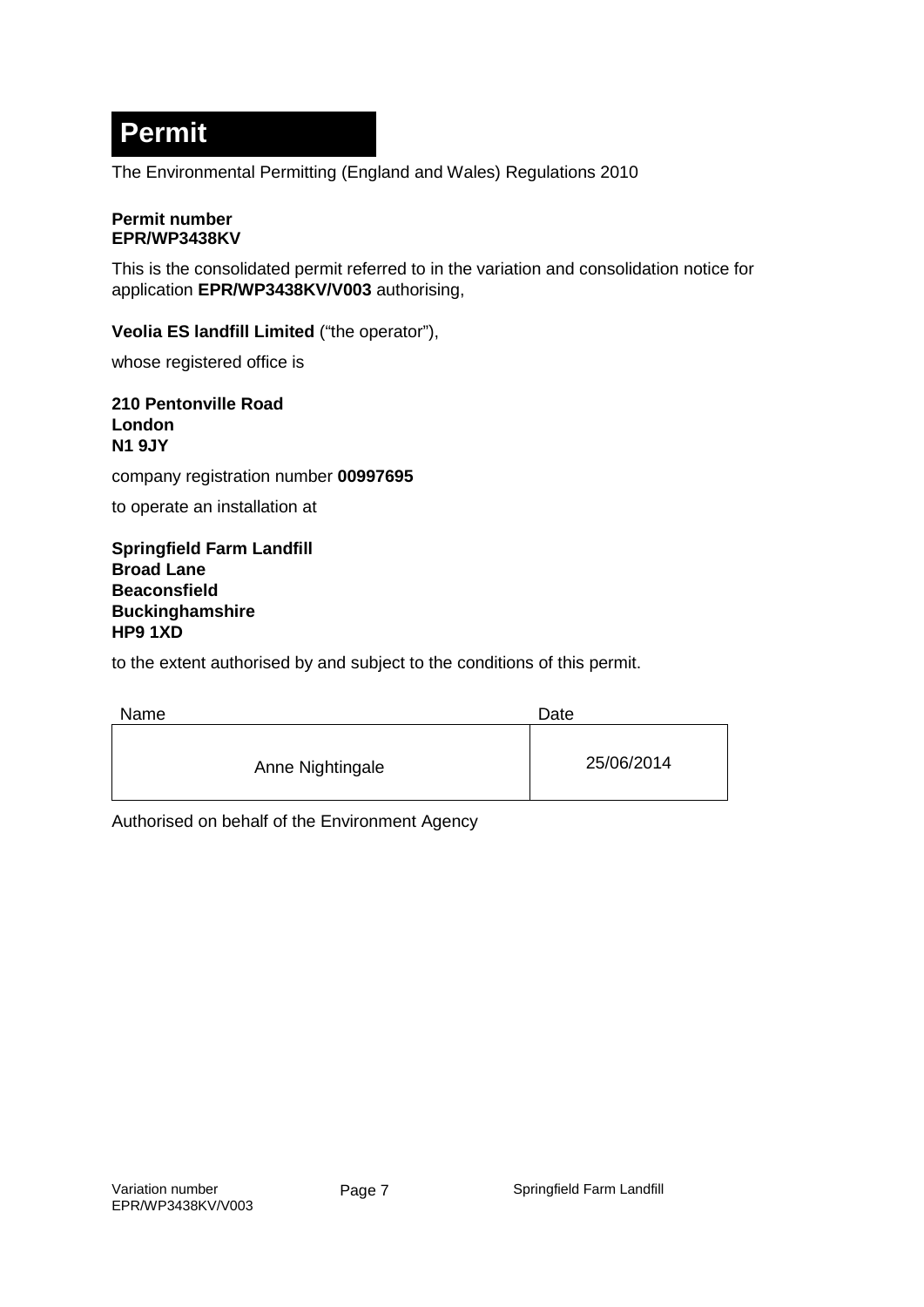# Permit

The Environmental Permitting (England and Wales) Regulations 2010

**Permit number**
**EPR/WP3438KV**

This is the consolidated permit referred to in the variation and consolidation notice for application **EPR/WP3438KV/V003** authorising,

**Veolia ES landfill Limited** ("the operator"),

whose registered office is

**210 Pentonville Road**
**London**
**N1 9JY**

company registration number **00997695**

to operate an installation at

**Springfield Farm Landfill**
**Broad Lane**
**Beaconsfield**
**Buckinghamshire**
**HP9 1XD**

to the extent authorised by and subject to the conditions of this permit.

| Name | Date |
| --- | --- |
| Anne Nightingale | 25/06/2014 |

Authorised on behalf of the Environment Agency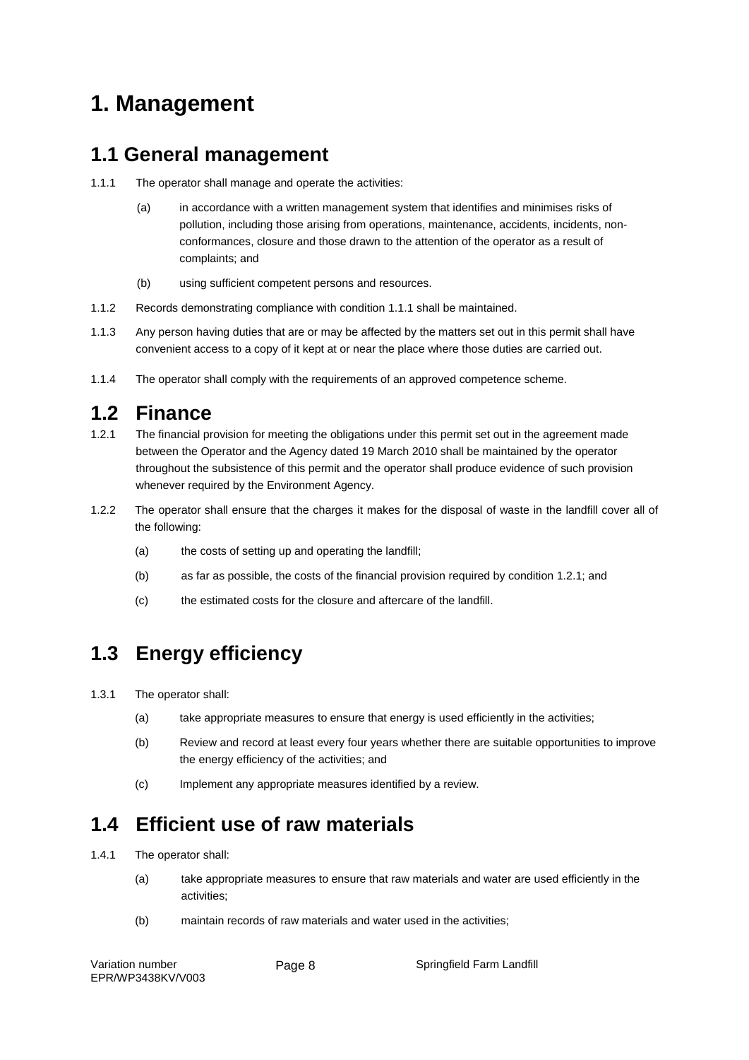# 1. Management

## 1.1 General management

1.1.1 The operator shall manage and operate the activities:

(a) in accordance with a written management system that identifies and minimises risks of pollution, including those arising from operations, maintenance, accidents, incidents, non-conformances, closure and those drawn to the attention of the operator as a result of complaints; and

(b) using sufficient competent persons and resources.

1.1.2 Records demonstrating compliance with condition 1.1.1 shall be maintained.

1.1.3 Any person having duties that are or may be affected by the matters set out in this permit shall have convenient access to a copy of it kept at or near the place where those duties are carried out.

1.1.4 The operator shall comply with the requirements of an approved competence scheme.

## 1.2 Finance

1.2.1 The financial provision for meeting the obligations under this permit set out in the agreement made between the Operator and the Agency dated 19 March 2010 shall be maintained by the operator throughout the subsistence of this permit and the operator shall produce evidence of such provision whenever required by the Environment Agency.

1.2.2 The operator shall ensure that the charges it makes for the disposal of waste in the landfill cover all of the following:

(a) the costs of setting up and operating the landfill;

(b) as far as possible, the costs of the financial provision required by condition 1.2.1; and

(c) the estimated costs for the closure and aftercare of the landfill.

## 1.3 Energy efficiency

1.3.1 The operator shall:

(a) take appropriate measures to ensure that energy is used efficiently in the activities;

(b) Review and record at least every four years whether there are suitable opportunities to improve the energy efficiency of the activities; and

(c) Implement any appropriate measures identified by a review.

## 1.4 Efficient use of raw materials

1.4.1 The operator shall:

(a) take appropriate measures to ensure that raw materials and water are used efficiently in the activities;

(b) maintain records of raw materials and water used in the activities;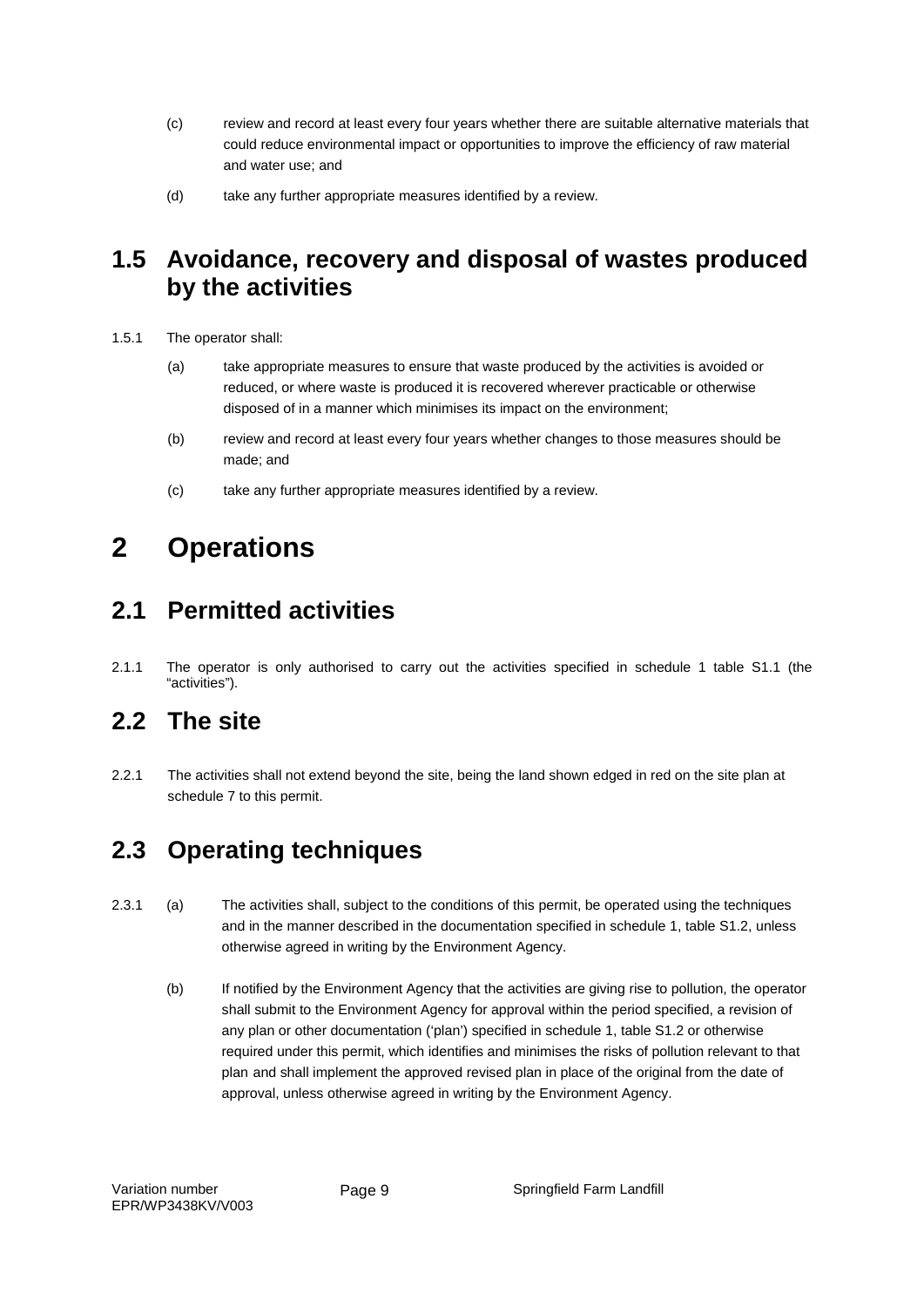(c) review and record at least every four years whether there are suitable alternative materials that could reduce environmental impact or opportunities to improve the efficiency of raw material and water use; and

(d) take any further appropriate measures identified by a review.

## 1.5 Avoidance, recovery and disposal of wastes produced by the activities

1.5.1 The operator shall:

(a) take appropriate measures to ensure that waste produced by the activities is avoided or reduced, or where waste is produced it is recovered wherever practicable or otherwise disposed of in a manner which minimises its impact on the environment;

(b) review and record at least every four years whether changes to those measures should be made; and

(c) take any further appropriate measures identified by a review.

# 2 Operations

## 2.1 Permitted activities

2.1.1 The operator is only authorised to carry out the activities specified in schedule 1 table S1.1 (the "activities").

## 2.2 The site

2.2.1 The activities shall not extend beyond the site, being the land shown edged in red on the site plan at schedule 7 to this permit.

## 2.3 Operating techniques

2.3.1 (a) The activities shall, subject to the conditions of this permit, be operated using the techniques and in the manner described in the documentation specified in schedule 1, table S1.2, unless otherwise agreed in writing by the Environment Agency.

(b) If notified by the Environment Agency that the activities are giving rise to pollution, the operator shall submit to the Environment Agency for approval within the period specified, a revision of any plan or other documentation ('plan') specified in schedule 1, table S1.2 or otherwise required under this permit, which identifies and minimises the risks of pollution relevant to that plan and shall implement the approved revised plan in place of the original from the date of approval, unless otherwise agreed in writing by the Environment Agency.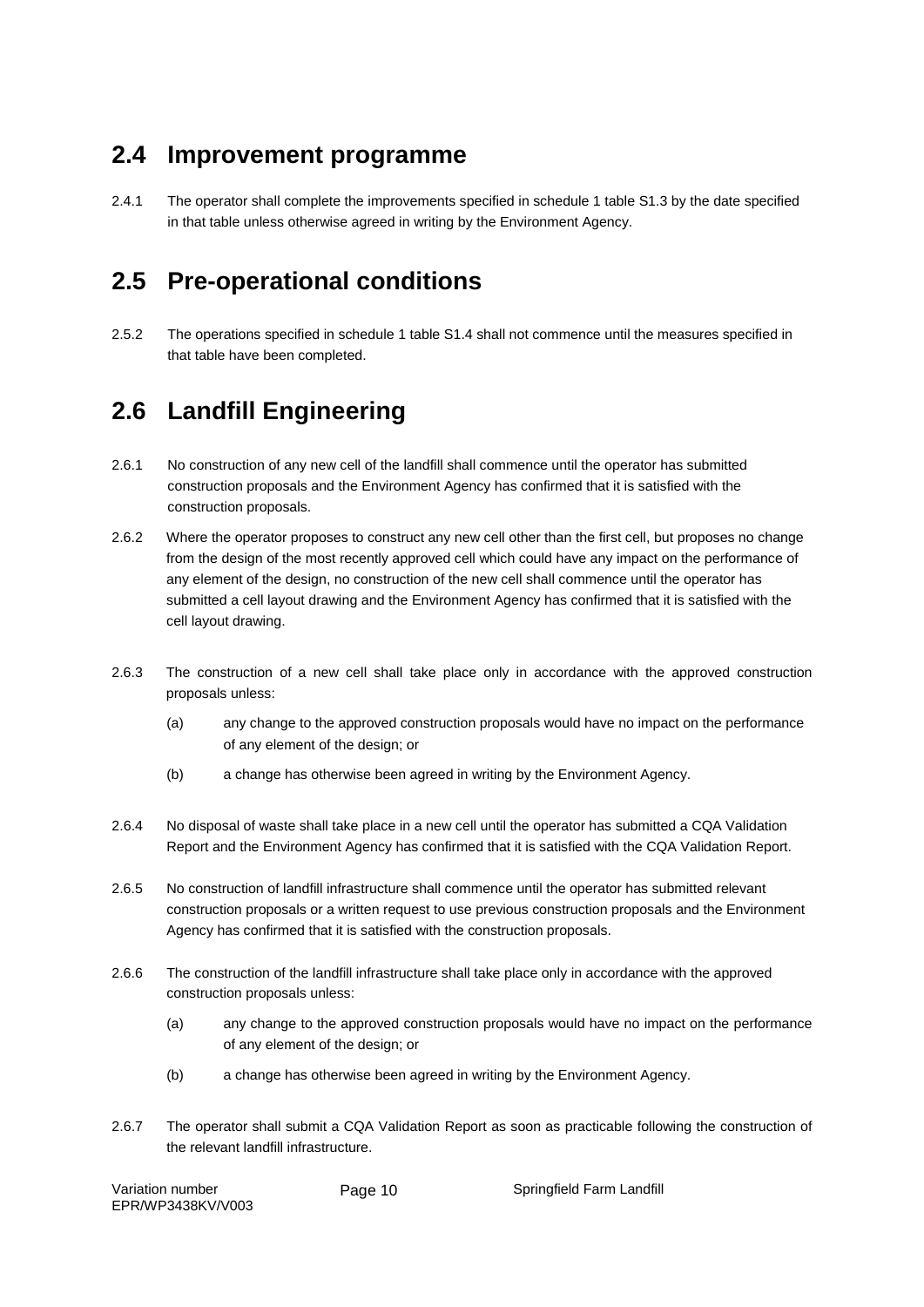## 2.4 Improvement programme

2.4.1 The operator shall complete the improvements specified in schedule 1 table S1.3 by the date specified in that table unless otherwise agreed in writing by the Environment Agency.

## 2.5 Pre-operational conditions

2.5.2 The operations specified in schedule 1 table S1.4 shall not commence until the measures specified in that table have been completed.

## 2.6 Landfill Engineering

2.6.1 No construction of any new cell of the landfill shall commence until the operator has submitted construction proposals and the Environment Agency has confirmed that it is satisfied with the construction proposals.

2.6.2 Where the operator proposes to construct any new cell other than the first cell, but proposes no change from the design of the most recently approved cell which could have any impact on the performance of any element of the design, no construction of the new cell shall commence until the operator has submitted a cell layout drawing and the Environment Agency has confirmed that it is satisfied with the cell layout drawing.

2.6.3 The construction of a new cell shall take place only in accordance with the approved construction proposals unless:

- (a) any change to the approved construction proposals would have no impact on the performance of any element of the design; or
- (b) a change has otherwise been agreed in writing by the Environment Agency.

2.6.4 No disposal of waste shall take place in a new cell until the operator has submitted a CQA Validation Report and the Environment Agency has confirmed that it is satisfied with the CQA Validation Report.

2.6.5 No construction of landfill infrastructure shall commence until the operator has submitted relevant construction proposals or a written request to use previous construction proposals and the Environment Agency has confirmed that it is satisfied with the construction proposals.

2.6.6 The construction of the landfill infrastructure shall take place only in accordance with the approved construction proposals unless:

- (a) any change to the approved construction proposals would have no impact on the performance of any element of the design; or
- (b) a change has otherwise been agreed in writing by the Environment Agency.

2.6.7 The operator shall submit a CQA Validation Report as soon as practicable following the construction of the relevant landfill infrastructure.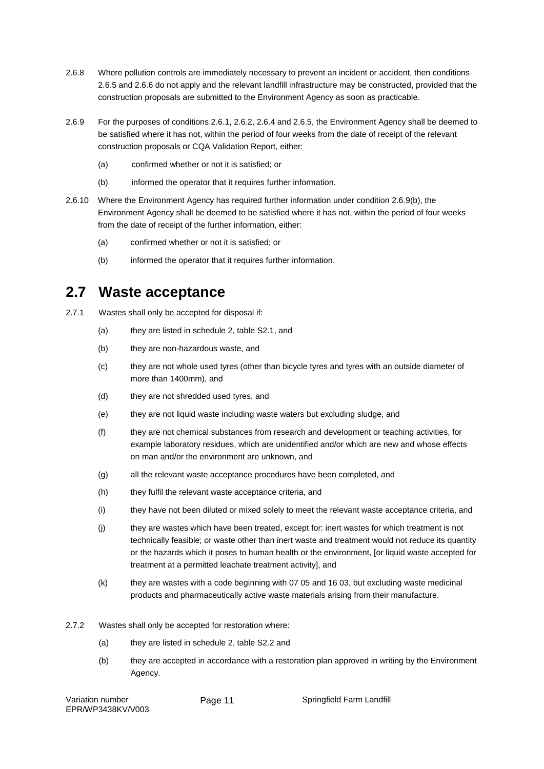2.6.8 Where pollution controls are immediately necessary to prevent an incident or accident, then conditions 2.6.5 and 2.6.6 do not apply and the relevant landfill infrastructure may be constructed, provided that the construction proposals are submitted to the Environment Agency as soon as practicable.

2.6.9 For the purposes of conditions 2.6.1, 2.6.2, 2.6.4 and 2.6.5, the Environment Agency shall be deemed to be satisfied where it has not, within the period of four weeks from the date of receipt of the relevant construction proposals or CQA Validation Report, either:

(a) confirmed whether or not it is satisfied; or

(b) informed the operator that it requires further information.

2.6.10 Where the Environment Agency has required further information under condition 2.6.9(b), the Environment Agency shall be deemed to be satisfied where it has not, within the period of four weeks from the date of receipt of the further information, either:

(a) confirmed whether or not it is satisfied; or

(b) informed the operator that it requires further information.

## 2.7 Waste acceptance

2.7.1 Wastes shall only be accepted for disposal if:

(a) they are listed in schedule 2, table S2.1, and

(b) they are non-hazardous waste, and

(c) they are not whole used tyres (other than bicycle tyres and tyres with an outside diameter of more than 1400mm), and

(d) they are not shredded used tyres, and

(e) they are not liquid waste including waste waters but excluding sludge, and

(f) they are not chemical substances from research and development or teaching activities, for example laboratory residues, which are unidentified and/or which are new and whose effects on man and/or the environment are unknown, and

(g) all the relevant waste acceptance procedures have been completed, and

(h) they fulfil the relevant waste acceptance criteria, and

(i) they have not been diluted or mixed solely to meet the relevant waste acceptance criteria, and

(j) they are wastes which have been treated, except for: inert wastes for which treatment is not technically feasible; or waste other than inert waste and treatment would not reduce its quantity or the hazards which it poses to human health or the environment, [or liquid waste accepted for treatment at a permitted leachate treatment activity], and

(k) they are wastes with a code beginning with 07 05 and 16 03, but excluding waste medicinal products and pharmaceutically active waste materials arising from their manufacture.

2.7.2 Wastes shall only be accepted for restoration where:

(a) they are listed in schedule 2, table S2.2 and

(b) they are accepted in accordance with a restoration plan approved in writing by the Environment Agency.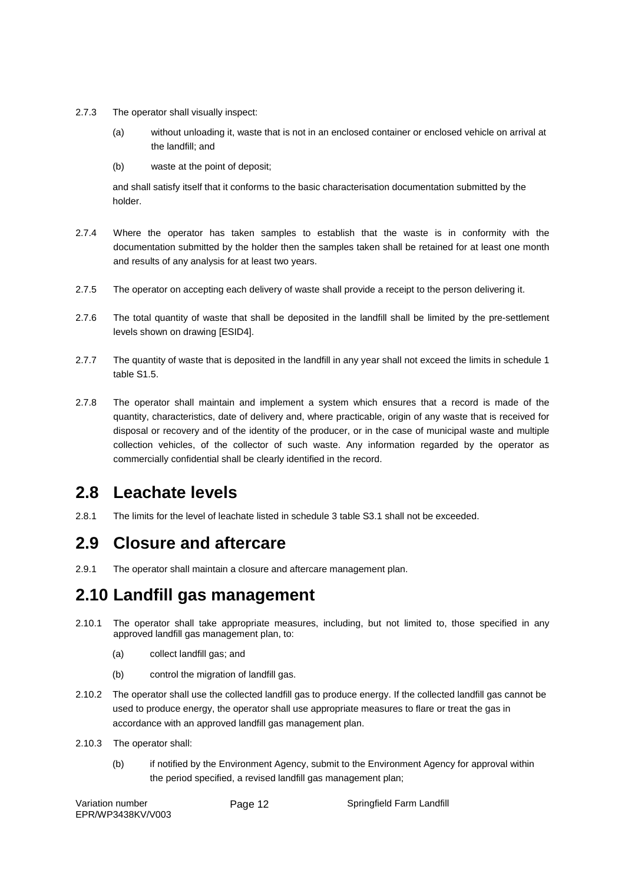2.7.3 The operator shall visually inspect:

(a) without unloading it, waste that is not in an enclosed container or enclosed vehicle on arrival at the landfill; and

(b) waste at the point of deposit;

and shall satisfy itself that it conforms to the basic characterisation documentation submitted by the holder.

2.7.4 Where the operator has taken samples to establish that the waste is in conformity with the documentation submitted by the holder then the samples taken shall be retained for at least one month and results of any analysis for at least two years.

2.7.5 The operator on accepting each delivery of waste shall provide a receipt to the person delivering it.

2.7.6 The total quantity of waste that shall be deposited in the landfill shall be limited by the pre-settlement levels shown on drawing [ESID4].

2.7.7 The quantity of waste that is deposited in the landfill in any year shall not exceed the limits in schedule 1 table S1.5.

2.7.8 The operator shall maintain and implement a system which ensures that a record is made of the quantity, characteristics, date of delivery and, where practicable, origin of any waste that is received for disposal or recovery and of the identity of the producer, or in the case of municipal waste and multiple collection vehicles, of the collector of such waste. Any information regarded by the operator as commercially confidential shall be clearly identified in the record.

## 2.8 Leachate levels

2.8.1 The limits for the level of leachate listed in schedule 3 table S3.1 shall not be exceeded.

## 2.9 Closure and aftercare

2.9.1 The operator shall maintain a closure and aftercare management plan.

## 2.10 Landfill gas management

2.10.1 The operator shall take appropriate measures, including, but not limited to, those specified in any approved landfill gas management plan, to:

(a) collect landfill gas; and

(b) control the migration of landfill gas.

2.10.2 The operator shall use the collected landfill gas to produce energy. If the collected landfill gas cannot be used to produce energy, the operator shall use appropriate measures to flare or treat the gas in accordance with an approved landfill gas management plan.

2.10.3 The operator shall:

(b) if notified by the Environment Agency, submit to the Environment Agency for approval within the period specified, a revised landfill gas management plan;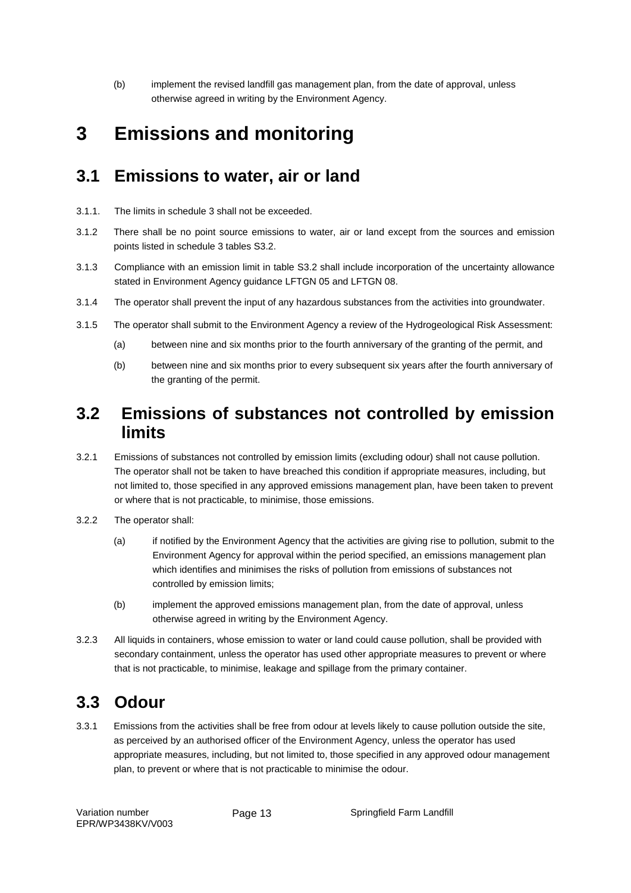(b) implement the revised landfill gas management plan, from the date of approval, unless otherwise agreed in writing by the Environment Agency.

# 3 Emissions and monitoring

## 3.1 Emissions to water, air or land

3.1.1. The limits in schedule 3 shall not be exceeded.

3.1.2 There shall be no point source emissions to water, air or land except from the sources and emission points listed in schedule 3 tables S3.2.

3.1.3 Compliance with an emission limit in table S3.2 shall include incorporation of the uncertainty allowance stated in Environment Agency guidance LFTGN 05 and LFTGN 08.

3.1.4 The operator shall prevent the input of any hazardous substances from the activities into groundwater.

3.1.5 The operator shall submit to the Environment Agency a review of the Hydrogeological Risk Assessment:

(a) between nine and six months prior to the fourth anniversary of the granting of the permit, and

(b) between nine and six months prior to every subsequent six years after the fourth anniversary of the granting of the permit.

## 3.2 Emissions of substances not controlled by emission limits

3.2.1 Emissions of substances not controlled by emission limits (excluding odour) shall not cause pollution. The operator shall not be taken to have breached this condition if appropriate measures, including, but not limited to, those specified in any approved emissions management plan, have been taken to prevent or where that is not practicable, to minimise, those emissions.

3.2.2 The operator shall:

(a) if notified by the Environment Agency that the activities are giving rise to pollution, submit to the Environment Agency for approval within the period specified, an emissions management plan which identifies and minimises the risks of pollution from emissions of substances not controlled by emission limits;

(b) implement the approved emissions management plan, from the date of approval, unless otherwise agreed in writing by the Environment Agency.

3.2.3 All liquids in containers, whose emission to water or land could cause pollution, shall be provided with secondary containment, unless the operator has used other appropriate measures to prevent or where that is not practicable, to minimise, leakage and spillage from the primary container.

## 3.3 Odour

3.3.1 Emissions from the activities shall be free from odour at levels likely to cause pollution outside the site, as perceived by an authorised officer of the Environment Agency, unless the operator has used appropriate measures, including, but not limited to, those specified in any approved odour management plan, to prevent or where that is not practicable to minimise the odour.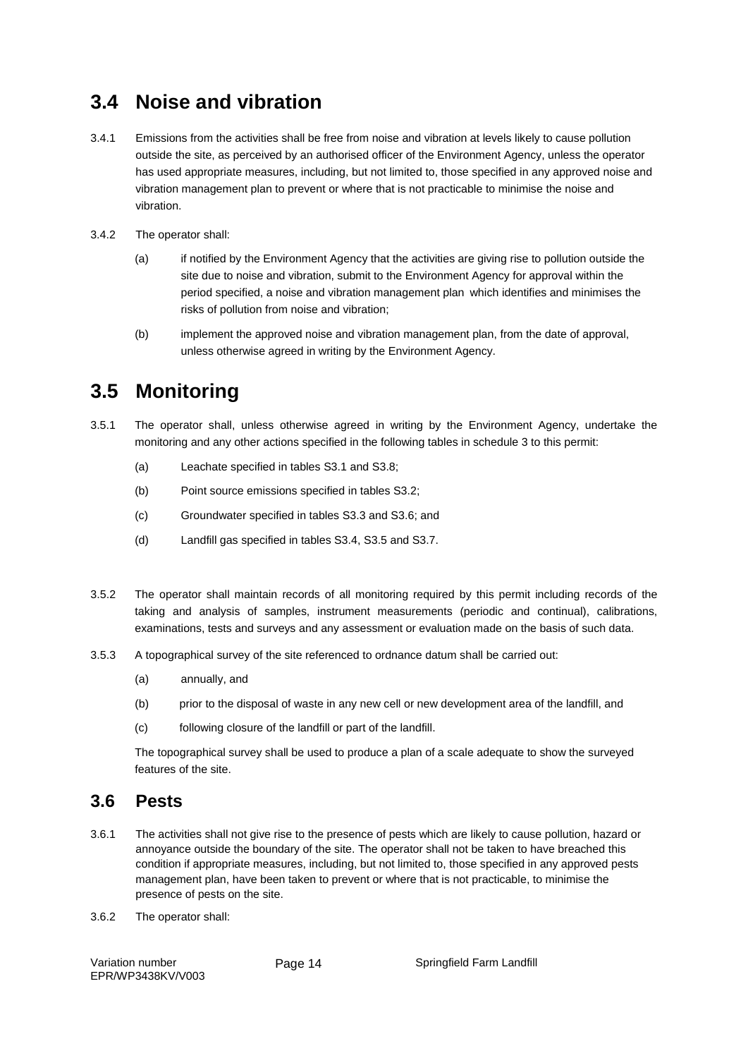## 3.4 Noise and vibration

3.4.1 Emissions from the activities shall be free from noise and vibration at levels likely to cause pollution outside the site, as perceived by an authorised officer of the Environment Agency, unless the operator has used appropriate measures, including, but not limited to, those specified in any approved noise and vibration management plan to prevent or where that is not practicable to minimise the noise and vibration.

3.4.2 The operator shall:

(a) if notified by the Environment Agency that the activities are giving rise to pollution outside the site due to noise and vibration, submit to the Environment Agency for approval within the period specified, a noise and vibration management plan which identifies and minimises the risks of pollution from noise and vibration;

(b) implement the approved noise and vibration management plan, from the date of approval, unless otherwise agreed in writing by the Environment Agency.

## 3.5 Monitoring

3.5.1 The operator shall, unless otherwise agreed in writing by the Environment Agency, undertake the monitoring and any other actions specified in the following tables in schedule 3 to this permit:

(a) Leachate specified in tables S3.1 and S3.8;

(b) Point source emissions specified in tables S3.2;

(c) Groundwater specified in tables S3.3 and S3.6; and

(d) Landfill gas specified in tables S3.4, S3.5 and S3.7.

3.5.2 The operator shall maintain records of all monitoring required by this permit including records of the taking and analysis of samples, instrument measurements (periodic and continual), calibrations, examinations, tests and surveys and any assessment or evaluation made on the basis of such data.

3.5.3 A topographical survey of the site referenced to ordnance datum shall be carried out:

(a) annually, and

(b) prior to the disposal of waste in any new cell or new development area of the landfill, and

(c) following closure of the landfill or part of the landfill.

The topographical survey shall be used to produce a plan of a scale adequate to show the surveyed features of the site.

### 3.6 Pests

3.6.1 The activities shall not give rise to the presence of pests which are likely to cause pollution, hazard or annoyance outside the boundary of the site. The operator shall not be taken to have breached this condition if appropriate measures, including, but not limited to, those specified in any approved pests management plan, have been taken to prevent or where that is not practicable, to minimise the presence of pests on the site.

3.6.2 The operator shall: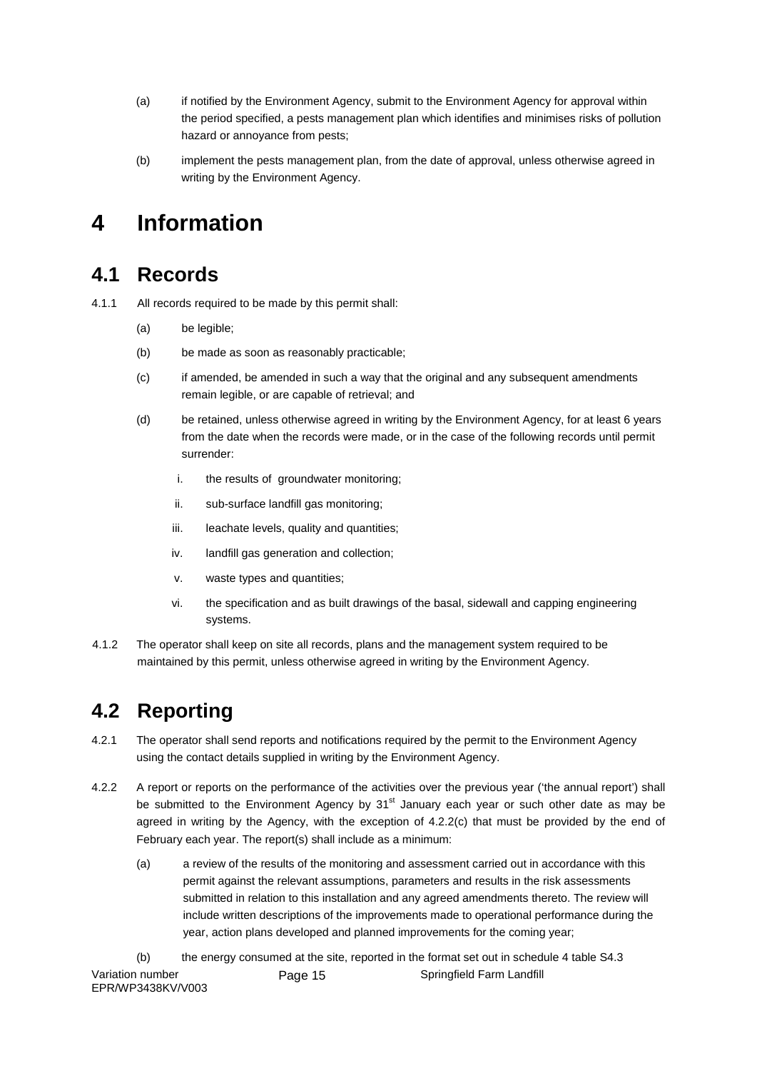(a) if notified by the Environment Agency, submit to the Environment Agency for approval within the period specified, a pests management plan which identifies and minimises risks of pollution hazard or annoyance from pests;

(b) implement the pests management plan, from the date of approval, unless otherwise agreed in writing by the Environment Agency.

# 4 Information

## 4.1 Records

4.1.1 All records required to be made by this permit shall:

(a) be legible;

(b) be made as soon as reasonably practicable;

(c) if amended, be amended in such a way that the original and any subsequent amendments remain legible, or are capable of retrieval; and

(d) be retained, unless otherwise agreed in writing by the Environment Agency, for at least 6 years from the date when the records were made, or in the case of the following records until permit surrender:

i. the results of groundwater monitoring;

ii. sub-surface landfill gas monitoring;

iii. leachate levels, quality and quantities;

iv. landfill gas generation and collection;

v. waste types and quantities;

vi. the specification and as built drawings of the basal, sidewall and capping engineering systems.

4.1.2 The operator shall keep on site all records, plans and the management system required to be maintained by this permit, unless otherwise agreed in writing by the Environment Agency.

## 4.2 Reporting

4.2.1 The operator shall send reports and notifications required by the permit to the Environment Agency using the contact details supplied in writing by the Environment Agency.

4.2.2 A report or reports on the performance of the activities over the previous year ('the annual report') shall be submitted to the Environment Agency by 31st January each year or such other date as may be agreed in writing by the Agency, with the exception of 4.2.2(c) that must be provided by the end of February each year. The report(s) shall include as a minimum:

(a) a review of the results of the monitoring and assessment carried out in accordance with this permit against the relevant assumptions, parameters and results in the risk assessments submitted in relation to this installation and any agreed amendments thereto. The review will include written descriptions of the improvements made to operational performance during the year, action plans developed and planned improvements for the coming year;

(b) the energy consumed at the site, reported in the format set out in schedule 4 table S4.3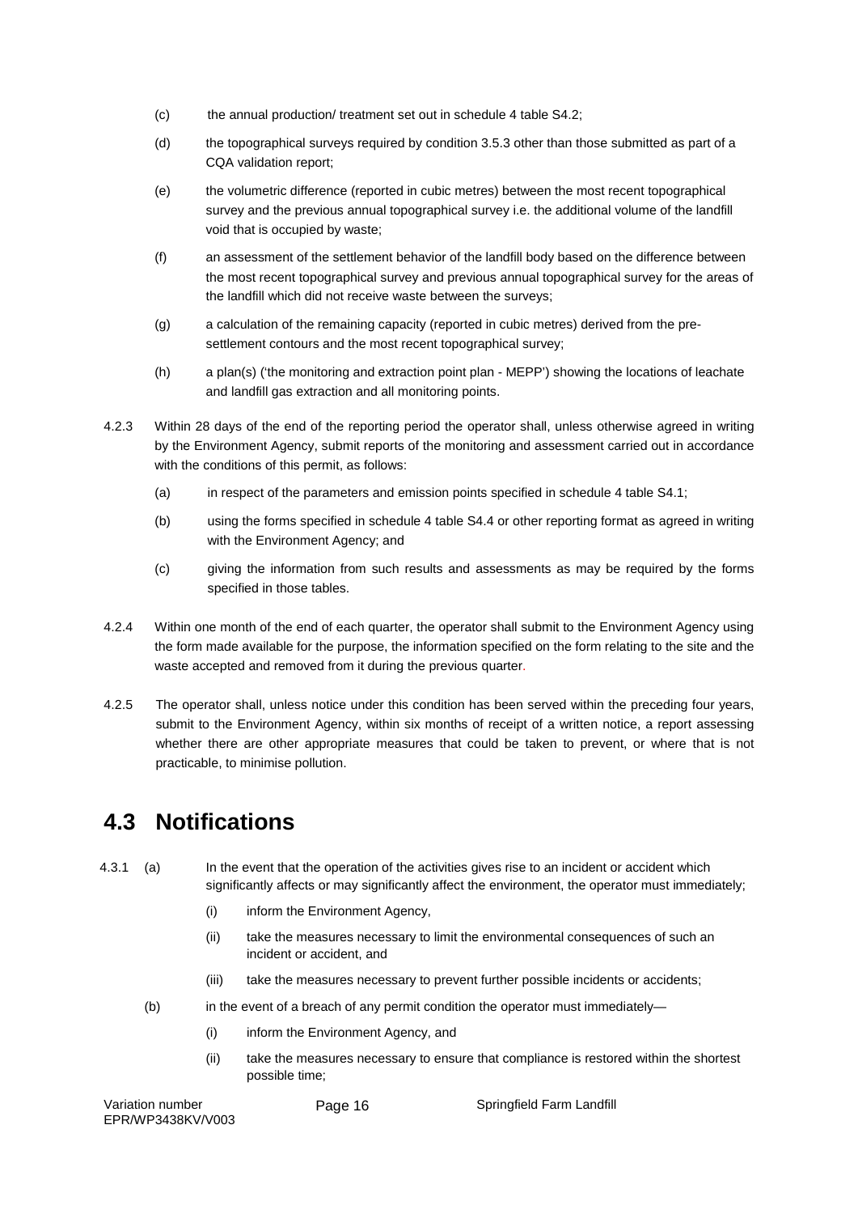(c) the annual production/ treatment set out in schedule 4 table S4.2;

(d) the topographical surveys required by condition 3.5.3 other than those submitted as part of a CQA validation report;

(e) the volumetric difference (reported in cubic metres) between the most recent topographical survey and the previous annual topographical survey i.e. the additional volume of the landfill void that is occupied by waste;

(f) an assessment of the settlement behavior of the landfill body based on the difference between the most recent topographical survey and previous annual topographical survey for the areas of the landfill which did not receive waste between the surveys;

(g) a calculation of the remaining capacity (reported in cubic metres) derived from the pre-settlement contours and the most recent topographical survey;

(h) a plan(s) ('the monitoring and extraction point plan - MEPP') showing the locations of leachate and landfill gas extraction and all monitoring points.

4.2.3 Within 28 days of the end of the reporting period the operator shall, unless otherwise agreed in writing by the Environment Agency, submit reports of the monitoring and assessment carried out in accordance with the conditions of this permit, as follows:

(a) in respect of the parameters and emission points specified in schedule 4 table S4.1;

(b) using the forms specified in schedule 4 table S4.4 or other reporting format as agreed in writing with the Environment Agency; and

(c) giving the information from such results and assessments as may be required by the forms specified in those tables.

4.2.4 Within one month of the end of each quarter, the operator shall submit to the Environment Agency using the form made available for the purpose, the information specified on the form relating to the site and the waste accepted and removed from it during the previous quarter.

4.2.5 The operator shall, unless notice under this condition has been served within the preceding four years, submit to the Environment Agency, within six months of receipt of a written notice, a report assessing whether there are other appropriate measures that could be taken to prevent, or where that is not practicable, to minimise pollution.

## 4.3 Notifications

4.3.1 (a) In the event that the operation of the activities gives rise to an incident or accident which significantly affects or may significantly affect the environment, the operator must immediately;

(i) inform the Environment Agency,

(ii) take the measures necessary to limit the environmental consequences of such an incident or accident, and

(iii) take the measures necessary to prevent further possible incidents or accidents;

(b) in the event of a breach of any permit condition the operator must immediately—

(i) inform the Environment Agency, and

(ii) take the measures necessary to ensure that compliance is restored within the shortest possible time;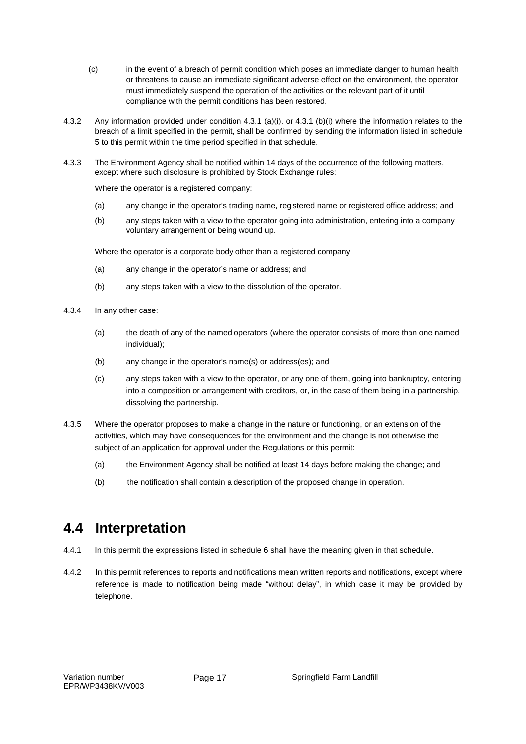(c) in the event of a breach of permit condition which poses an immediate danger to human health or threatens to cause an immediate significant adverse effect on the environment, the operator must immediately suspend the operation of the activities or the relevant part of it until compliance with the permit conditions has been restored.

4.3.2 Any information provided under condition 4.3.1 (a)(i), or 4.3.1 (b)(i) where the information relates to the breach of a limit specified in the permit, shall be confirmed by sending the information listed in schedule 5 to this permit within the time period specified in that schedule.

4.3.3 The Environment Agency shall be notified within 14 days of the occurrence of the following matters, except where such disclosure is prohibited by Stock Exchange rules:

Where the operator is a registered company:

(a) any change in the operator's trading name, registered name or registered office address; and

(b) any steps taken with a view to the operator going into administration, entering into a company voluntary arrangement or being wound up.

Where the operator is a corporate body other than a registered company:

(a) any change in the operator's name or address; and

(b) any steps taken with a view to the dissolution of the operator.

4.3.4 In any other case:

(a) the death of any of the named operators (where the operator consists of more than one named individual);

(b) any change in the operator's name(s) or address(es); and

(c) any steps taken with a view to the operator, or any one of them, going into bankruptcy, entering into a composition or arrangement with creditors, or, in the case of them being in a partnership, dissolving the partnership.

4.3.5 Where the operator proposes to make a change in the nature or functioning, or an extension of the activities, which may have consequences for the environment and the change is not otherwise the subject of an application for approval under the Regulations or this permit:

(a) the Environment Agency shall be notified at least 14 days before making the change; and

(b) the notification shall contain a description of the proposed change in operation.

## 4.4 Interpretation

4.4.1 In this permit the expressions listed in schedule 6 shall have the meaning given in that schedule.

4.4.2 In this permit references to reports and notifications mean written reports and notifications, except where reference is made to notification being made "without delay", in which case it may be provided by telephone.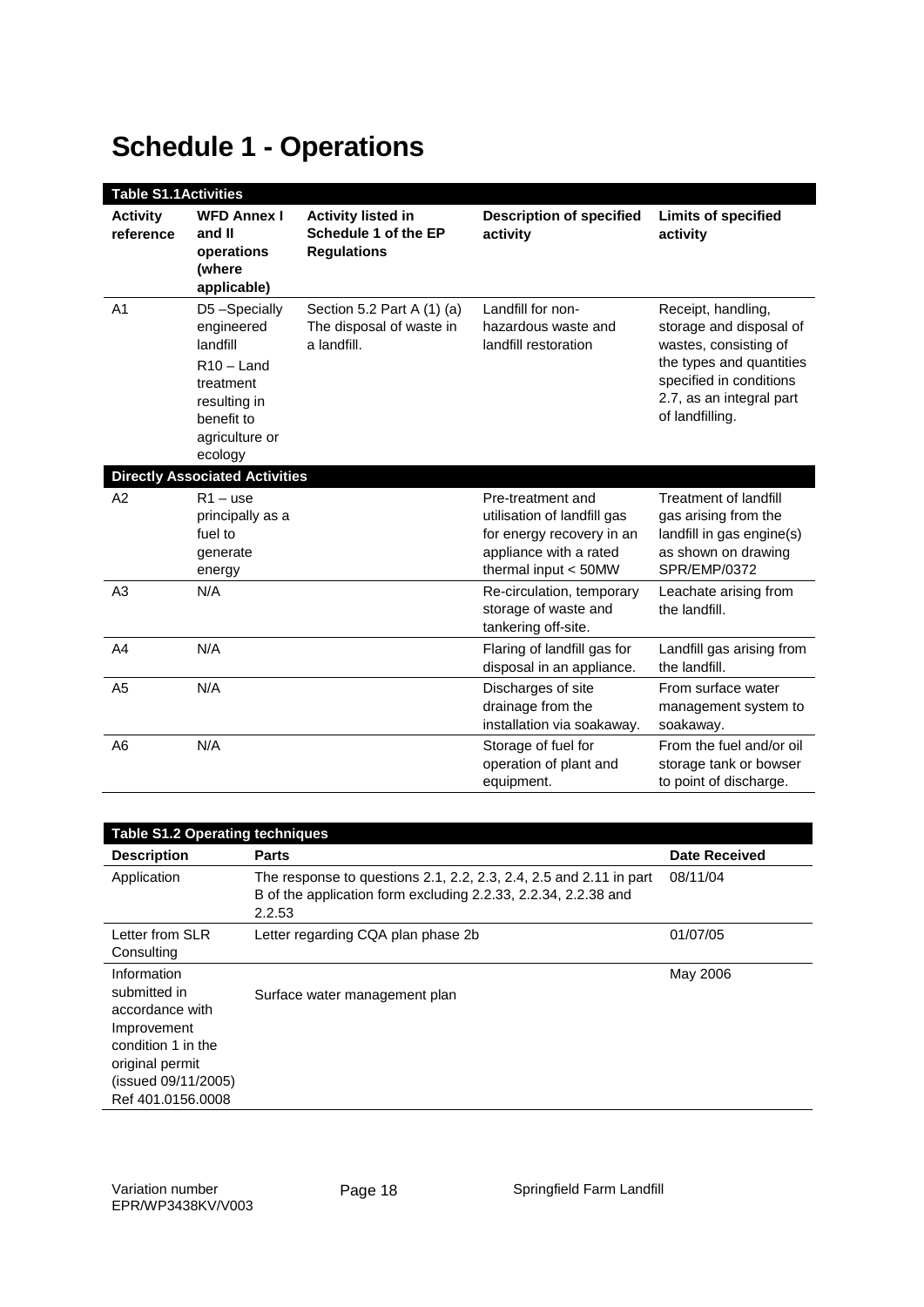# Schedule 1 - Operations

| Table S1.1Activities | | | | |
|---|---|---|---|---|
| **Activity reference** | **WFD Annex I and II operations (where applicable)** | **Activity listed in Schedule 1 of the EP Regulations** | **Description of specified activity** | **Limits of specified activity** |
| A1 | D5 –Specially engineered landfill<br>R10 – Land treatment resulting in benefit to agriculture or ecology | Section 5.2 Part A (1) (a) The disposal of waste in a landfill. | Landfill for non-hazardous waste and landfill restoration | Receipt, handling, storage and disposal of wastes, consisting of the types and quantities specified in conditions 2.7, as an integral part of landfilling. |
| **Directly Associated Activities** | | | | |
| A2 | R1 – use principally as a fuel to generate energy | | Pre-treatment and utilisation of landfill gas for energy recovery in an appliance with a rated thermal input < 50MW | Treatment of landfill gas arising from the landfill in gas engine(s) as shown on drawing SPR/EMP/0372 |
| A3 | N/A | | Re-circulation, temporary storage of waste and tankering off-site. | Leachate arising from the landfill. |
| A4 | N/A | | Flaring of landfill gas for disposal in an appliance. | Landfill gas arising from the landfill. |
| A5 | N/A | | Discharges of site drainage from the installation via soakaway. | From surface water management system to soakaway. |
| A6 | N/A | | Storage of fuel for operation of plant and equipment. | From the fuel and/or oil storage tank or bowser to point of discharge. |

| Table S1.2 Operating techniques | | |
|---|---|---|
| **Description** | **Parts** | **Date Received** |
| Application | The response to questions 2.1, 2.2, 2.3, 2.4, 2.5 and 2.11 in part B of the application form excluding 2.2.33, 2.2.34, 2.2.38 and 2.2.53 | 08/11/04 |
| Letter from SLR Consulting | Letter regarding CQA plan phase 2b | 01/07/05 |
| Information submitted in accordance with Improvement condition 1 in the original permit (issued 09/11/2005) Ref 401.0156.0008 | Surface water management plan | May 2006 |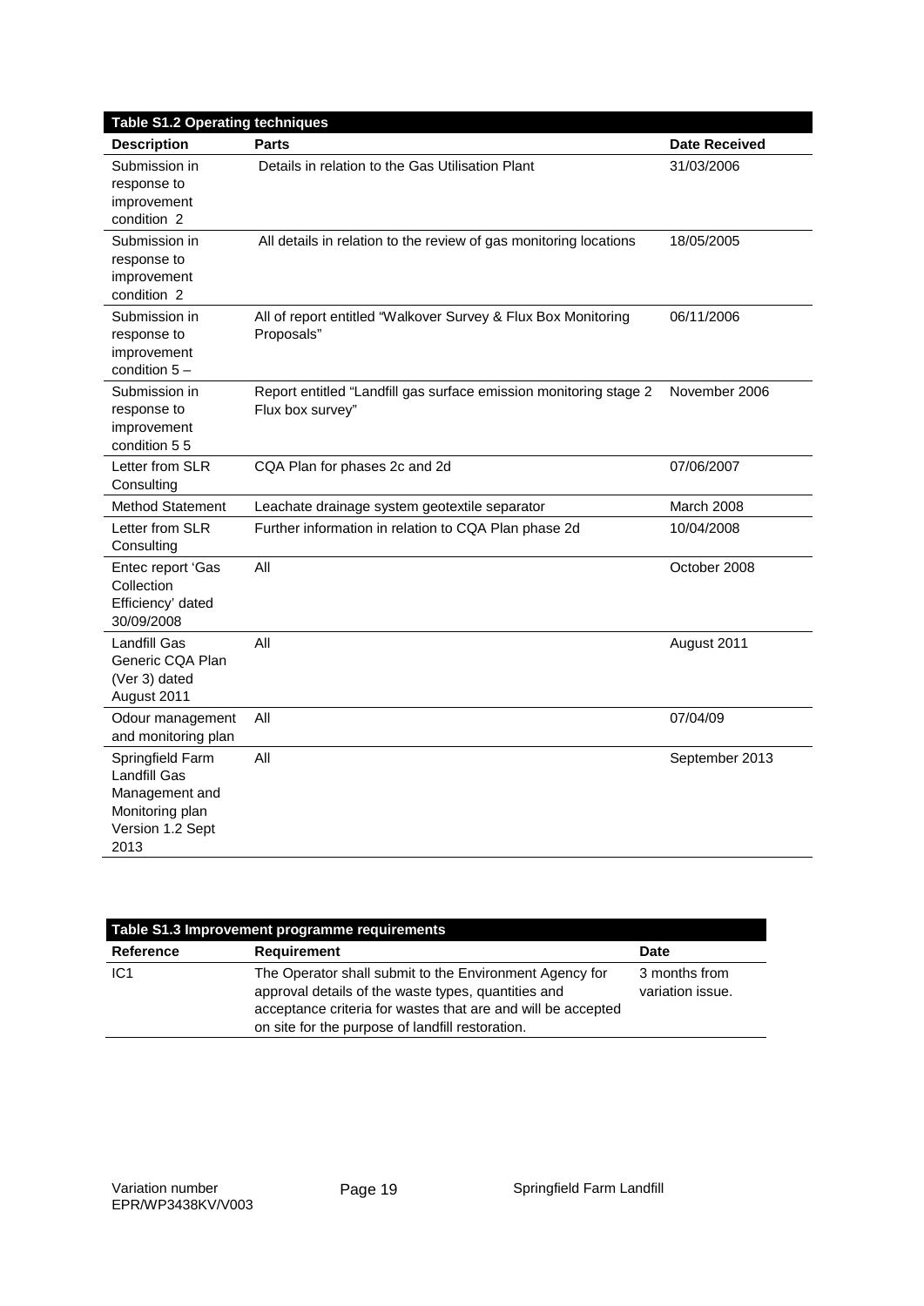| Table S1.2 Operating techniques | | |
|---|---|---|
| **Description** | **Parts** | **Date Received** |
| Submission in response to improvement condition 2 | Details in relation to the Gas Utilisation Plant | 31/03/2006 |
| Submission in response to improvement condition 2 | All details in relation to the review of gas monitoring locations | 18/05/2005 |
| Submission in response to improvement condition 5 – | All of report entitled "Walkover Survey & Flux Box Monitoring Proposals" | 06/11/2006 |
| Submission in response to improvement condition 5 5 | Report entitled "Landfill gas surface emission monitoring stage 2 Flux box survey" | November 2006 |
| Letter from SLR Consulting | CQA Plan for phases 2c and 2d | 07/06/2007 |
| Method Statement | Leachate drainage system geotextile separator | March 2008 |
| Letter from SLR Consulting | Further information in relation to CQA Plan phase 2d | 10/04/2008 |
| Entec report 'Gas Collection Efficiency' dated 30/09/2008 | All | October 2008 |
| Landfill Gas Generic CQA Plan (Ver 3) dated August 2011 | All | August 2011 |
| Odour management and monitoring plan | All | 07/04/09 |
| Springfield Farm Landfill Gas Management and Monitoring plan Version 1.2 Sept 2013 | All | September 2013 |

| Table S1.3 Improvement programme requirements | | |
|---|---|---|
| **Reference** | **Requirement** | **Date** |
| IC1 | The Operator shall submit to the Environment Agency for approval details of the waste types, quantities and acceptance criteria for wastes that are and will be accepted on site for the purpose of landfill restoration. | 3 months from variation issue. |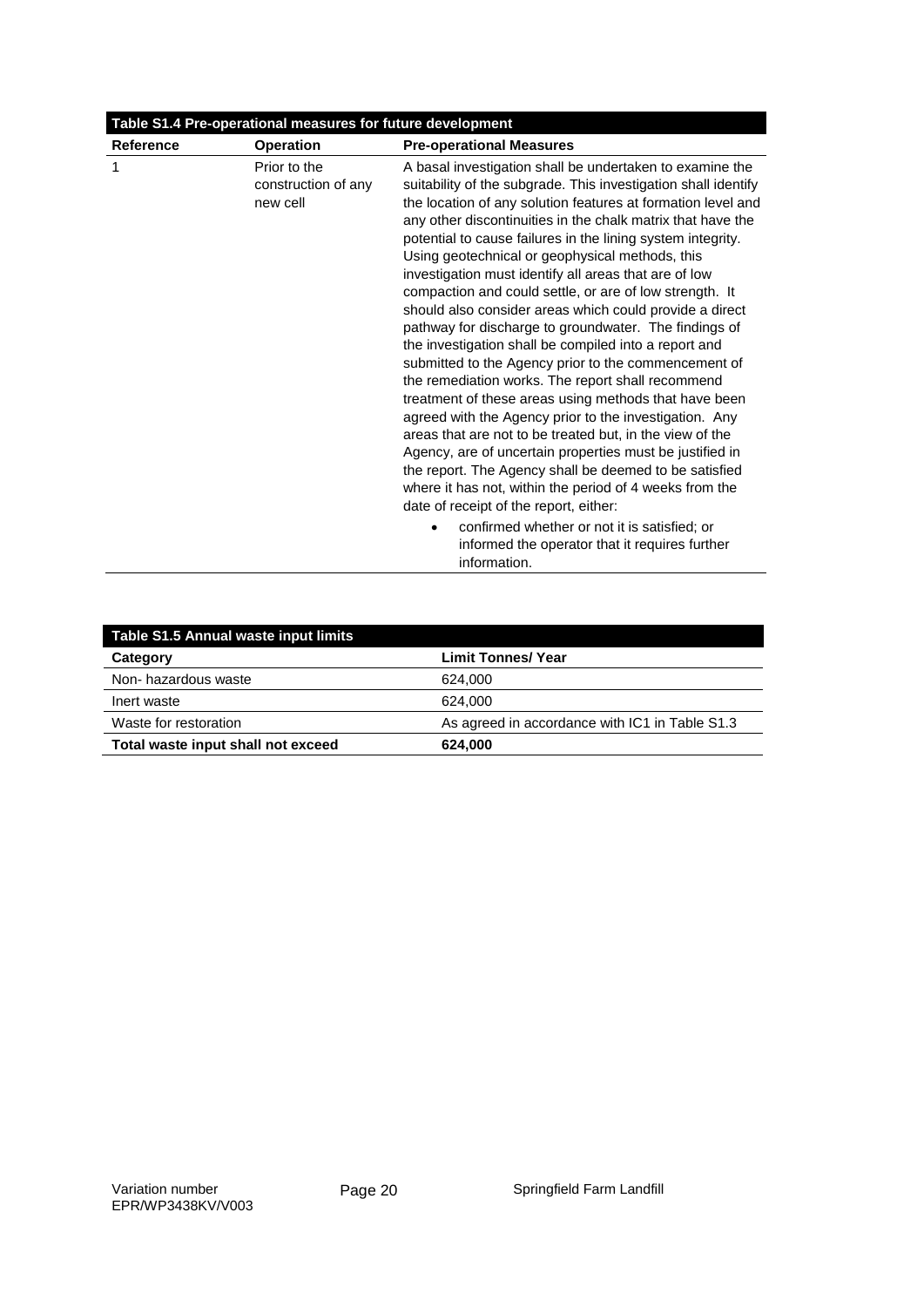| Table S1.4 Pre-operational measures for future development | | |
|---|---|---|
| **Reference** | **Operation** | **Pre-operational Measures** |
| 1 | Prior to the construction of any new cell | A basal investigation shall be undertaken to examine the suitability of the subgrade. This investigation shall identify the location of any solution features at formation level and any other discontinuities in the chalk matrix that have the potential to cause failures in the lining system integrity. Using geotechnical or geophysical methods, this investigation must identify all areas that are of low compaction and could settle, or are of low strength. It should also consider areas which could provide a direct pathway for discharge to groundwater. The findings of the investigation shall be compiled into a report and submitted to the Agency prior to the commencement of the remediation works. The report shall recommend treatment of these areas using methods that have been agreed with the Agency prior to the investigation. Any areas that are not to be treated but, in the view of the Agency, are of uncertain properties must be justified in the report. The Agency shall be deemed to be satisfied where it has not, within the period of 4 weeks from the date of receipt of the report, either: <br>• confirmed whether or not it is satisfied; or informed the operator that it requires further information. |

| Table S1.5 Annual waste input limits | |
|---|---|
| **Category** | **Limit Tonnes/ Year** |
| Non- hazardous waste | 624,000 |
| Inert waste | 624,000 |
| Waste for restoration | As agreed in accordance with IC1 in Table S1.3 |
| **Total waste input shall not exceed** | **624,000** |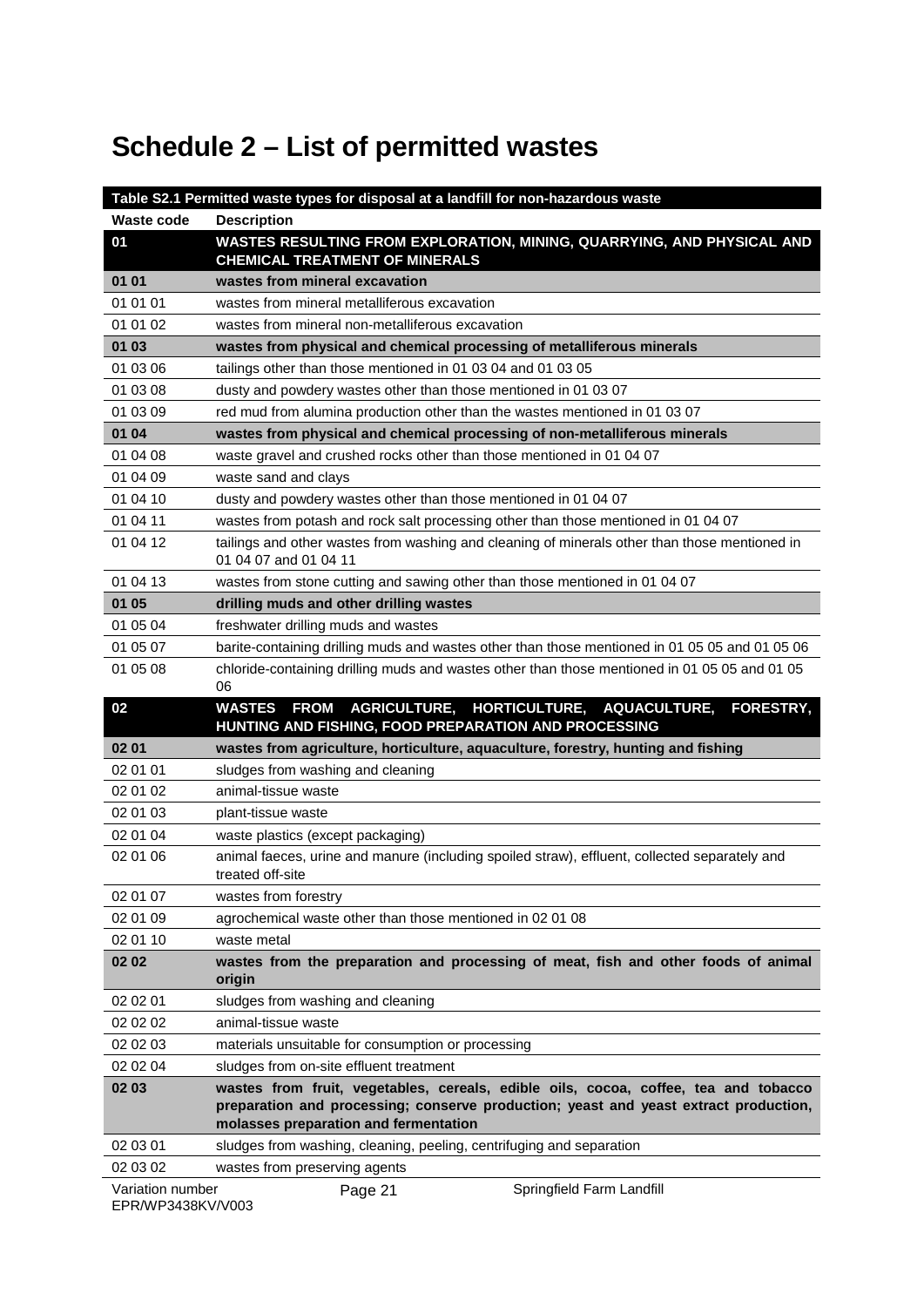# Schedule 2 – List of permitted wastes

| Table S2.1 Permitted waste types for disposal at a landfill for non-hazardous waste | |
|---|---|
| **Waste code** | **Description** |
| **01** | **WASTES RESULTING FROM EXPLORATION, MINING, QUARRYING, AND PHYSICAL AND CHEMICAL TREATMENT OF MINERALS** |
| **01 01** | **wastes from mineral excavation** |
| 01 01 01 | wastes from mineral metalliferous excavation |
| 01 01 02 | wastes from mineral non-metalliferous excavation |
| **01 03** | **wastes from physical and chemical processing of metalliferous minerals** |
| 01 03 06 | tailings other than those mentioned in 01 03 04 and 01 03 05 |
| 01 03 08 | dusty and powdery wastes other than those mentioned in 01 03 07 |
| 01 03 09 | red mud from alumina production other than the wastes mentioned in 01 03 07 |
| **01 04** | **wastes from physical and chemical processing of non-metalliferous minerals** |
| 01 04 08 | waste gravel and crushed rocks other than those mentioned in 01 04 07 |
| 01 04 09 | waste sand and clays |
| 01 04 10 | dusty and powdery wastes other than those mentioned in 01 04 07 |
| 01 04 11 | wastes from potash and rock salt processing other than those mentioned in 01 04 07 |
| 01 04 12 | tailings and other wastes from washing and cleaning of minerals other than those mentioned in 01 04 07 and 01 04 11 |
| 01 04 13 | wastes from stone cutting and sawing other than those mentioned in 01 04 07 |
| **01 05** | **drilling muds and other drilling wastes** |
| 01 05 04 | freshwater drilling muds and wastes |
| 01 05 07 | barite-containing drilling muds and wastes other than those mentioned in 01 05 05 and 01 05 06 |
| 01 05 08 | chloride-containing drilling muds and wastes other than those mentioned in 01 05 05 and 01 05 06 |
| **02** | **WASTES FROM AGRICULTURE, HORTICULTURE, AQUACULTURE, FORESTRY, HUNTING AND FISHING, FOOD PREPARATION AND PROCESSING** |
| **02 01** | **wastes from agriculture, horticulture, aquaculture, forestry, hunting and fishing** |
| 02 01 01 | sludges from washing and cleaning |
| 02 01 02 | animal-tissue waste |
| 02 01 03 | plant-tissue waste |
| 02 01 04 | waste plastics (except packaging) |
| 02 01 06 | animal faeces, urine and manure (including spoiled straw), effluent, collected separately and treated off-site |
| 02 01 07 | wastes from forestry |
| 02 01 09 | agrochemical waste other than those mentioned in 02 01 08 |
| 02 01 10 | waste metal |
| **02 02** | **wastes from the preparation and processing of meat, fish and other foods of animal origin** |
| 02 02 01 | sludges from washing and cleaning |
| 02 02 02 | animal-tissue waste |
| 02 02 03 | materials unsuitable for consumption or processing |
| 02 02 04 | sludges from on-site effluent treatment |
| **02 03** | **wastes from fruit, vegetables, cereals, edible oils, cocoa, coffee, tea and tobacco preparation and processing; conserve production; yeast and yeast extract production, molasses preparation and fermentation** |
| 02 03 01 | sludges from washing, cleaning, peeling, centrifuging and separation |
| 02 03 02 | wastes from preserving agents |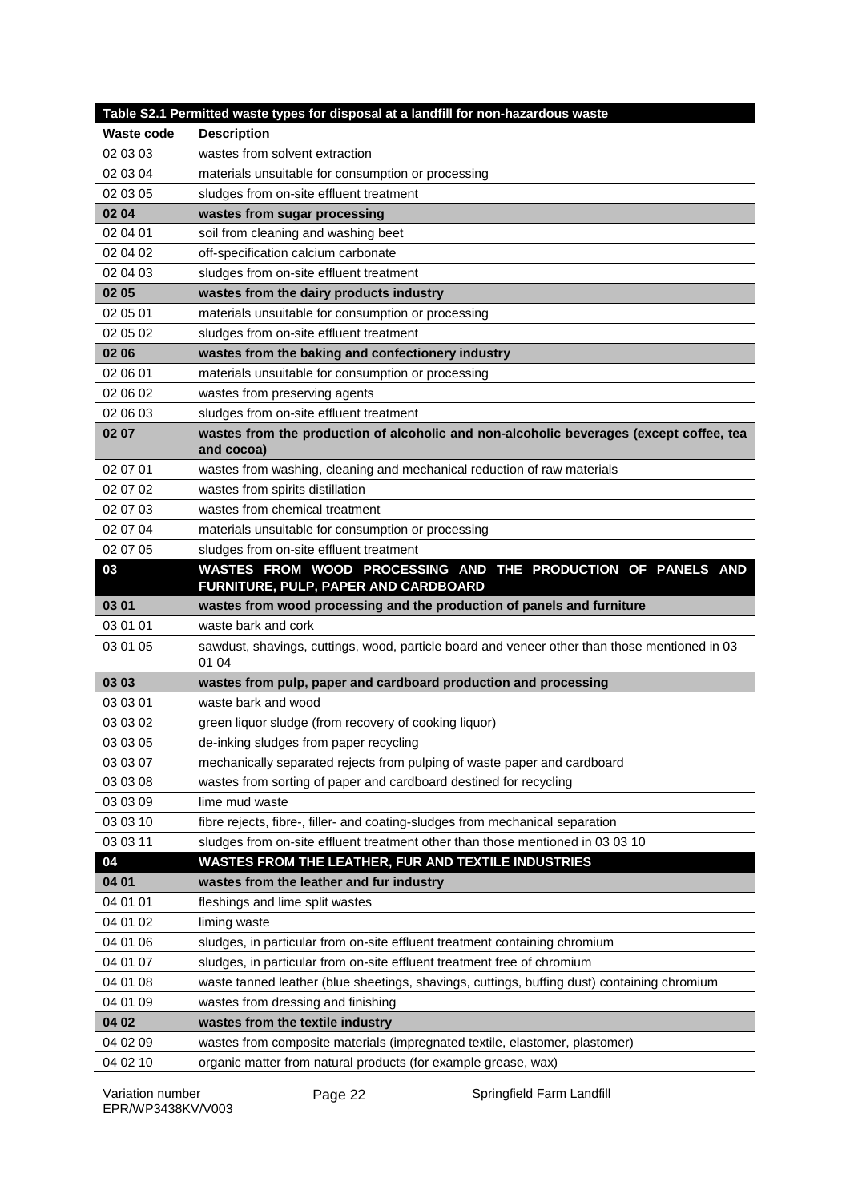| Table S2.1 Permitted waste types for disposal at a landfill for non-hazardous waste | |
|---|---|
| **Waste code** | **Description** |
| 02 03 03 | wastes from solvent extraction |
| 02 03 04 | materials unsuitable for consumption or processing |
| 02 03 05 | sludges from on-site effluent treatment |
| **02 04** | **wastes from sugar processing** |
| 02 04 01 | soil from cleaning and washing beet |
| 02 04 02 | off-specification calcium carbonate |
| 02 04 03 | sludges from on-site effluent treatment |
| **02 05** | **wastes from the dairy products industry** |
| 02 05 01 | materials unsuitable for consumption or processing |
| 02 05 02 | sludges from on-site effluent treatment |
| **02 06** | **wastes from the baking and confectionery industry** |
| 02 06 01 | materials unsuitable for consumption or processing |
| 02 06 02 | wastes from preserving agents |
| 02 06 03 | sludges from on-site effluent treatment |
| **02 07** | **wastes from the production of alcoholic and non-alcoholic beverages (except coffee, tea and cocoa)** |
| 02 07 01 | wastes from washing, cleaning and mechanical reduction of raw materials |
| 02 07 02 | wastes from spirits distillation |
| 02 07 03 | wastes from chemical treatment |
| 02 07 04 | materials unsuitable for consumption or processing |
| 02 07 05 | sludges from on-site effluent treatment |
| **03** | **WASTES FROM WOOD PROCESSING AND THE PRODUCTION OF PANELS AND FURNITURE, PULP, PAPER AND CARDBOARD** |
| **03 01** | **wastes from wood processing and the production of panels and furniture** |
| 03 01 01 | waste bark and cork |
| 03 01 05 | sawdust, shavings, cuttings, wood, particle board and veneer other than those mentioned in 03 01 04 |
| **03 03** | **wastes from pulp, paper and cardboard production and processing** |
| 03 03 01 | waste bark and wood |
| 03 03 02 | green liquor sludge (from recovery of cooking liquor) |
| 03 03 05 | de-inking sludges from paper recycling |
| 03 03 07 | mechanically separated rejects from pulping of waste paper and cardboard |
| 03 03 08 | wastes from sorting of paper and cardboard destined for recycling |
| 03 03 09 | lime mud waste |
| 03 03 10 | fibre rejects, fibre-, filler- and coating-sludges from mechanical separation |
| 03 03 11 | sludges from on-site effluent treatment other than those mentioned in 03 03 10 |
| **04** | **WASTES FROM THE LEATHER, FUR AND TEXTILE INDUSTRIES** |
| **04 01** | **wastes from the leather and fur industry** |
| 04 01 01 | fleshings and lime split wastes |
| 04 01 02 | liming waste |
| 04 01 06 | sludges, in particular from on-site effluent treatment containing chromium |
| 04 01 07 | sludges, in particular from on-site effluent treatment free of chromium |
| 04 01 08 | waste tanned leather (blue sheetings, shavings, cuttings, buffing dust) containing chromium |
| 04 01 09 | wastes from dressing and finishing |
| **04 02** | **wastes from the textile industry** |
| 04 02 09 | wastes from composite materials (impregnated textile, elastomer, plastomer) |
| 04 02 10 | organic matter from natural products (for example grease, wax) |

Variation number EPR/WP3438KV/V003

Springfield Farm Landfill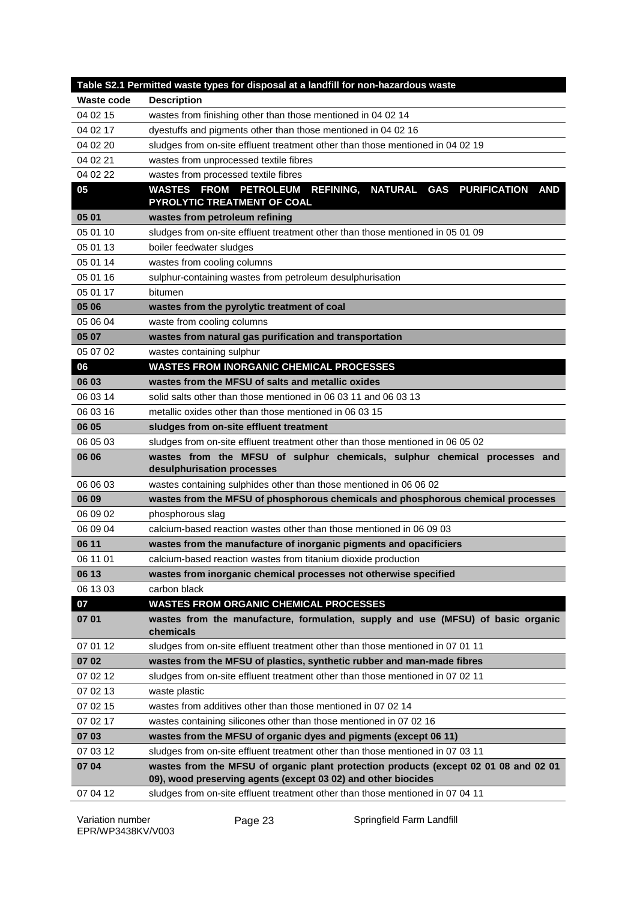| Table S2.1 Permitted waste types for disposal at a landfill for non-hazardous waste | |
|---|---|
| **Waste code** | **Description** |
| 04 02 15 | wastes from finishing other than those mentioned in 04 02 14 |
| 04 02 17 | dyestuffs and pigments other than those mentioned in 04 02 16 |
| 04 02 20 | sludges from on-site effluent treatment other than those mentioned in 04 02 19 |
| 04 02 21 | wastes from unprocessed textile fibres |
| 04 02 22 | wastes from processed textile fibres |
| **05** | **WASTES FROM PETROLEUM REFINING, NATURAL GAS PURIFICATION AND PYROLYTIC TREATMENT OF COAL** |
| **05 01** | **wastes from petroleum refining** |
| 05 01 10 | sludges from on-site effluent treatment other than those mentioned in 05 01 09 |
| 05 01 13 | boiler feedwater sludges |
| 05 01 14 | wastes from cooling columns |
| 05 01 16 | sulphur-containing wastes from petroleum desulphurisation |
| 05 01 17 | bitumen |
| **05 06** | **wastes from the pyrolytic treatment of coal** |
| 05 06 04 | waste from cooling columns |
| **05 07** | **wastes from natural gas purification and transportation** |
| 05 07 02 | wastes containing sulphur |
| **06** | **WASTES FROM INORGANIC CHEMICAL PROCESSES** |
| **06 03** | **wastes from the MFSU of salts and metallic oxides** |
| 06 03 14 | solid salts other than those mentioned in 06 03 11 and 06 03 13 |
| 06 03 16 | metallic oxides other than those mentioned in 06 03 15 |
| **06 05** | **sludges from on-site effluent treatment** |
| 06 05 03 | sludges from on-site effluent treatment other than those mentioned in 06 05 02 |
| **06 06** | **wastes from the MFSU of sulphur chemicals, sulphur chemical processes and desulphurisation processes** |
| 06 06 03 | wastes containing sulphides other than those mentioned in 06 06 02 |
| **06 09** | **wastes from the MFSU of phosphorous chemicals and phosphorous chemical processes** |
| 06 09 02 | phosphorous slag |
| 06 09 04 | calcium-based reaction wastes other than those mentioned in 06 09 03 |
| **06 11** | **wastes from the manufacture of inorganic pigments and opacificiers** |
| 06 11 01 | calcium-based reaction wastes from titanium dioxide production |
| **06 13** | **wastes from inorganic chemical processes not otherwise specified** |
| 06 13 03 | carbon black |
| **07** | **WASTES FROM ORGANIC CHEMICAL PROCESSES** |
| **07 01** | **wastes from the manufacture, formulation, supply and use (MFSU) of basic organic chemicals** |
| 07 01 12 | sludges from on-site effluent treatment other than those mentioned in 07 01 11 |
| **07 02** | **wastes from the MFSU of plastics, synthetic rubber and man-made fibres** |
| 07 02 12 | sludges from on-site effluent treatment other than those mentioned in 07 02 11 |
| 07 02 13 | waste plastic |
| 07 02 15 | wastes from additives other than those mentioned in 07 02 14 |
| 07 02 17 | wastes containing silicones other than those mentioned in 07 02 16 |
| **07 03** | **wastes from the MFSU of organic dyes and pigments (except 06 11)** |
| 07 03 12 | sludges from on-site effluent treatment other than those mentioned in 07 03 11 |
| **07 04** | **wastes from the MFSU of organic plant protection products (except 02 01 08 and 02 01 09), wood preserving agents (except 03 02) and other biocides** |
| 07 04 12 | sludges from on-site effluent treatment other than those mentioned in 07 04 11 |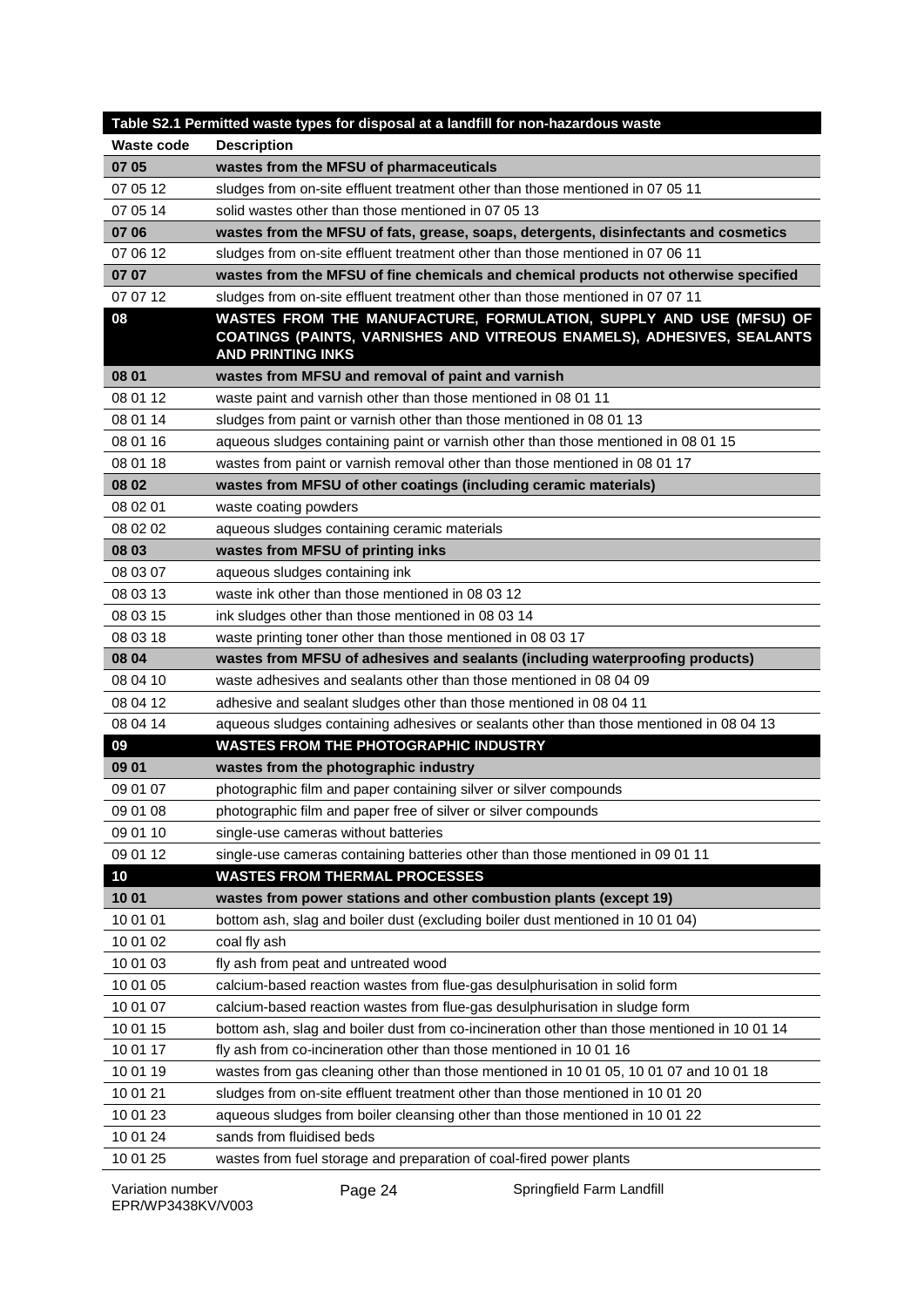| Table S2.1 Permitted waste types for disposal at a landfill for non-hazardous waste | |
|---|---|
| **Waste code** | **Description** |
| **07 05** | **wastes from the MFSU of pharmaceuticals** |
| 07 05 12 | sludges from on-site effluent treatment other than those mentioned in 07 05 11 |
| 07 05 14 | solid wastes other than those mentioned in 07 05 13 |
| **07 06** | **wastes from the MFSU of fats, grease, soaps, detergents, disinfectants and cosmetics** |
| 07 06 12 | sludges from on-site effluent treatment other than those mentioned in 07 06 11 |
| **07 07** | **wastes from the MFSU of fine chemicals and chemical products not otherwise specified** |
| 07 07 12 | sludges from on-site effluent treatment other than those mentioned in 07 07 11 |
| **08** | **WASTES FROM THE MANUFACTURE, FORMULATION, SUPPLY AND USE (MFSU) OF COATINGS (PAINTS, VARNISHES AND VITREOUS ENAMELS), ADHESIVES, SEALANTS AND PRINTING INKS** |
| **08 01** | **wastes from MFSU and removal of paint and varnish** |
| 08 01 12 | waste paint and varnish other than those mentioned in 08 01 11 |
| 08 01 14 | sludges from paint or varnish other than those mentioned in 08 01 13 |
| 08 01 16 | aqueous sludges containing paint or varnish other than those mentioned in 08 01 15 |
| 08 01 18 | wastes from paint or varnish removal other than those mentioned in 08 01 17 |
| **08 02** | **wastes from MFSU of other coatings (including ceramic materials)** |
| 08 02 01 | waste coating powders |
| 08 02 02 | aqueous sludges containing ceramic materials |
| **08 03** | **wastes from MFSU of printing inks** |
| 08 03 07 | aqueous sludges containing ink |
| 08 03 13 | waste ink other than those mentioned in 08 03 12 |
| 08 03 15 | ink sludges other than those mentioned in 08 03 14 |
| 08 03 18 | waste printing toner other than those mentioned in 08 03 17 |
| **08 04** | **wastes from MFSU of adhesives and sealants (including waterproofing products)** |
| 08 04 10 | waste adhesives and sealants other than those mentioned in 08 04 09 |
| 08 04 12 | adhesive and sealant sludges other than those mentioned in 08 04 11 |
| 08 04 14 | aqueous sludges containing adhesives or sealants other than those mentioned in 08 04 13 |
| **09** | **WASTES FROM THE PHOTOGRAPHIC INDUSTRY** |
| **09 01** | **wastes from the photographic industry** |
| 09 01 07 | photographic film and paper containing silver or silver compounds |
| 09 01 08 | photographic film and paper free of silver or silver compounds |
| 09 01 10 | single-use cameras without batteries |
| 09 01 12 | single-use cameras containing batteries other than those mentioned in 09 01 11 |
| **10** | **WASTES FROM THERMAL PROCESSES** |
| **10 01** | **wastes from power stations and other combustion plants (except 19)** |
| 10 01 01 | bottom ash, slag and boiler dust (excluding boiler dust mentioned in 10 01 04) |
| 10 01 02 | coal fly ash |
| 10 01 03 | fly ash from peat and untreated wood |
| 10 01 05 | calcium-based reaction wastes from flue-gas desulphurisation in solid form |
| 10 01 07 | calcium-based reaction wastes from flue-gas desulphurisation in sludge form |
| 10 01 15 | bottom ash, slag and boiler dust from co-incineration other than those mentioned in 10 01 14 |
| 10 01 17 | fly ash from co-incineration other than those mentioned in 10 01 16 |
| 10 01 19 | wastes from gas cleaning other than those mentioned in 10 01 05, 10 01 07 and 10 01 18 |
| 10 01 21 | sludges from on-site effluent treatment other than those mentioned in 10 01 20 |
| 10 01 23 | aqueous sludges from boiler cleansing other than those mentioned in 10 01 22 |
| 10 01 24 | sands from fluidised beds |
| 10 01 25 | wastes from fuel storage and preparation of coal-fired power plants |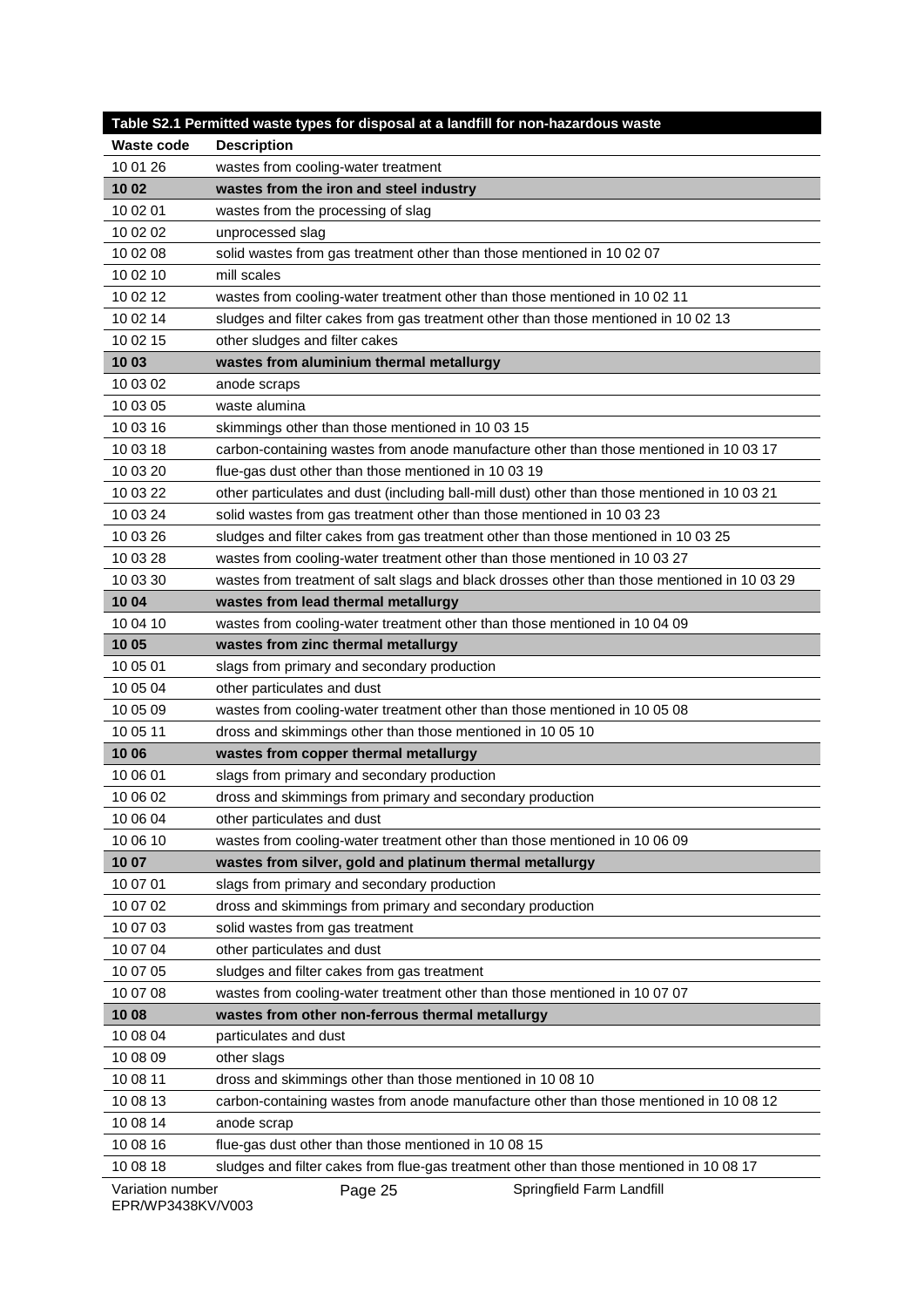| Table S2.1 Permitted waste types for disposal at a landfill for non-hazardous waste | |
|---|---|
| **Waste code** | **Description** |
| 10 01 26 | wastes from cooling-water treatment |
| **10 02** | **wastes from the iron and steel industry** |
| 10 02 01 | wastes from the processing of slag |
| 10 02 02 | unprocessed slag |
| 10 02 08 | solid wastes from gas treatment other than those mentioned in 10 02 07 |
| 10 02 10 | mill scales |
| 10 02 12 | wastes from cooling-water treatment other than those mentioned in 10 02 11 |
| 10 02 14 | sludges and filter cakes from gas treatment other than those mentioned in 10 02 13 |
| 10 02 15 | other sludges and filter cakes |
| **10 03** | **wastes from aluminium thermal metallurgy** |
| 10 03 02 | anode scraps |
| 10 03 05 | waste alumina |
| 10 03 16 | skimmings other than those mentioned in 10 03 15 |
| 10 03 18 | carbon-containing wastes from anode manufacture other than those mentioned in 10 03 17 |
| 10 03 20 | flue-gas dust other than those mentioned in 10 03 19 |
| 10 03 22 | other particulates and dust (including ball-mill dust) other than those mentioned in 10 03 21 |
| 10 03 24 | solid wastes from gas treatment other than those mentioned in 10 03 23 |
| 10 03 26 | sludges and filter cakes from gas treatment other than those mentioned in 10 03 25 |
| 10 03 28 | wastes from cooling-water treatment other than those mentioned in 10 03 27 |
| 10 03 30 | wastes from treatment of salt slags and black drosses other than those mentioned in 10 03 29 |
| **10 04** | **wastes from lead thermal metallurgy** |
| 10 04 10 | wastes from cooling-water treatment other than those mentioned in 10 04 09 |
| **10 05** | **wastes from zinc thermal metallurgy** |
| 10 05 01 | slags from primary and secondary production |
| 10 05 04 | other particulates and dust |
| 10 05 09 | wastes from cooling-water treatment other than those mentioned in 10 05 08 |
| 10 05 11 | dross and skimmings other than those mentioned in 10 05 10 |
| **10 06** | **wastes from copper thermal metallurgy** |
| 10 06 01 | slags from primary and secondary production |
| 10 06 02 | dross and skimmings from primary and secondary production |
| 10 06 04 | other particulates and dust |
| 10 06 10 | wastes from cooling-water treatment other than those mentioned in 10 06 09 |
| **10 07** | **wastes from silver, gold and platinum thermal metallurgy** |
| 10 07 01 | slags from primary and secondary production |
| 10 07 02 | dross and skimmings from primary and secondary production |
| 10 07 03 | solid wastes from gas treatment |
| 10 07 04 | other particulates and dust |
| 10 07 05 | sludges and filter cakes from gas treatment |
| 10 07 08 | wastes from cooling-water treatment other than those mentioned in 10 07 07 |
| **10 08** | **wastes from other non-ferrous thermal metallurgy** |
| 10 08 04 | particulates and dust |
| 10 08 09 | other slags |
| 10 08 11 | dross and skimmings other than those mentioned in 10 08 10 |
| 10 08 13 | carbon-containing wastes from anode manufacture other than those mentioned in 10 08 12 |
| 10 08 14 | anode scrap |
| 10 08 16 | flue-gas dust other than those mentioned in 10 08 15 |
| 10 08 18 | sludges and filter cakes from flue-gas treatment other than those mentioned in 10 08 17 |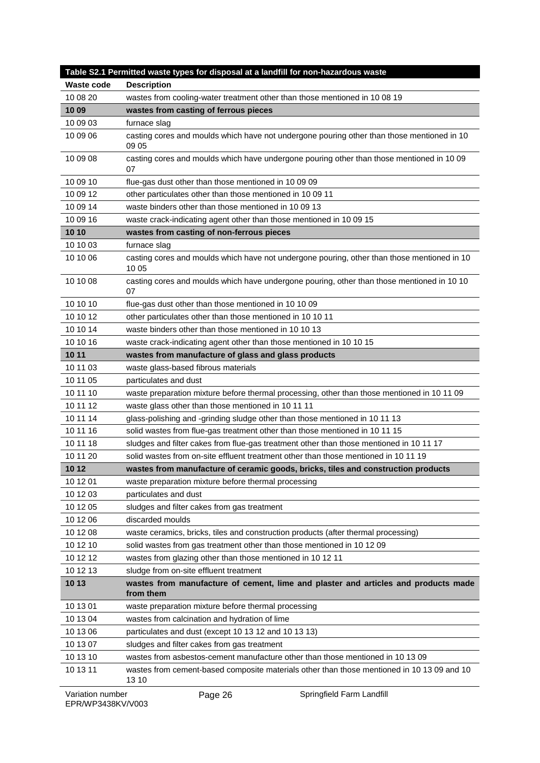| Table S2.1 Permitted waste types for disposal at a landfill for non-hazardous waste | |
|---|---|
| **Waste code** | **Description** |
| 10 08 20 | wastes from cooling-water treatment other than those mentioned in 10 08 19 |
| **10 09** | **wastes from casting of ferrous pieces** |
| 10 09 03 | furnace slag |
| 10 09 06 | casting cores and moulds which have not undergone pouring other than those mentioned in 10 09 05 |
| 10 09 08 | casting cores and moulds which have undergone pouring other than those mentioned in 10 09 07 |
| 10 09 10 | flue-gas dust other than those mentioned in 10 09 09 |
| 10 09 12 | other particulates other than those mentioned in 10 09 11 |
| 10 09 14 | waste binders other than those mentioned in 10 09 13 |
| 10 09 16 | waste crack-indicating agent other than those mentioned in 10 09 15 |
| **10 10** | **wastes from casting of non-ferrous pieces** |
| 10 10 03 | furnace slag |
| 10 10 06 | casting cores and moulds which have not undergone pouring, other than those mentioned in 10 10 05 |
| 10 10 08 | casting cores and moulds which have undergone pouring, other than those mentioned in 10 10 07 |
| 10 10 10 | flue-gas dust other than those mentioned in 10 10 09 |
| 10 10 12 | other particulates other than those mentioned in 10 10 11 |
| 10 10 14 | waste binders other than those mentioned in 10 10 13 |
| 10 10 16 | waste crack-indicating agent other than those mentioned in 10 10 15 |
| **10 11** | **wastes from manufacture of glass and glass products** |
| 10 11 03 | waste glass-based fibrous materials |
| 10 11 05 | particulates and dust |
| 10 11 10 | waste preparation mixture before thermal processing, other than those mentioned in 10 11 09 |
| 10 11 12 | waste glass other than those mentioned in 10 11 11 |
| 10 11 14 | glass-polishing and -grinding sludge other than those mentioned in 10 11 13 |
| 10 11 16 | solid wastes from flue-gas treatment other than those mentioned in 10 11 15 |
| 10 11 18 | sludges and filter cakes from flue-gas treatment other than those mentioned in 10 11 17 |
| 10 11 20 | solid wastes from on-site effluent treatment other than those mentioned in 10 11 19 |
| **10 12** | **wastes from manufacture of ceramic goods, bricks, tiles and construction products** |
| 10 12 01 | waste preparation mixture before thermal processing |
| 10 12 03 | particulates and dust |
| 10 12 05 | sludges and filter cakes from gas treatment |
| 10 12 06 | discarded moulds |
| 10 12 08 | waste ceramics, bricks, tiles and construction products (after thermal processing) |
| 10 12 10 | solid wastes from gas treatment other than those mentioned in 10 12 09 |
| 10 12 12 | wastes from glazing other than those mentioned in 10 12 11 |
| 10 12 13 | sludge from on-site effluent treatment |
| **10 13** | **wastes from manufacture of cement, lime and plaster and articles and products made from them** |
| 10 13 01 | waste preparation mixture before thermal processing |
| 10 13 04 | wastes from calcination and hydration of lime |
| 10 13 06 | particulates and dust (except 10 13 12 and 10 13 13) |
| 10 13 07 | sludges and filter cakes from gas treatment |
| 10 13 10 | wastes from asbestos-cement manufacture other than those mentioned in 10 13 09 |
| 10 13 11 | wastes from cement-based composite materials other than those mentioned in 10 13 09 and 10 13 10 |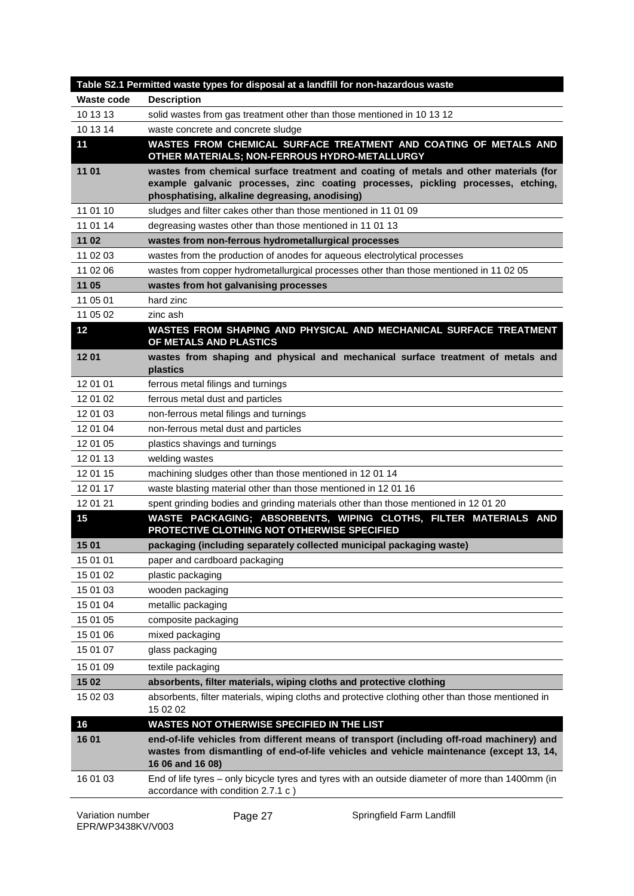| Table S2.1 Permitted waste types for disposal at a landfill for non-hazardous waste | |
|---|---|
| **Waste code** | **Description** |
| 10 13 13 | solid wastes from gas treatment other than those mentioned in 10 13 12 |
| 10 13 14 | waste concrete and concrete sludge |
| **11** | **WASTES FROM CHEMICAL SURFACE TREATMENT AND COATING OF METALS AND OTHER MATERIALS; NON-FERROUS HYDRO-METALLURGY** |
| **11 01** | **wastes from chemical surface treatment and coating of metals and other materials (for example galvanic processes, zinc coating processes, pickling processes, etching, phosphatising, alkaline degreasing, anodising)** |
| 11 01 10 | sludges and filter cakes other than those mentioned in 11 01 09 |
| 11 01 14 | degreasing wastes other than those mentioned in 11 01 13 |
| **11 02** | **wastes from non-ferrous hydrometallurgical processes** |
| 11 02 03 | wastes from the production of anodes for aqueous electrolytical processes |
| 11 02 06 | wastes from copper hydrometallurgical processes other than those mentioned in 11 02 05 |
| **11 05** | **wastes from hot galvanising processes** |
| 11 05 01 | hard zinc |
| 11 05 02 | zinc ash |
| **12** | **WASTES FROM SHAPING AND PHYSICAL AND MECHANICAL SURFACE TREATMENT OF METALS AND PLASTICS** |
| **12 01** | **wastes from shaping and physical and mechanical surface treatment of metals and plastics** |
| 12 01 01 | ferrous metal filings and turnings |
| 12 01 02 | ferrous metal dust and particles |
| 12 01 03 | non-ferrous metal filings and turnings |
| 12 01 04 | non-ferrous metal dust and particles |
| 12 01 05 | plastics shavings and turnings |
| 12 01 13 | welding wastes |
| 12 01 15 | machining sludges other than those mentioned in 12 01 14 |
| 12 01 17 | waste blasting material other than those mentioned in 12 01 16 |
| 12 01 21 | spent grinding bodies and grinding materials other than those mentioned in 12 01 20 |
| **15** | **WASTE PACKAGING; ABSORBENTS, WIPING CLOTHS, FILTER MATERIALS AND PROTECTIVE CLOTHING NOT OTHERWISE SPECIFIED** |
| **15 01** | **packaging (including separately collected municipal packaging waste)** |
| 15 01 01 | paper and cardboard packaging |
| 15 01 02 | plastic packaging |
| 15 01 03 | wooden packaging |
| 15 01 04 | metallic packaging |
| 15 01 05 | composite packaging |
| 15 01 06 | mixed packaging |
| 15 01 07 | glass packaging |
| 15 01 09 | textile packaging |
| **15 02** | **absorbents, filter materials, wiping cloths and protective clothing** |
| 15 02 03 | absorbents, filter materials, wiping cloths and protective clothing other than those mentioned in 15 02 02 |
| **16** | **WASTES NOT OTHERWISE SPECIFIED IN THE LIST** |
| **16 01** | **end-of-life vehicles from different means of transport (including off-road machinery) and wastes from dismantling of end-of-life vehicles and vehicle maintenance (except 13, 14, 16 06 and 16 08)** |
| 16 01 03 | End of life tyres – only bicycle tyres and tyres with an outside diameter of more than 1400mm (in accordance with condition 2.7.1 c ) |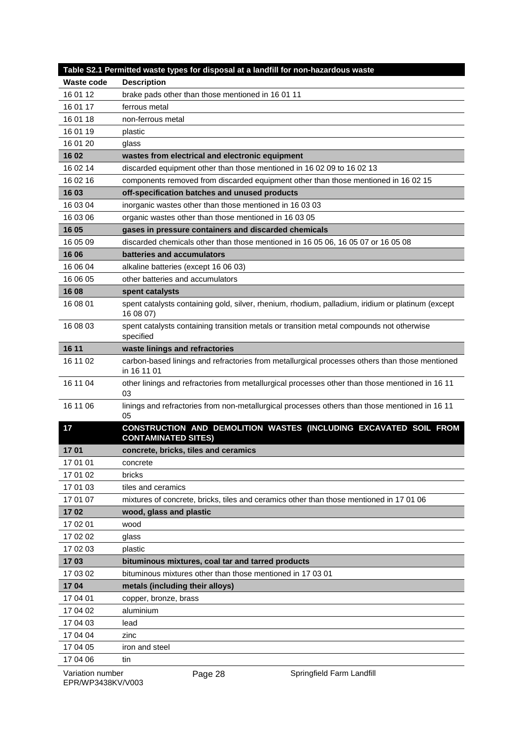| Table S2.1 Permitted waste types for disposal at a landfill for non-hazardous waste | |
|---|---|
| **Waste code** | **Description** |
| 16 01 12 | brake pads other than those mentioned in 16 01 11 |
| 16 01 17 | ferrous metal |
| 16 01 18 | non-ferrous metal |
| 16 01 19 | plastic |
| 16 01 20 | glass |
| **16 02** | **wastes from electrical and electronic equipment** |
| 16 02 14 | discarded equipment other than those mentioned in 16 02 09 to 16 02 13 |
| 16 02 16 | components removed from discarded equipment other than those mentioned in 16 02 15 |
| **16 03** | **off-specification batches and unused products** |
| 16 03 04 | inorganic wastes other than those mentioned in 16 03 03 |
| 16 03 06 | organic wastes other than those mentioned in 16 03 05 |
| **16 05** | **gases in pressure containers and discarded chemicals** |
| 16 05 09 | discarded chemicals other than those mentioned in 16 05 06, 16 05 07 or 16 05 08 |
| **16 06** | **batteries and accumulators** |
| 16 06 04 | alkaline batteries (except 16 06 03) |
| 16 06 05 | other batteries and accumulators |
| **16 08** | **spent catalysts** |
| 16 08 01 | spent catalysts containing gold, silver, rhenium, rhodium, palladium, iridium or platinum (except 16 08 07) |
| 16 08 03 | spent catalysts containing transition metals or transition metal compounds not otherwise specified |
| **16 11** | **waste linings and refractories** |
| 16 11 02 | carbon-based linings and refractories from metallurgical processes others than those mentioned in 16 11 01 |
| 16 11 04 | other linings and refractories from metallurgical processes other than those mentioned in 16 11 03 |
| 16 11 06 | linings and refractories from non-metallurgical processes others than those mentioned in 16 11 05 |
| **17** | **CONSTRUCTION AND DEMOLITION WASTES (INCLUDING EXCAVATED SOIL FROM CONTAMINATED SITES)** |
| **17 01** | **concrete, bricks, tiles and ceramics** |
| 17 01 01 | concrete |
| 17 01 02 | bricks |
| 17 01 03 | tiles and ceramics |
| 17 01 07 | mixtures of concrete, bricks, tiles and ceramics other than those mentioned in 17 01 06 |
| **17 02** | **wood, glass and plastic** |
| 17 02 01 | wood |
| 17 02 02 | glass |
| 17 02 03 | plastic |
| **17 03** | **bituminous mixtures, coal tar and tarred products** |
| 17 03 02 | bituminous mixtures other than those mentioned in 17 03 01 |
| **17 04** | **metals (including their alloys)** |
| 17 04 01 | copper, bronze, brass |
| 17 04 02 | aluminium |
| 17 04 03 | lead |
| 17 04 04 | zinc |
| 17 04 05 | iron and steel |
| 17 04 06 | tin |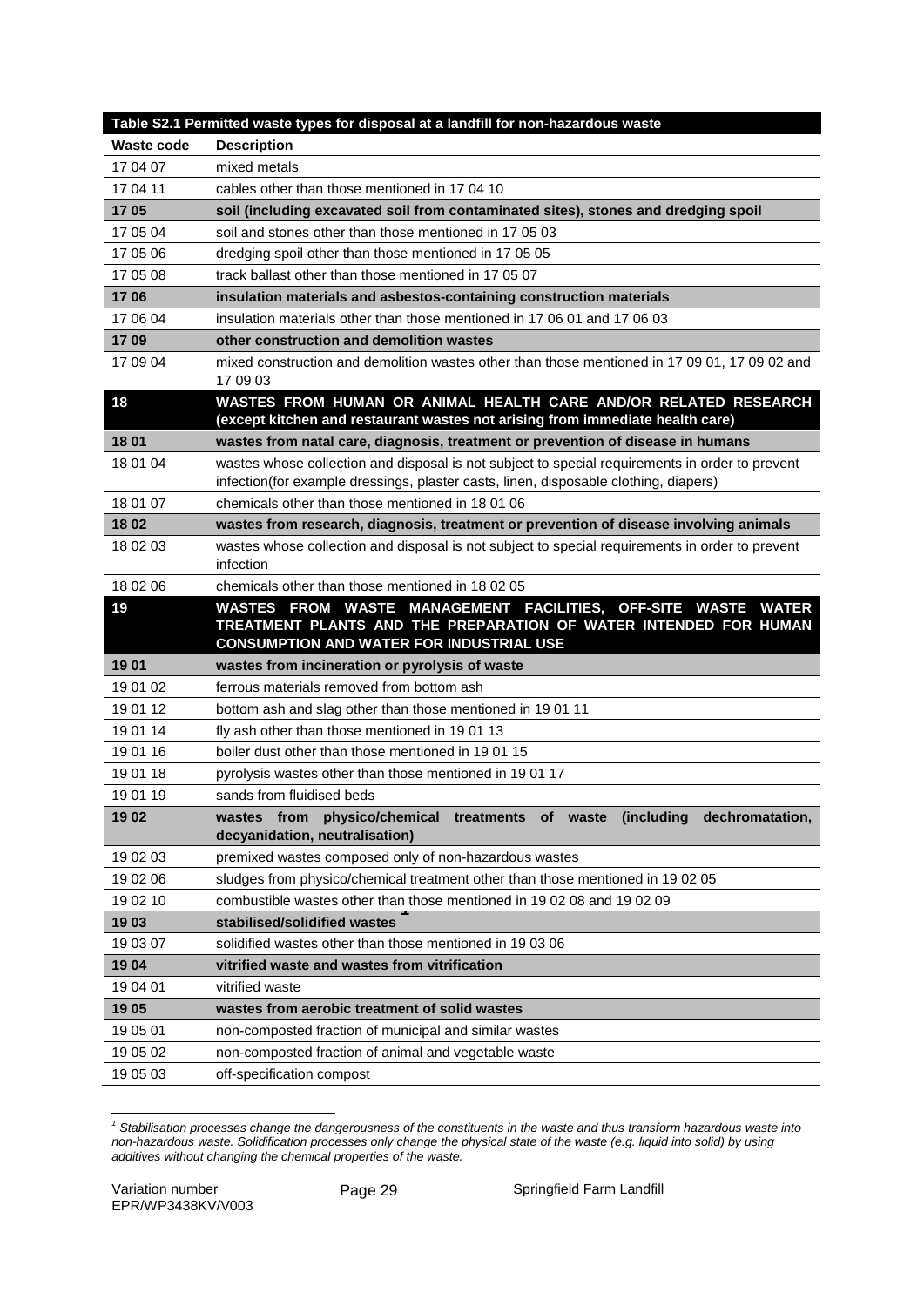| Table S2.1 Permitted waste types for disposal at a landfill for non-hazardous waste | |
|---|---|
| **Waste code** | **Description** |
| 17 04 07 | mixed metals |
| 17 04 11 | cables other than those mentioned in 17 04 10 |
| **17 05** | **soil (including excavated soil from contaminated sites), stones and dredging spoil** |
| 17 05 04 | soil and stones other than those mentioned in 17 05 03 |
| 17 05 06 | dredging spoil other than those mentioned in 17 05 05 |
| 17 05 08 | track ballast other than those mentioned in 17 05 07 |
| **17 06** | **insulation materials and asbestos-containing construction materials** |
| 17 06 04 | insulation materials other than those mentioned in 17 06 01 and 17 06 03 |
| **17 09** | **other construction and demolition wastes** |
| 17 09 04 | mixed construction and demolition wastes other than those mentioned in 17 09 01, 17 09 02 and 17 09 03 |
| **18** | **WASTES FROM HUMAN OR ANIMAL HEALTH CARE AND/OR RELATED RESEARCH (except kitchen and restaurant wastes not arising from immediate health care)** |
| **18 01** | **wastes from natal care, diagnosis, treatment or prevention of disease in humans** |
| 18 01 04 | wastes whose collection and disposal is not subject to special requirements in order to prevent infection(for example dressings, plaster casts, linen, disposable clothing, diapers) |
| 18 01 07 | chemicals other than those mentioned in 18 01 06 |
| **18 02** | **wastes from research, diagnosis, treatment or prevention of disease involving animals** |
| 18 02 03 | wastes whose collection and disposal is not subject to special requirements in order to prevent infection |
| 18 02 06 | chemicals other than those mentioned in 18 02 05 |
| **19** | **WASTES FROM WASTE MANAGEMENT FACILITIES, OFF-SITE WASTE WATER TREATMENT PLANTS AND THE PREPARATION OF WATER INTENDED FOR HUMAN CONSUMPTION AND WATER FOR INDUSTRIAL USE** |
| **19 01** | **wastes from incineration or pyrolysis of waste** |
| 19 01 02 | ferrous materials removed from bottom ash |
| 19 01 12 | bottom ash and slag other than those mentioned in 19 01 11 |
| 19 01 14 | fly ash other than those mentioned in 19 01 13 |
| 19 01 16 | boiler dust other than those mentioned in 19 01 15 |
| 19 01 18 | pyrolysis wastes other than those mentioned in 19 01 17 |
| 19 01 19 | sands from fluidised beds |
| **19 02** | **wastes from physico/chemical treatments of waste (including dechromatation, decyanidation, neutralisation)** |
| 19 02 03 | premixed wastes composed only of non-hazardous wastes |
| 19 02 06 | sludges from physico/chemical treatment other than those mentioned in 19 02 05 |
| 19 02 10 | combustible wastes other than those mentioned in 19 02 08 and 19 02 09 |
| **19 03** | **stabilised/solidified wastes** [1] |
| 19 03 07 | solidified wastes other than those mentioned in 19 03 06 |
| **19 04** | **vitrified waste and wastes from vitrification** |
| 19 04 01 | vitrified waste |
| **19 05** | **wastes from aerobic treatment of solid wastes** |
| 19 05 01 | non-composted fraction of municipal and similar wastes |
| 19 05 02 | non-composted fraction of animal and vegetable waste |
| 19 05 03 | off-specification compost |

[1] *Stabilisation processes change the dangerousness of the constituents in the waste and thus transform hazardous waste into non-hazardous waste. Solidification processes only change the physical state of the waste (e.g. liquid into solid) by using additives without changing the chemical properties of the waste.*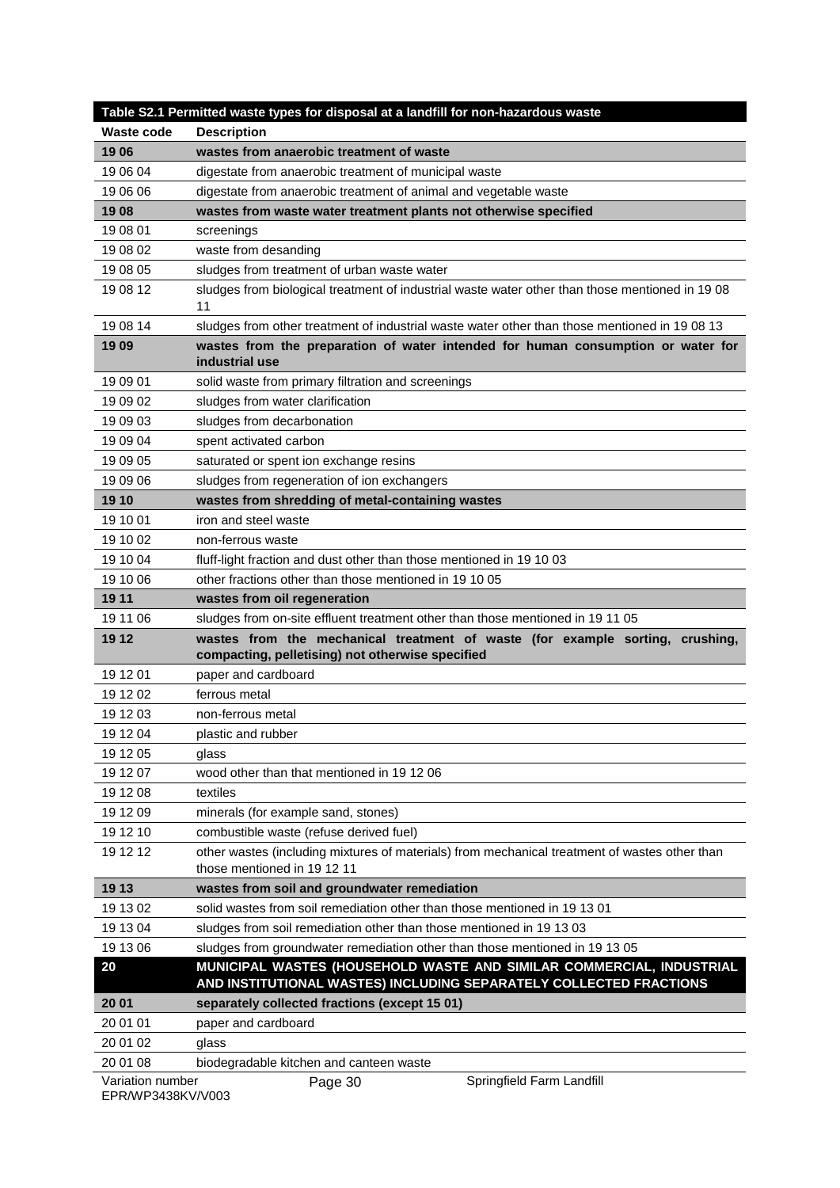| Table S2.1 Permitted waste types for disposal at a landfill for non-hazardous waste | |
|---|---|
| **Waste code** | **Description** |
| **19 06** | **wastes from anaerobic treatment of waste** |
| 19 06 04 | digestate from anaerobic treatment of municipal waste |
| 19 06 06 | digestate from anaerobic treatment of animal and vegetable waste |
| **19 08** | **wastes from waste water treatment plants not otherwise specified** |
| 19 08 01 | screenings |
| 19 08 02 | waste from desanding |
| 19 08 05 | sludges from treatment of urban waste water |
| 19 08 12 | sludges from biological treatment of industrial waste water other than those mentioned in 19 08 11 |
| 19 08 14 | sludges from other treatment of industrial waste water other than those mentioned in 19 08 13 |
| **19 09** | **wastes from the preparation of water intended for human consumption or water for industrial use** |
| 19 09 01 | solid waste from primary filtration and screenings |
| 19 09 02 | sludges from water clarification |
| 19 09 03 | sludges from decarbonation |
| 19 09 04 | spent activated carbon |
| 19 09 05 | saturated or spent ion exchange resins |
| 19 09 06 | sludges from regeneration of ion exchangers |
| **19 10** | **wastes from shredding of metal-containing wastes** |
| 19 10 01 | iron and steel waste |
| 19 10 02 | non-ferrous waste |
| 19 10 04 | fluff-light fraction and dust other than those mentioned in 19 10 03 |
| 19 10 06 | other fractions other than those mentioned in 19 10 05 |
| **19 11** | **wastes from oil regeneration** |
| 19 11 06 | sludges from on-site effluent treatment other than those mentioned in 19 11 05 |
| **19 12** | **wastes from the mechanical treatment of waste (for example sorting, crushing, compacting, pelletising) not otherwise specified** |
| 19 12 01 | paper and cardboard |
| 19 12 02 | ferrous metal |
| 19 12 03 | non-ferrous metal |
| 19 12 04 | plastic and rubber |
| 19 12 05 | glass |
| 19 12 07 | wood other than that mentioned in 19 12 06 |
| 19 12 08 | textiles |
| 19 12 09 | minerals (for example sand, stones) |
| 19 12 10 | combustible waste (refuse derived fuel) |
| 19 12 12 | other wastes (including mixtures of materials) from mechanical treatment of wastes other than those mentioned in 19 12 11 |
| **19 13** | **wastes from soil and groundwater remediation** |
| 19 13 02 | solid wastes from soil remediation other than those mentioned in 19 13 01 |
| 19 13 04 | sludges from soil remediation other than those mentioned in 19 13 03 |
| 19 13 06 | sludges from groundwater remediation other than those mentioned in 19 13 05 |
| **20** | **MUNICIPAL WASTES (HOUSEHOLD WASTE AND SIMILAR COMMERCIAL, INDUSTRIAL AND INSTITUTIONAL WASTES) INCLUDING SEPARATELY COLLECTED FRACTIONS** |
| **20 01** | **separately collected fractions (except 15 01)** |
| 20 01 01 | paper and cardboard |
| 20 01 02 | glass |
| 20 01 08 | biodegradable kitchen and canteen waste |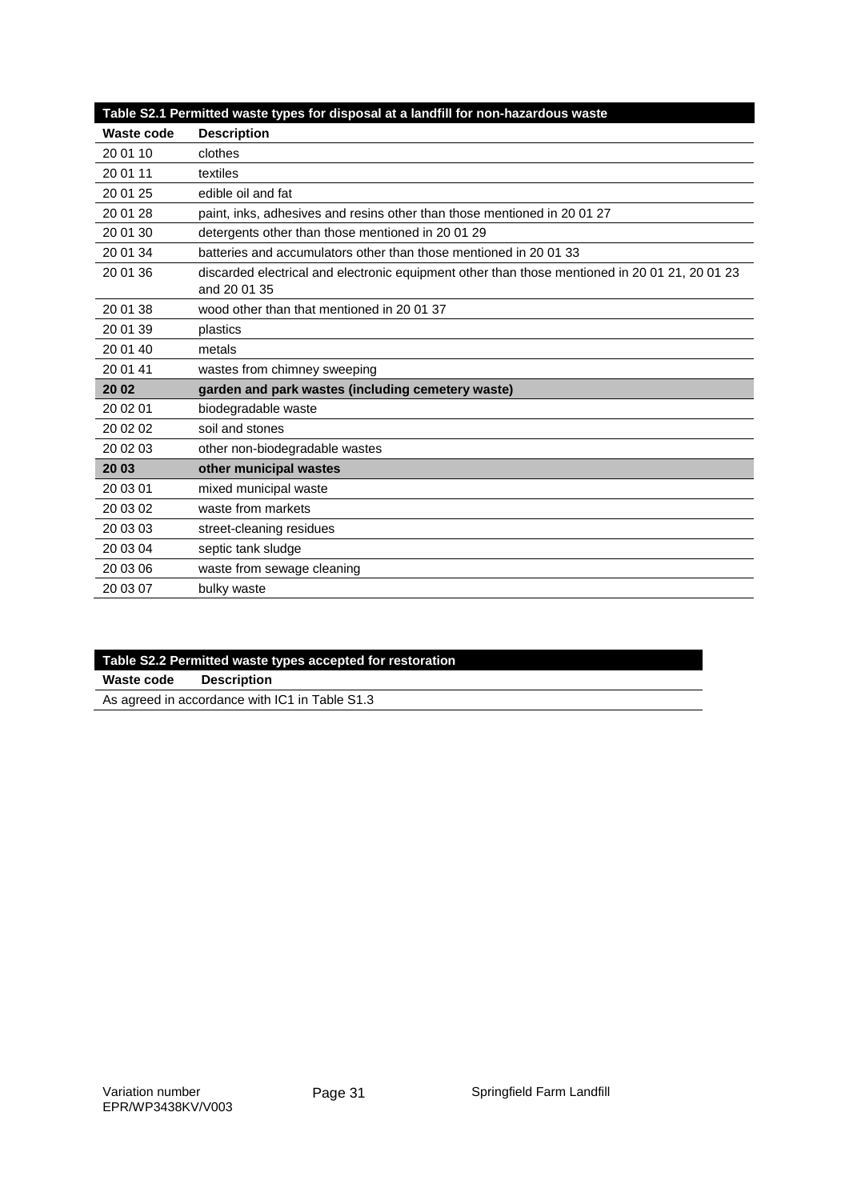| Table S2.1 Permitted waste types for disposal at a landfill for non-hazardous waste | |
|---|---|
| **Waste code** | **Description** |
| 20 01 10 | clothes |
| 20 01 11 | textiles |
| 20 01 25 | edible oil and fat |
| 20 01 28 | paint, inks, adhesives and resins other than those mentioned in 20 01 27 |
| 20 01 30 | detergents other than those mentioned in 20 01 29 |
| 20 01 34 | batteries and accumulators other than those mentioned in 20 01 33 |
| 20 01 36 | discarded electrical and electronic equipment other than those mentioned in 20 01 21, 20 01 23 and 20 01 35 |
| 20 01 38 | wood other than that mentioned in 20 01 37 |
| 20 01 39 | plastics |
| 20 01 40 | metals |
| 20 01 41 | wastes from chimney sweeping |
| **20 02** | **garden and park wastes (including cemetery waste)** |
| 20 02 01 | biodegradable waste |
| 20 02 02 | soil and stones |
| 20 02 03 | other non-biodegradable wastes |
| **20 03** | **other municipal wastes** |
| 20 03 01 | mixed municipal waste |
| 20 03 02 | waste from markets |
| 20 03 03 | street-cleaning residues |
| 20 03 04 | septic tank sludge |
| 20 03 06 | waste from sewage cleaning |
| 20 03 07 | bulky waste |

| Table S2.2 Permitted waste types accepted for restoration | |
|---|---|
| **Waste code** | **Description** |
| As agreed in accordance with IC1 in Table S1.3 | |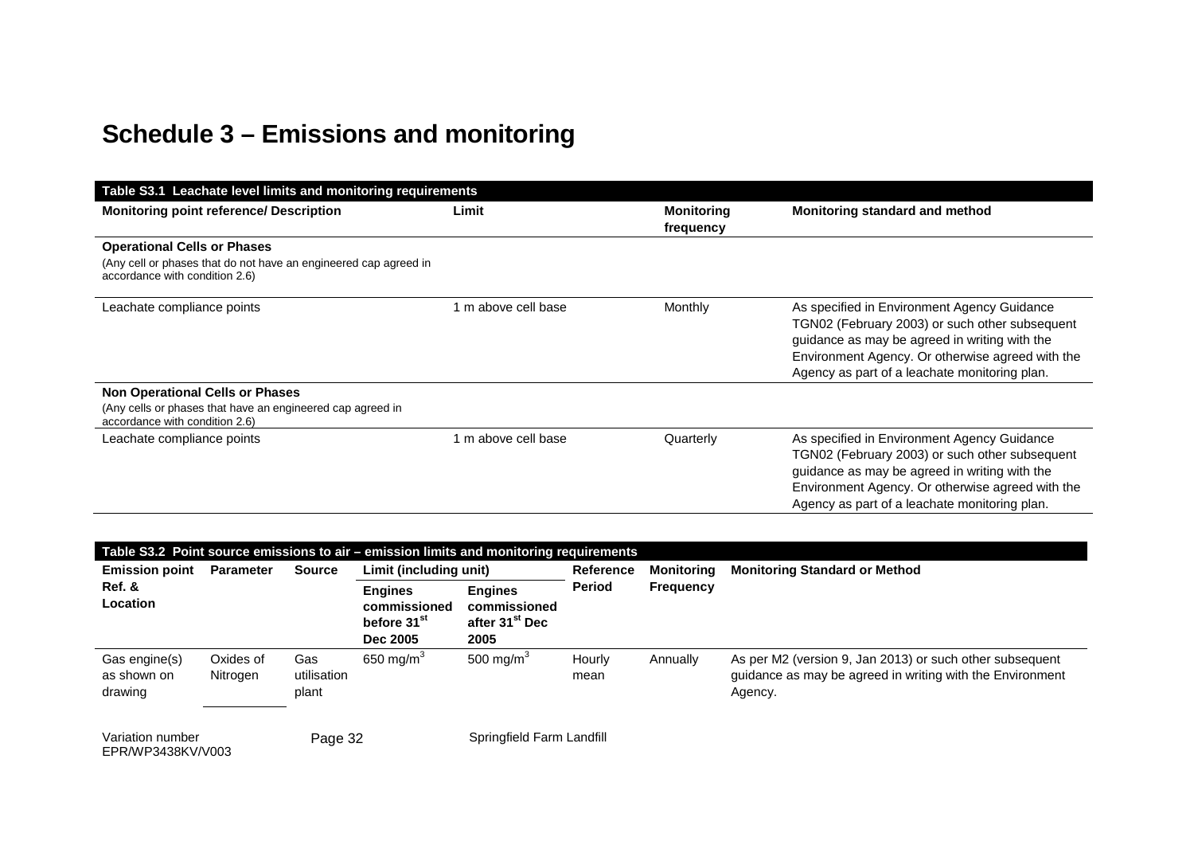# Schedule 3 – Emissions and monitoring

| Table S3.1 Leachate level limits and monitoring requirements | | | |
|---|---|---|---|
| **Monitoring point reference/ Description** | **Limit** | **Monitoring frequency** | **Monitoring standard and method** |
| **Operational Cells or Phases** (Any cell or phases that do not have an engineered cap agreed in accordance with condition 2.6) | | | |
| Leachate compliance points | 1 m above cell base | Monthly | As specified in Environment Agency Guidance TGN02 (February 2003) or such other subsequent guidance as may be agreed in writing with the Environment Agency. Or otherwise agreed with the Agency as part of a leachate monitoring plan. |
| **Non Operational Cells or Phases** (Any cells or phases that have an engineered cap agreed in accordance with condition 2.6) | | | |
| Leachate compliance points | 1 m above cell base | Quarterly | As specified in Environment Agency Guidance TGN02 (February 2003) or such other subsequent guidance as may be agreed in writing with the Environment Agency. Or otherwise agreed with the Agency as part of a leachate monitoring plan. |

| Table S3.2 Point source emissions to air – emission limits and monitoring requirements | | | | | | | |
|---|---|---|---|---|---|---|---|
| **Emission point Ref. & Location** | **Parameter** | **Source** | **Limit (including unit)** | | **Reference Period** | **Monitoring Frequency** | **Monitoring Standard or Method** |
| | | | **Engines commissioned before 31st Dec 2005** | **Engines commissioned after 31st Dec 2005** | | | |
| Gas engine(s) as shown on drawing | Oxides of Nitrogen | Gas utilisation plant | 650 $mg/m^3$ | 500 $mg/m^3$ | Hourly mean | Annually | As per M2 (version 9, Jan 2013) or such other subsequent guidance as may be agreed in writing with the Environment Agency. |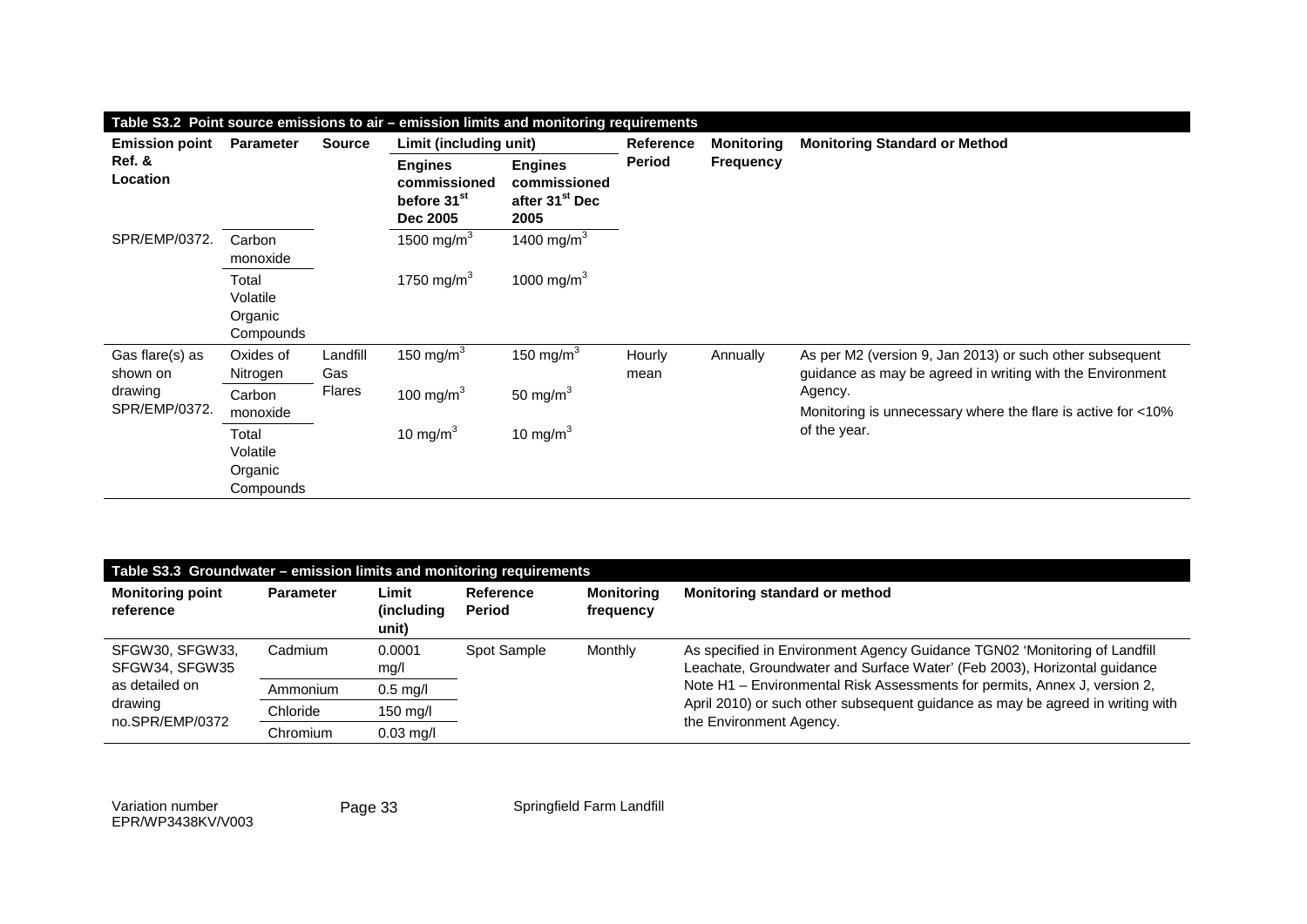| Table S3.2 Point source emissions to air – emission limits and monitoring requirements | | | | | | | |
|---|---|---|---|---|---|---|---|
| **Emission point Ref. & Location** | **Parameter** | **Source** | **Limit (including unit)** | | **Reference Period** | **Monitoring Frequency** | **Monitoring Standard or Method** |
| | | | **Engines commissioned before 31$^{st}$ Dec 2005** | **Engines commissioned after 31$^{st}$ Dec 2005** | | | |
| SPR/EMP/0372. | Carbon monoxide | | 1500 mg/m$^3$ | 1400 mg/m$^3$ | | | |
| | Total Volatile Organic Compounds | | 1750 mg/m$^3$ | 1000 mg/m$^3$ | | | |
| Gas flare(s) as shown on drawing SPR/EMP/0372. | Oxides of Nitrogen | Landfill Gas Flares | 150 mg/m$^3$ | 150 mg/m$^3$ | Hourly mean | Annually | As per M2 (version 9, Jan 2013) or such other subsequent guidance as may be agreed in writing with the Environment Agency. Monitoring is unnecessary where the flare is active for <10% of the year. |
| | Carbon monoxide | | 100 mg/m$^3$ | 50 mg/m$^3$ | | | |
| | Total Volatile Organic Compounds | | 10 mg/m$^3$ | 10 mg/m$^3$ | | | |

| Table S3.3 Groundwater – emission limits and monitoring requirements | | | | | |
|---|---|---|---|---|---|
| **Monitoring point reference** | **Parameter** | **Limit (including unit)** | **Reference Period** | **Monitoring frequency** | **Monitoring standard or method** |
| SFGW30, SFGW33, SFGW34, SFGW35 as detailed on drawing no.SPR/EMP/0372 | Cadmium | 0.0001 mg/l | Spot Sample | Monthly | As specified in Environment Agency Guidance TGN02 'Monitoring of Landfill Leachate, Groundwater and Surface Water' (Feb 2003), Horizontal guidance Note H1 – Environmental Risk Assessments for permits, Annex J, version 2, April 2010) or such other subsequent guidance as may be agreed in writing with the Environment Agency. |
| | Ammonium | 0.5 mg/l | | | |
| | Chloride | 150 mg/l | | | |
| | Chromium | 0.03 mg/l | | | |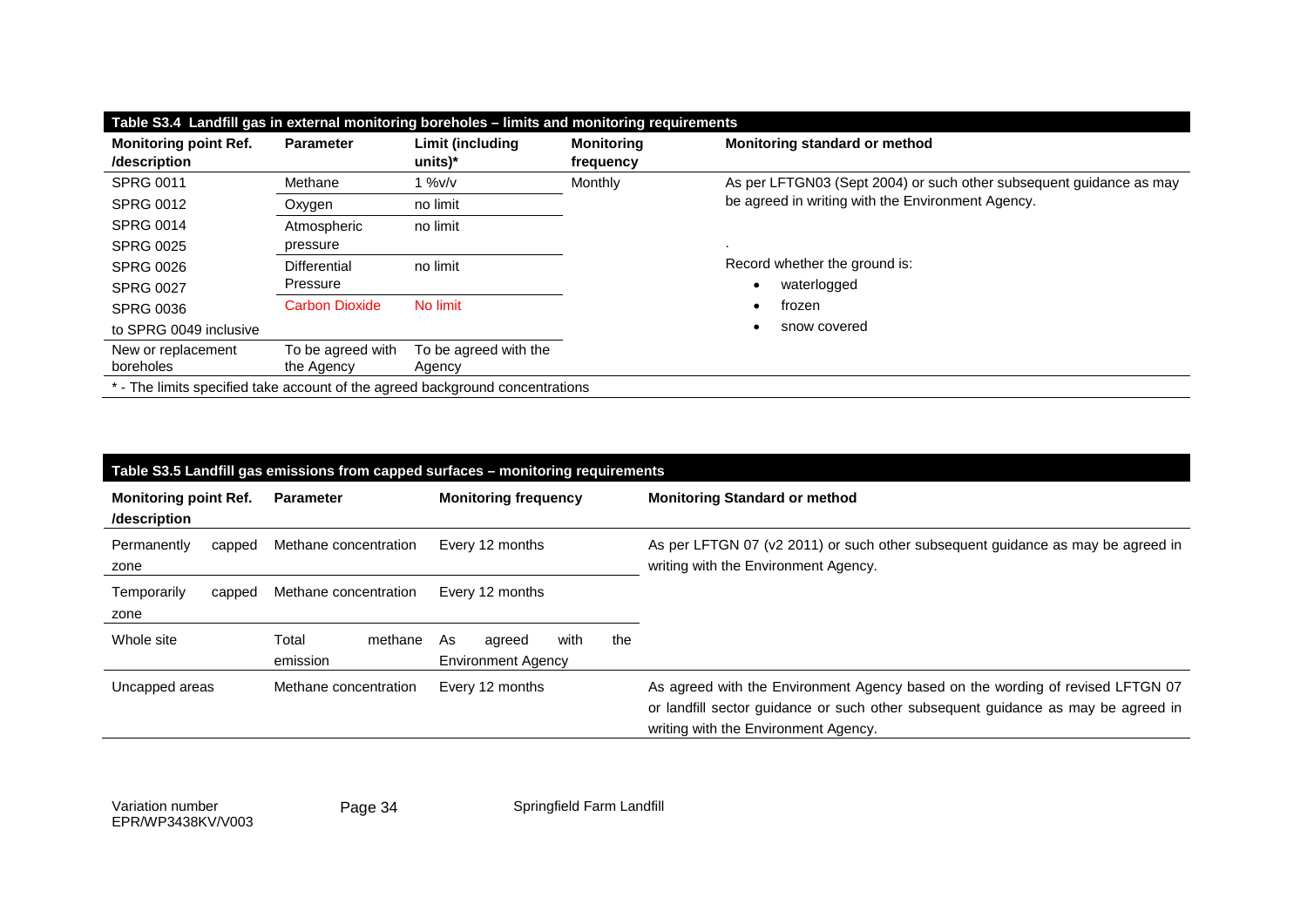**Table S3.4 Landfill gas in external monitoring boreholes – limits and monitoring requirements**

| Monitoring point Ref. /description | Parameter | Limit (including units)* | Monitoring frequency | Monitoring standard or method |
|---|---|---|---|---|
| SPRG 0011<br>SPRG 0012<br>SPRG 0014<br>SPRG 0025<br>SPRG 0026<br>SPRG 0027<br>SPRG 0036<br>to SPRG 0049 inclusive | Methane | 1 %v/v | Monthly | As per LFTGN03 (Sept 2004) or such other subsequent guidance as may be agreed in writing with the Environment Agency.<br>.<br>Record whether the ground is:<br>• waterlogged<br>• frozen<br>• snow covered |
| | Oxygen | no limit | | |
| | Atmospheric pressure | no limit | | |
| | Differential Pressure | no limit | | |
| | Carbon Dioxide | No limit | | |
| New or replacement boreholes | To be agreed with the Agency | To be agreed with the Agency | | |

* - The limits specified take account of the agreed background concentrations

**Table S3.5 Landfill gas emissions from capped surfaces – monitoring requirements**

| Monitoring point Ref. /description | Parameter | Monitoring frequency | Monitoring Standard or method |
|---|---|---|---|
| Permanently capped zone | Methane concentration | Every 12 months | As per LFTGN 07 (v2 2011) or such other subsequent guidance as may be agreed in writing with the Environment Agency. |
| Temporarily capped zone | Methane concentration | Every 12 months | |
| Whole site | Total methane emission | As agreed with the Environment Agency | |
| Uncapped areas | Methane concentration | Every 12 months | As agreed with the Environment Agency based on the wording of revised LFTGN 07 or landfill sector guidance or such other subsequent guidance as may be agreed in writing with the Environment Agency. |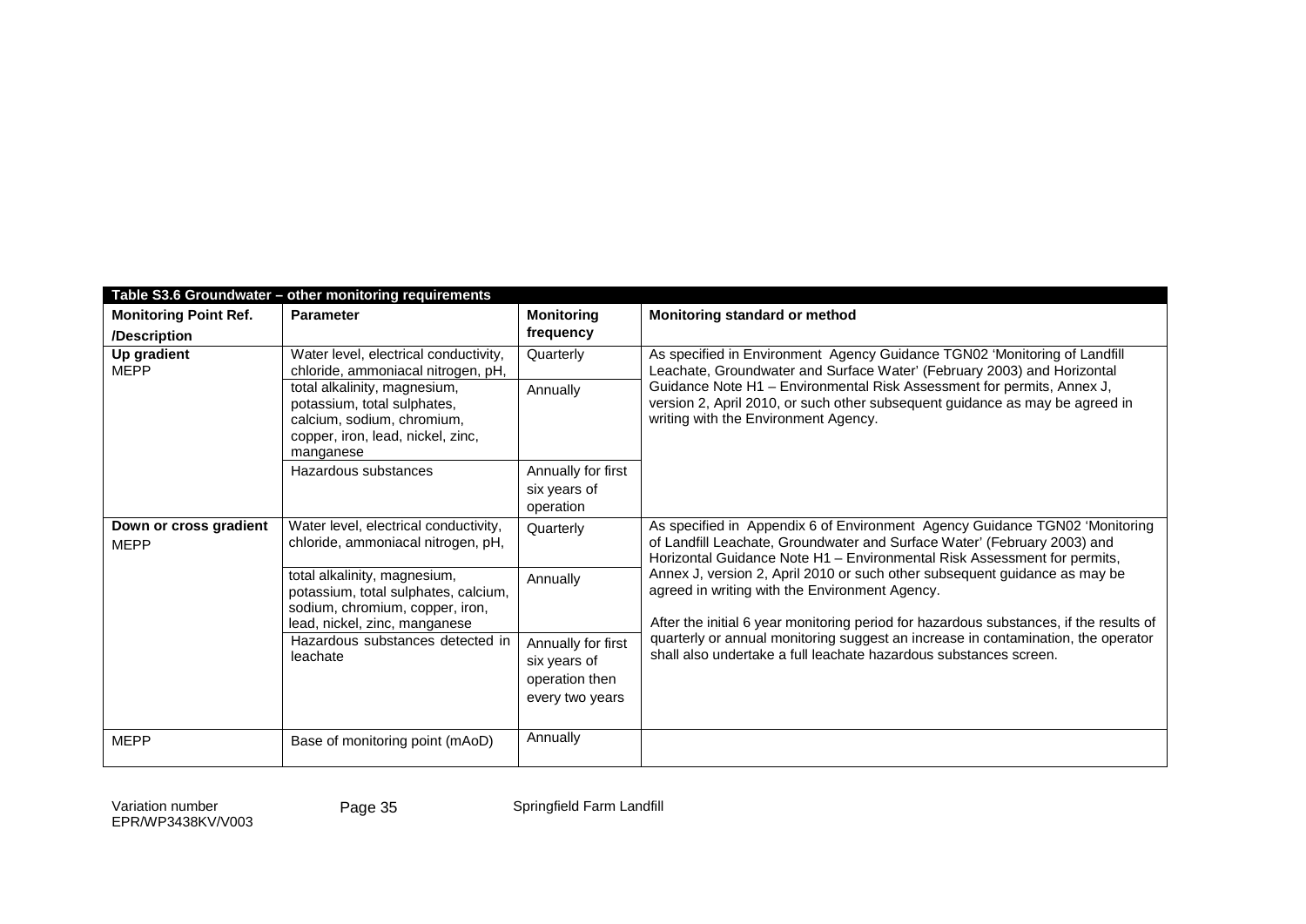| Table S3.6 Groundwater – other monitoring requirements | | | |
|---|---|---|---|
| **Monitoring Point Ref. /Description** | **Parameter** | **Monitoring frequency** | **Monitoring standard or method** |
| **Up gradient** MEPP | Water level, electrical conductivity, chloride, ammoniacal nitrogen, pH, | Quarterly | As specified in Environment Agency Guidance TGN02 'Monitoring of Landfill Leachate, Groundwater and Surface Water' (February 2003) and Horizontal Guidance Note H1 – Environmental Risk Assessment for permits, Annex J, version 2, April 2010, or such other subsequent guidance as may be agreed in writing with the Environment Agency. |
| | total alkalinity, magnesium, potassium, total sulphates, calcium, sodium, chromium, copper, iron, lead, nickel, zinc, manganese | Annually | |
| | Hazardous substances | Annually for first six years of operation | |
| **Down or cross gradient** MEPP | Water level, electrical conductivity, chloride, ammoniacal nitrogen, pH, | Quarterly | As specified in Appendix 6 of Environment Agency Guidance TGN02 'Monitoring of Landfill Leachate, Groundwater and Surface Water' (February 2003) and Horizontal Guidance Note H1 – Environmental Risk Assessment for permits, Annex J, version 2, April 2010 or such other subsequent guidance as may be agreed in writing with the Environment Agency. After the initial 6 year monitoring period for hazardous substances, if the results of quarterly or annual monitoring suggest an increase in contamination, the operator shall also undertake a full leachate hazardous substances screen. |
| | total alkalinity, magnesium, potassium, total sulphates, calcium, sodium, chromium, copper, iron, lead, nickel, zinc, manganese | Annually | |
| | Hazardous substances detected in leachate | Annually for first six years of operation then every two years | |
| MEPP | Base of monitoring point (mAoD) | Annually | |

Variation number EPR/WP3438KV/V003

Springfield Farm Landfill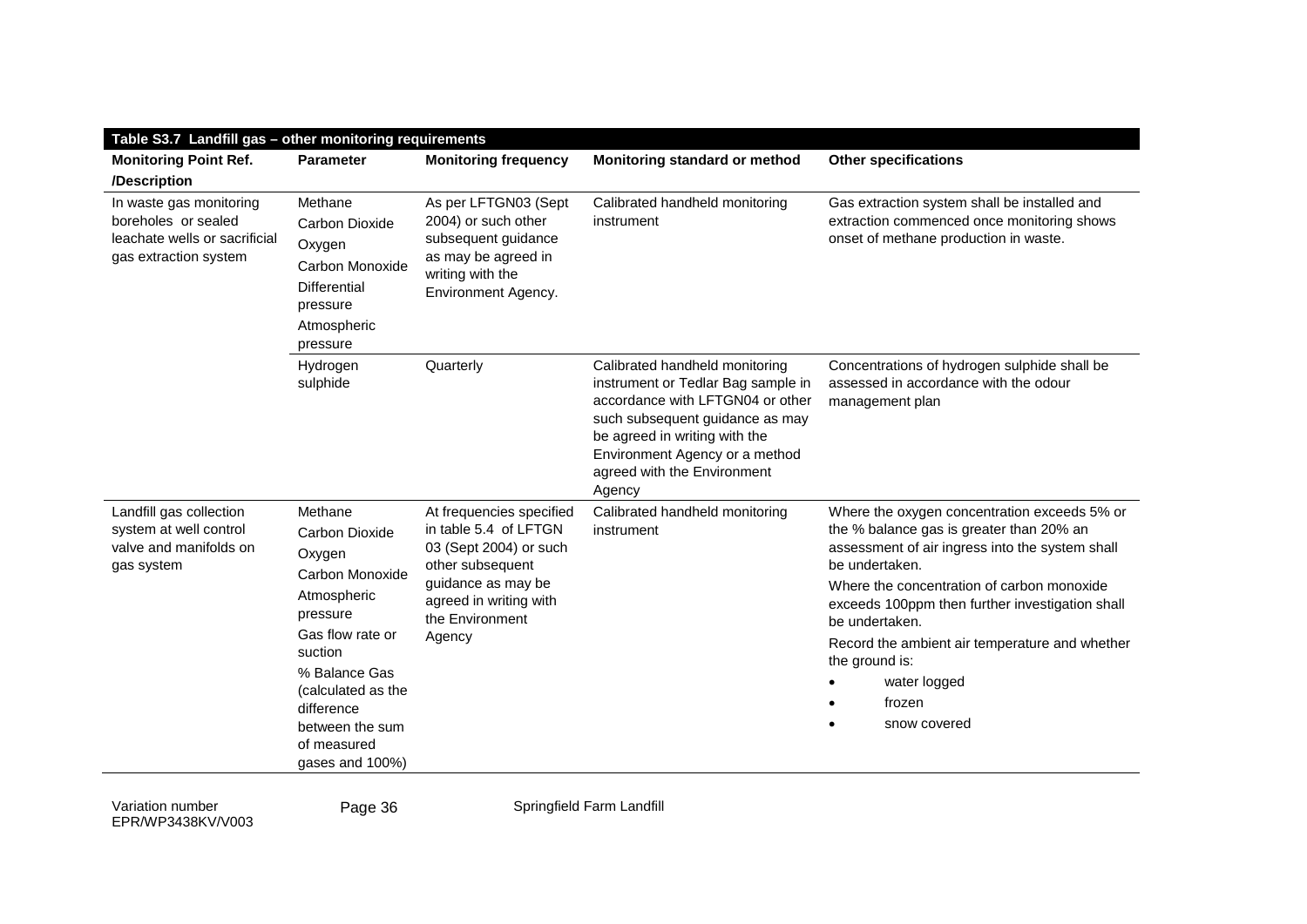**Table S3.7 Landfill gas – other monitoring requirements**

| Monitoring Point Ref. /Description | Parameter | Monitoring frequency | Monitoring standard or method | Other specifications |
|---|---|---|---|---|
| In waste gas monitoring boreholes or sealed leachate wells or sacrificial gas extraction system | Methane<br>Carbon Dioxide<br>Oxygen<br>Carbon Monoxide<br>Differential pressure<br>Atmospheric pressure | As per LFTGN03 (Sept 2004) or such other subsequent guidance as may be agreed in writing with the Environment Agency. | Calibrated handheld monitoring instrument | Gas extraction system shall be installed and extraction commenced once monitoring shows onset of methane production in waste. |
| | Hydrogen sulphide | Quarterly | Calibrated handheld monitoring instrument or Tedlar Bag sample in accordance with LFTGN04 or other such subsequent guidance as may be agreed in writing with the Environment Agency or a method agreed with the Environment Agency | Concentrations of hydrogen sulphide shall be assessed in accordance with the odour management plan |
| Landfill gas collection system at well control valve and manifolds on gas system | Methane<br>Carbon Dioxide<br>Oxygen<br>Carbon Monoxide<br>Atmospheric pressure<br>Gas flow rate or suction<br>% Balance Gas (calculated as the difference between the sum of measured gases and 100%) | At frequencies specified in table 5.4 of LFTGN 03 (Sept 2004) or such other subsequent guidance as may be agreed in writing with the Environment Agency | Calibrated handheld monitoring instrument | Where the oxygen concentration exceeds 5% or the % balance gas is greater than 20% an assessment of air ingress into the system shall be undertaken.<br>Where the concentration of carbon monoxide exceeds 100ppm then further investigation shall be undertaken.<br>Record the ambient air temperature and whether the ground is:<br>• water logged<br>• frozen<br>• snow covered |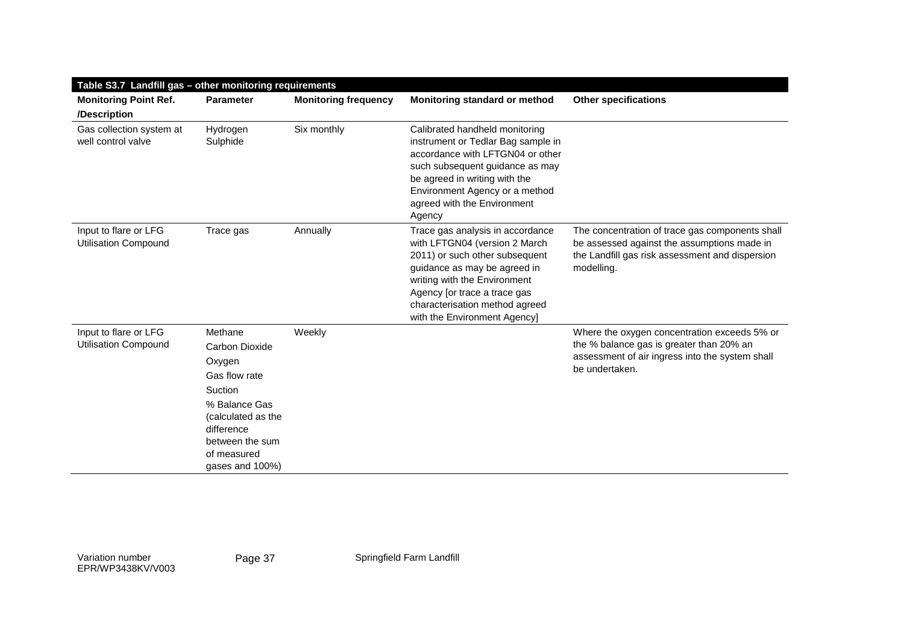| Table S3.7 Landfill gas – other monitoring requirements | | | | |
|---|---|---|---|---|
| **Monitoring Point Ref. /Description** | **Parameter** | **Monitoring frequency** | **Monitoring standard or method** | **Other specifications** |
| Gas collection system at well control valve | Hydrogen Sulphide | Six monthly | Calibrated handheld monitoring instrument or Tedlar Bag sample in accordance with LFTGN04 or other such subsequent guidance as may be agreed in writing with the Environment Agency or a method agreed with the Environment Agency | |
| Input to flare or LFG Utilisation Compound | Trace gas | Annually | Trace gas analysis in accordance with LFTGN04 (version 2 March 2011) or such other subsequent guidance as may be agreed in writing with the Environment Agency [or trace a trace gas characterisation method agreed with the Environment Agency] | The concentration of trace gas components shall be assessed against the assumptions made in the Landfill gas risk assessment and dispersion modelling. |
| Input to flare or LFG Utilisation Compound | Methane<br>Carbon Dioxide<br>Oxygen<br>Gas flow rate<br>Suction<br>% Balance Gas (calculated as the difference between the sum of measured gases and 100%) | Weekly | | Where the oxygen concentration exceeds 5% or the % balance gas is greater than 20% an assessment of air ingress into the system shall be undertaken. |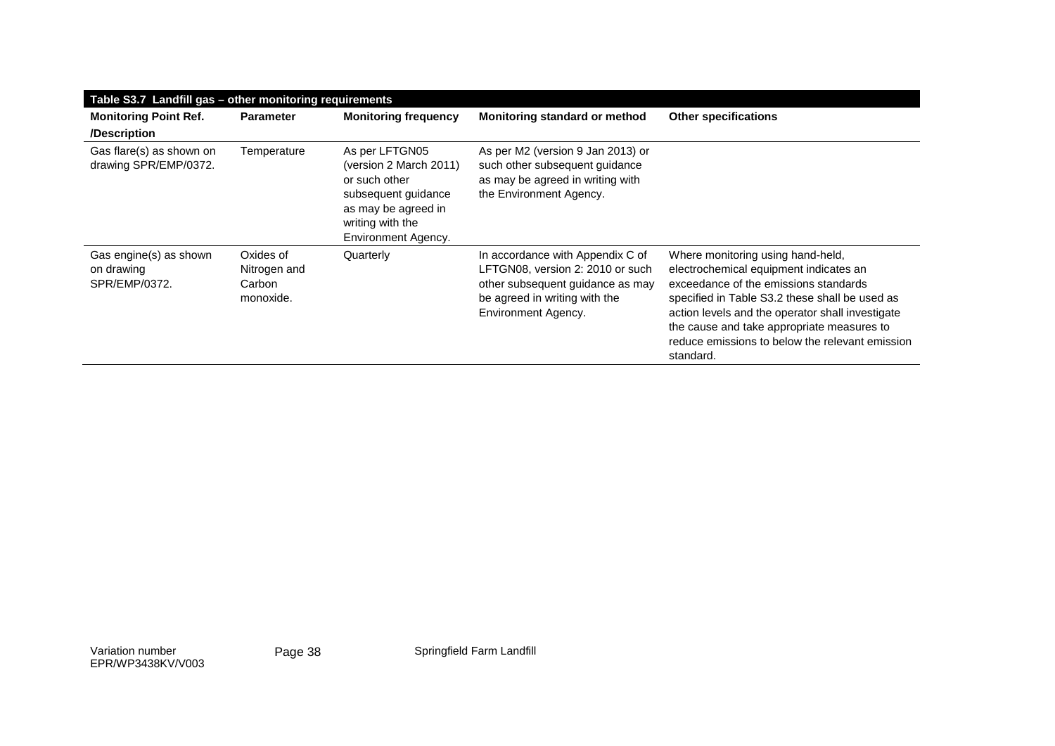| Table S3.7 Landfill gas – other monitoring requirements | | | | |
|---|---|---|---|---|
| **Monitoring Point Ref. /Description** | **Parameter** | **Monitoring frequency** | **Monitoring standard or method** | **Other specifications** |
| Gas flare(s) as shown on drawing SPR/EMP/0372. | Temperature | As per LFTGN05 (version 2 March 2011) or such other subsequent guidance as may be agreed in writing with the Environment Agency. | As per M2 (version 9 Jan 2013) or such other subsequent guidance as may be agreed in writing with the Environment Agency. | |
| Gas engine(s) as shown on drawing SPR/EMP/0372. | Oxides of Nitrogen and Carbon monoxide. | Quarterly | In accordance with Appendix C of LFTGN08, version 2: 2010 or such other subsequent guidance as may be agreed in writing with the Environment Agency. | Where monitoring using hand-held, electrochemical equipment indicates an exceedance of the emissions standards specified in Table S3.2 these shall be used as action levels and the operator shall investigate the cause and take appropriate measures to reduce emissions to below the relevant emission standard. |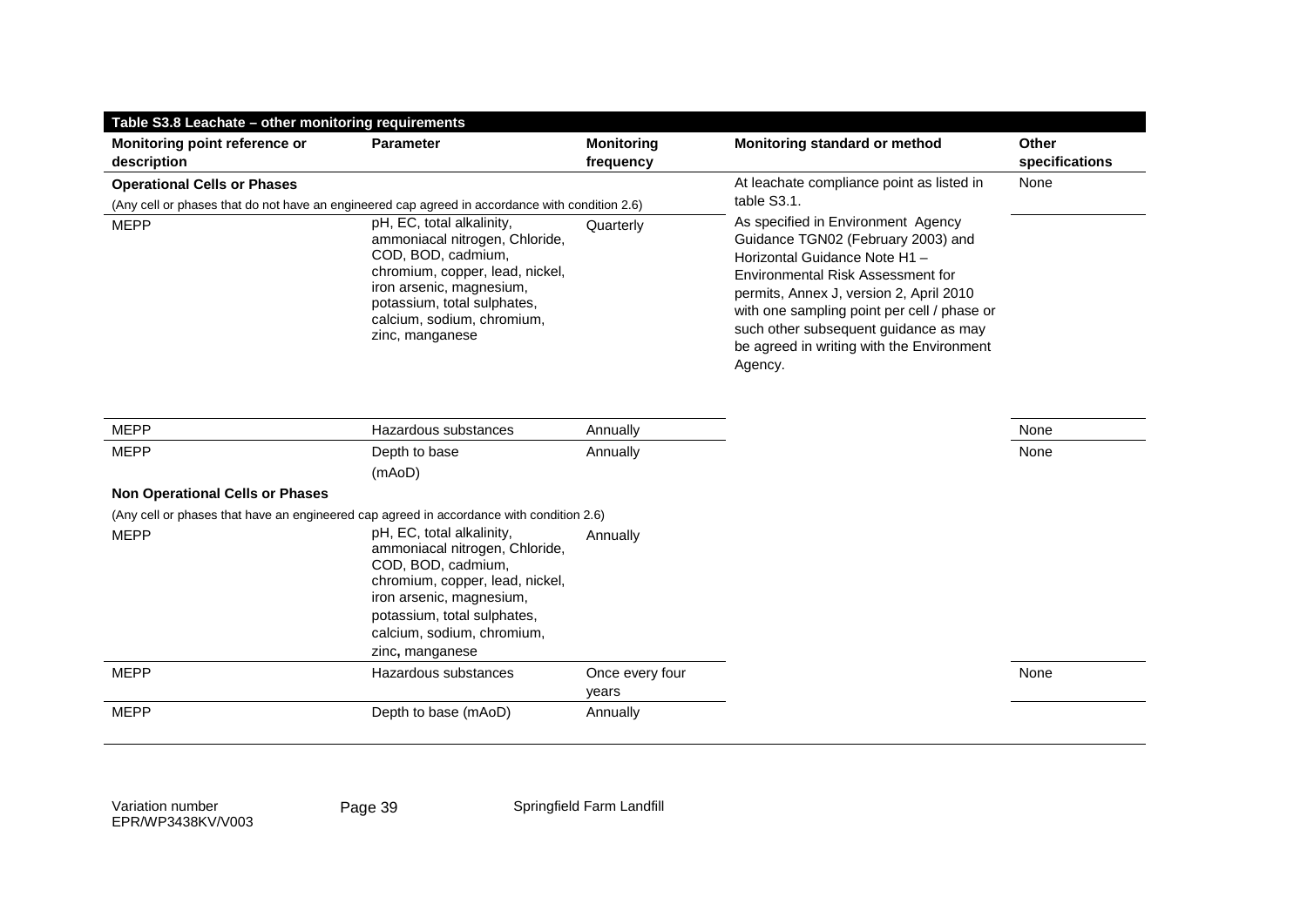| Table S3.8 Leachate – other monitoring requirements | | | | |
|---|---|---|---|---|
| **Monitoring point reference or description** | **Parameter** | **Monitoring frequency** | **Monitoring standard or method** | **Other specifications** |
| **Operational Cells or Phases** | | | At leachate compliance point as listed in table S3.1. | None |
| (Any cell or phases that do not have an engineered cap agreed in accordance with condition 2.6) | | | | |
| MEPP | pH, EC, total alkalinity, ammoniacal nitrogen, Chloride, COD, BOD, cadmium, chromium, copper, lead, nickel, iron arsenic, magnesium, potassium, total sulphates, calcium, sodium, chromium, zinc, manganese | Quarterly | As specified in Environment Agency Guidance TGN02 (February 2003) and Horizontal Guidance Note H1 – Environmental Risk Assessment for permits, Annex J, version 2, April 2010 with one sampling point per cell / phase or such other subsequent guidance as may be agreed in writing with the Environment Agency. | |
| MEPP | Hazardous substances | Annually | | None |
| MEPP | Depth to base (mAoD) | Annually | | None |
| **Non Operational Cells or Phases** | | | | |
| (Any cell or phases that have an engineered cap agreed in accordance with condition 2.6) | | | | |
| MEPP | pH, EC, total alkalinity, ammoniacal nitrogen, Chloride, COD, BOD, cadmium, chromium, copper, lead, nickel, iron arsenic, magnesium, potassium, total sulphates, calcium, sodium, chromium, zinc, manganese | Annually | | |
| MEPP | Hazardous substances | Once every four years | | None |
| MEPP | Depth to base (mAoD) | Annually | | |

Variation number EPR/WP3438KV/V003

Springfield Farm Landfill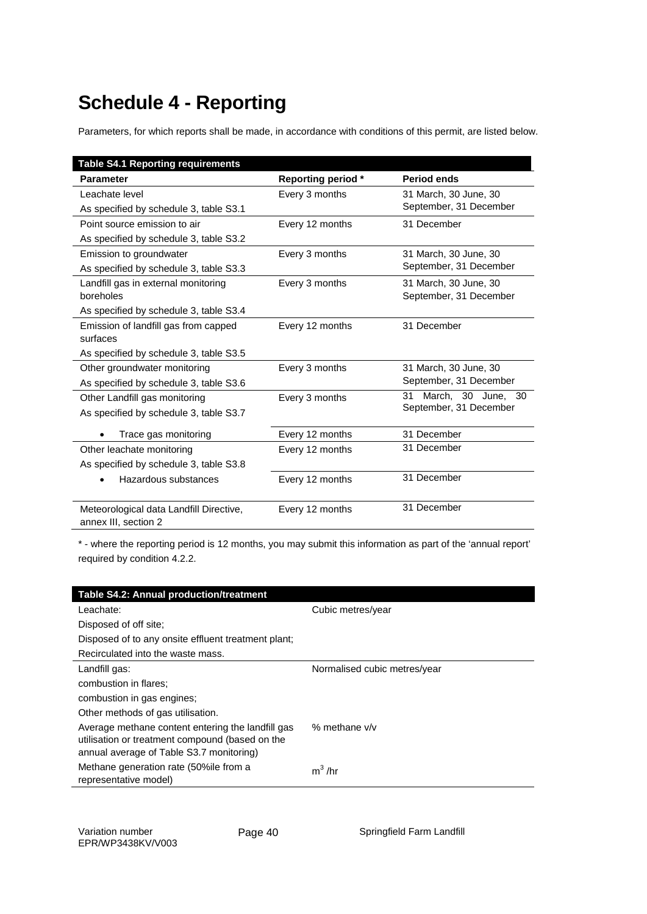# Schedule 4 - Reporting

Parameters, for which reports shall be made, in accordance with conditions of this permit, are listed below.

| Table S4.1 Reporting requirements | | |
|---|---|---|
| **Parameter** | **Reporting period \*** | **Period ends** |
| Leachate level<br>As specified by schedule 3, table S3.1 | Every 3 months | 31 March, 30 June, 30 September, 31 December |
| Point source emission to air<br>As specified by schedule 3, table S3.2 | Every 12 months | 31 December |
| Emission to groundwater<br>As specified by schedule 3, table S3.3 | Every 3 months | 31 March, 30 June, 30 September, 31 December |
| Landfill gas in external monitoring boreholes<br>As specified by schedule 3, table S3.4 | Every 3 months | 31 March, 30 June, 30 September, 31 December |
| Emission of landfill gas from capped surfaces<br>As specified by schedule 3, table S3.5 | Every 12 months | 31 December |
| Other groundwater monitoring<br>As specified by schedule 3, table S3.6 | Every 3 months | 31 March, 30 June, 30 September, 31 December |
| Other Landfill gas monitoring<br>As specified by schedule 3, table S3.7 | Every 3 months | 31 March, 30 June, 30 September, 31 December |
| • Trace gas monitoring | Every 12 months | 31 December |
| Other leachate monitoring<br>As specified by schedule 3, table S3.8 | Every 12 months | 31 December |
| • Hazardous substances | Every 12 months | 31 December |
| Meteorological data Landfill Directive, annex III, section 2 | Every 12 months | 31 December |

\* - where the reporting period is 12 months, you may submit this information as part of the 'annual report' required by condition 4.2.2.

| Table S4.2: Annual production/treatment | |
|---|---|
| Leachate:<br>Disposed of off site;<br>Disposed of to any onsite effluent treatment plant;<br>Recirculated into the waste mass. | Cubic metres/year |
| Landfill gas:<br>combustion in flares;<br>combustion in gas engines;<br>Other methods of gas utilisation. | Normalised cubic metres/year |
| Average methane content entering the landfill gas utilisation or treatment compound (based on the annual average of Table S3.7 monitoring) | % methane v/v |
| Methane generation rate (50%ile from a representative model) | $m^3$ /hr |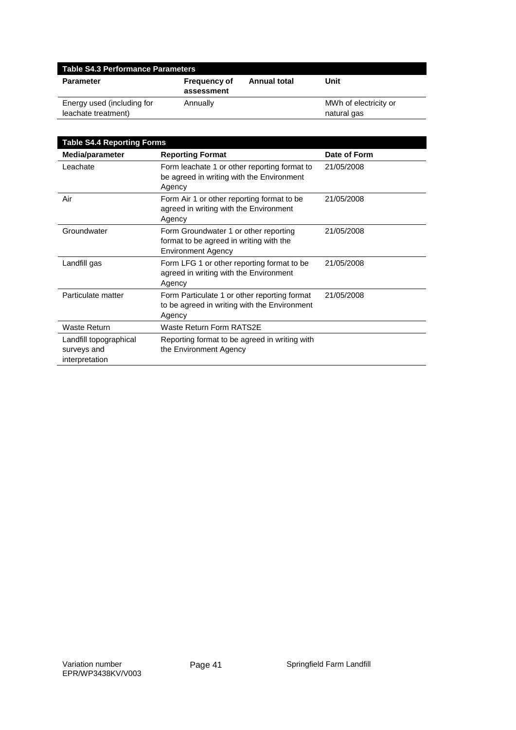| Table S4.3 Performance Parameters | | | |
|---|---|---|---|
| **Parameter** | **Frequency of assessment** | **Annual total** | **Unit** |
| Energy used (including for leachate treatment) | Annually | | MWh of electricity or natural gas |

| Table S4.4 Reporting Forms | | |
|---|---|---|
| **Media/parameter** | **Reporting Format** | **Date of Form** |
| Leachate | Form leachate 1 or other reporting format to be agreed in writing with the Environment Agency | 21/05/2008 |
| Air | Form Air 1 or other reporting format to be agreed in writing with the Environment Agency | 21/05/2008 |
| Groundwater | Form Groundwater 1 or other reporting format to be agreed in writing with the Environment Agency | 21/05/2008 |
| Landfill gas | Form LFG 1 or other reporting format to be agreed in writing with the Environment Agency | 21/05/2008 |
| Particulate matter | Form Particulate 1 or other reporting format to be agreed in writing with the Environment Agency | 21/05/2008 |
| Waste Return | Waste Return Form RATS2E | |
| Landfill topographical surveys and interpretation | Reporting format to be agreed in writing with the Environment Agency | |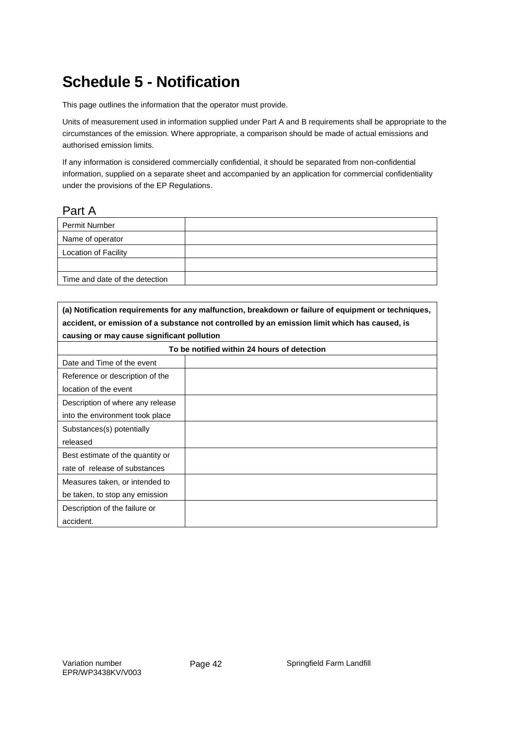# Schedule 5 - Notification

This page outlines the information that the operator must provide.

Units of measurement used in information supplied under Part A and B requirements shall be appropriate to the circumstances of the emission. Where appropriate, a comparison should be made of actual emissions and authorised emission limits.

If any information is considered commercially confidential, it should be separated from non-confidential information, supplied on a separate sheet and accompanied by an application for commercial confidentiality under the provisions of the EP Regulations.

## Part A

| Permit Number | |
|---|---|
| Name of operator | |
| Location of Facility | |
| | |
| Time and date of the detection | |

| **(a) Notification requirements for any malfunction, breakdown or failure of equipment or techniques, accident, or emission of a substance not controlled by an emission limit which has caused, is causing or may cause significant pollution** | |
|---|---|
| **To be notified within 24 hours of detection** | |
| Date and Time of the event | |
| Reference or description of the location of the event | |
| Description of where any release into the environment took place | |
| Substances(s) potentially released | |
| Best estimate of the quantity or rate of release of substances | |
| Measures taken, or intended to be taken, to stop any emission | |
| Description of the failure or accident. | |

Variation number EPR/WP3438KV/V003

Springfield Farm Landfill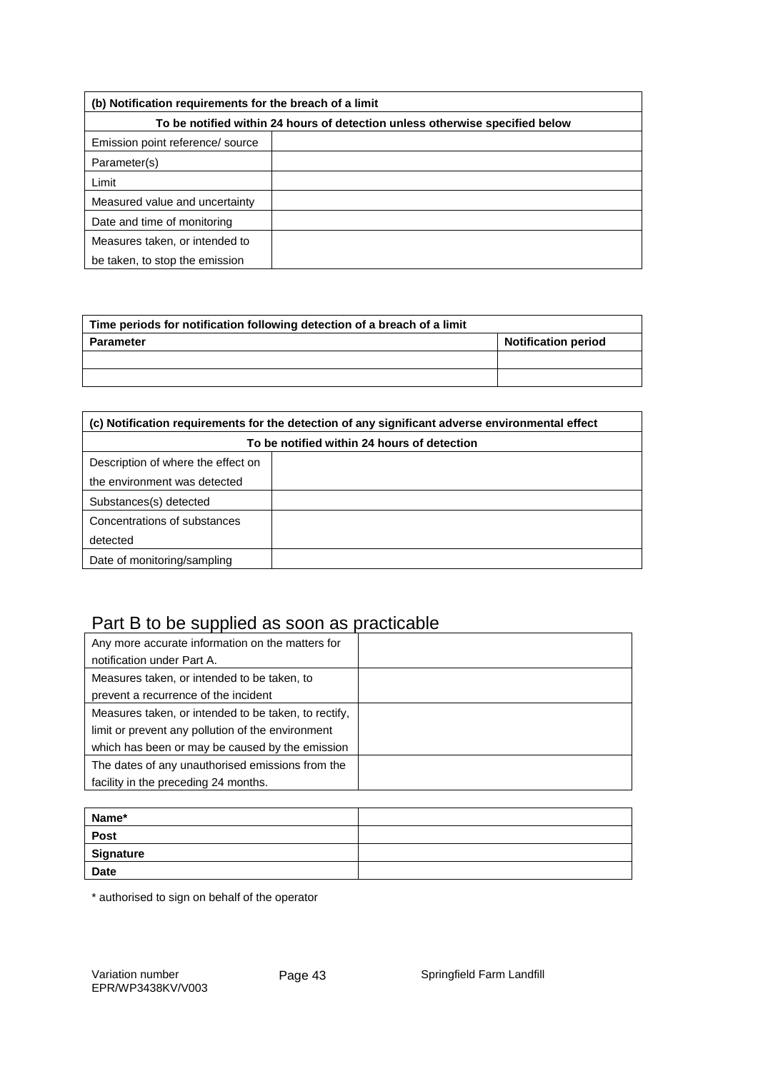| (b) Notification requirements for the breach of a limit | |
|---|---|
| To be notified within 24 hours of detection unless otherwise specified below | |
| Emission point reference/ source | |
| Parameter(s) | |
| Limit | |
| Measured value and uncertainty | |
| Date and time of monitoring | |
| Measures taken, or intended to be taken, to stop the emission | |

| Time periods for notification following detection of a breach of a limit | |
|---|---|
| **Parameter** | **Notification period** |
| | |
| | |

| (c) Notification requirements for the detection of any significant adverse environmental effect | |
|---|---|
| To be notified within 24 hours of detection | |
| Description of where the effect on the environment was detected | |
| Substances(s) detected | |
| Concentrations of substances detected | |
| Date of monitoring/sampling | |

## Part B to be supplied as soon as practicable

| | |
|---|---|
| Any more accurate information on the matters for notification under Part A. | |
| Measures taken, or intended to be taken, to prevent a recurrence of the incident | |
| Measures taken, or intended to be taken, to rectify, limit or prevent any pollution of the environment which has been or may be caused by the emission | |
| The dates of any unauthorised emissions from the facility in the preceding 24 months. | |

| | |
|---|---|
| **Name*** | |
| **Post** | |
| **Signature** | |
| **Date** | |

* authorised to sign on behalf of the operator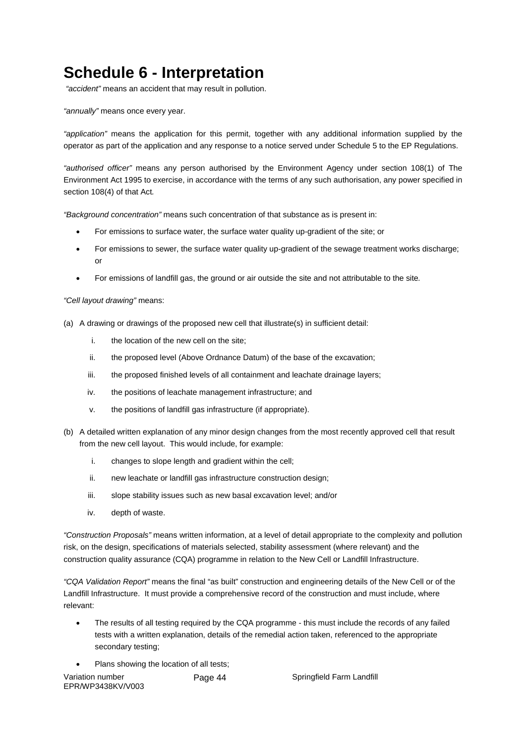# Schedule 6 - Interpretation

*"accident"* means an accident that may result in pollution.

*"annually"* means once every year.

*"application"* means the application for this permit, together with any additional information supplied by the operator as part of the application and any response to a notice served under Schedule 5 to the EP Regulations.

*"authorised officer"* means any person authorised by the Environment Agency under section 108(1) of The Environment Act 1995 to exercise, in accordance with the terms of any such authorisation, any power specified in section 108(4) of that Act.

*"Background concentration"* means such concentration of that substance as is present in:

- For emissions to surface water, the surface water quality up-gradient of the site; or
- For emissions to sewer, the surface water quality up-gradient of the sewage treatment works discharge; or
- For emissions of landfill gas, the ground or air outside the site and not attributable to the site.

*"Cell layout drawing"* means:

(a) A drawing or drawings of the proposed new cell that illustrate(s) in sufficient detail:

   i. the location of the new cell on the site;

   ii. the proposed level (Above Ordnance Datum) of the base of the excavation;

   iii. the proposed finished levels of all containment and leachate drainage layers;

   iv. the positions of leachate management infrastructure; and

   v. the positions of landfill gas infrastructure (if appropriate).

(b) A detailed written explanation of any minor design changes from the most recently approved cell that result from the new cell layout. This would include, for example:

   i. changes to slope length and gradient within the cell;

   ii. new leachate or landfill gas infrastructure construction design;

   iii. slope stability issues such as new basal excavation level; and/or

   iv. depth of waste.

*"Construction Proposals"* means written information, at a level of detail appropriate to the complexity and pollution risk, on the design, specifications of materials selected, stability assessment (where relevant) and the construction quality assurance (CQA) programme in relation to the New Cell or Landfill Infrastructure.

*"CQA Validation Report"* means the final "as built" construction and engineering details of the New Cell or of the Landfill Infrastructure. It must provide a comprehensive record of the construction and must include, where relevant:

- The results of all testing required by the CQA programme - this must include the records of any failed tests with a written explanation, details of the remedial action taken, referenced to the appropriate secondary testing;
- Plans showing the location of all tests;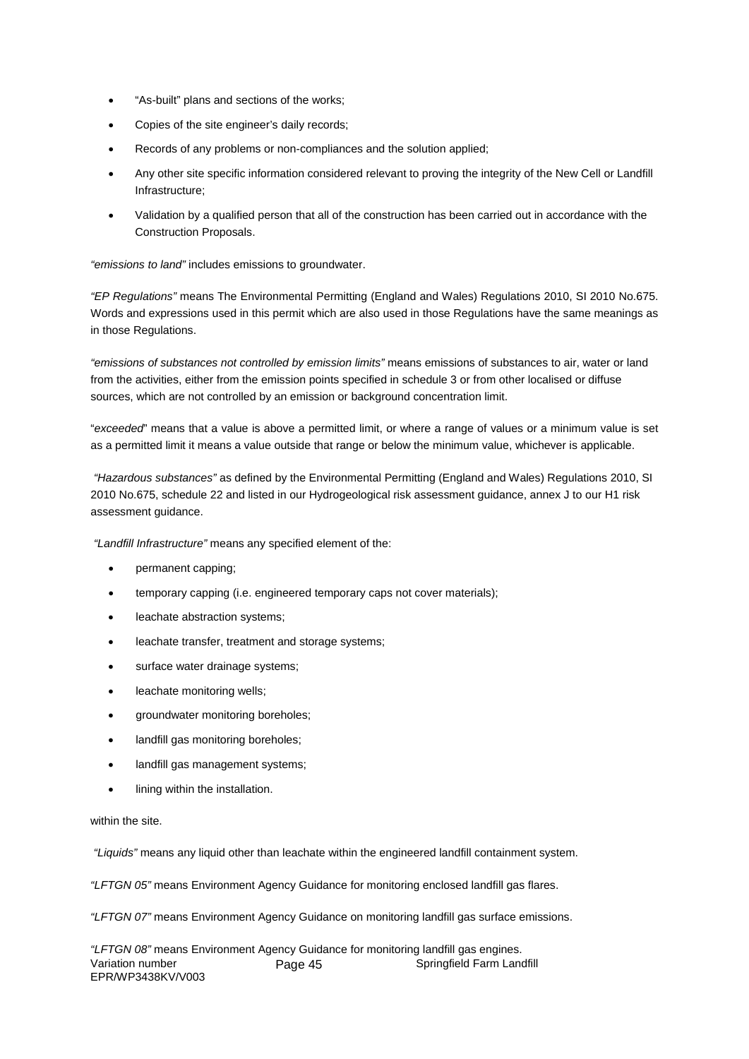- "As-built" plans and sections of the works;
- Copies of the site engineer's daily records;
- Records of any problems or non-compliances and the solution applied;
- Any other site specific information considered relevant to proving the integrity of the New Cell or Landfill Infrastructure;
- Validation by a qualified person that all of the construction has been carried out in accordance with the Construction Proposals.

*"emissions to land"* includes emissions to groundwater.

*"EP Regulations"* means The Environmental Permitting (England and Wales) Regulations 2010, SI 2010 No.675. Words and expressions used in this permit which are also used in those Regulations have the same meanings as in those Regulations.

*"emissions of substances not controlled by emission limits"* means emissions of substances to air, water or land from the activities, either from the emission points specified in schedule 3 or from other localised or diffuse sources, which are not controlled by an emission or background concentration limit.

"*exceeded*" means that a value is above a permitted limit, or where a range of values or a minimum value is set as a permitted limit it means a value outside that range or below the minimum value, whichever is applicable.

*"Hazardous substances"* as defined by the Environmental Permitting (England and Wales) Regulations 2010, SI 2010 No.675, schedule 22 and listed in our Hydrogeological risk assessment guidance, annex J to our H1 risk assessment guidance.

*"Landfill Infrastructure"* means any specified element of the:

- permanent capping;
- temporary capping (i.e. engineered temporary caps not cover materials);
- leachate abstraction systems;
- leachate transfer, treatment and storage systems;
- surface water drainage systems;
- leachate monitoring wells;
- groundwater monitoring boreholes;
- landfill gas monitoring boreholes;
- landfill gas management systems;
- lining within the installation.

within the site.

*"Liquids"* means any liquid other than leachate within the engineered landfill containment system.

*"LFTGN 05"* means Environment Agency Guidance for monitoring enclosed landfill gas flares.

*"LFTGN 07"* means Environment Agency Guidance on monitoring landfill gas surface emissions.

*"LFTGN 08"* means Environment Agency Guidance for monitoring landfill gas engines.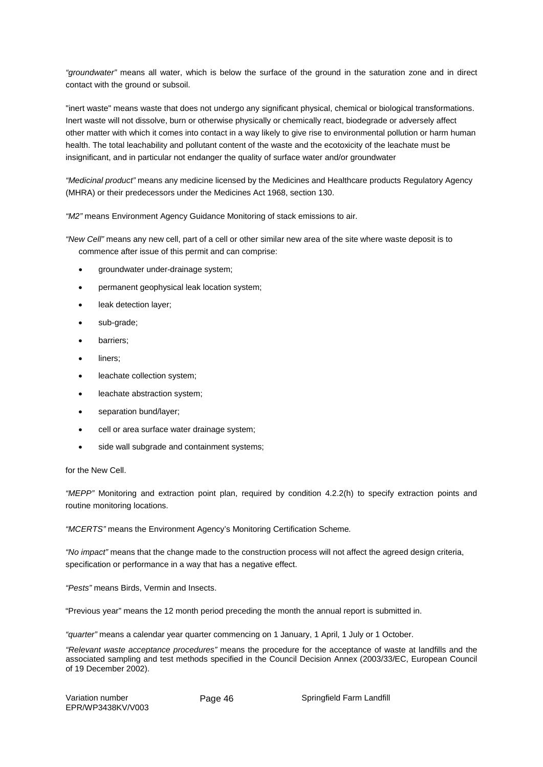*"groundwater"* means all water, which is below the surface of the ground in the saturation zone and in direct contact with the ground or subsoil.

"inert waste" means waste that does not undergo any significant physical, chemical or biological transformations. Inert waste will not dissolve, burn or otherwise physically or chemically react, biodegrade or adversely affect other matter with which it comes into contact in a way likely to give rise to environmental pollution or harm human health. The total leachability and pollutant content of the waste and the ecotoxicity of the leachate must be insignificant, and in particular not endanger the quality of surface water and/or groundwater

*"Medicinal product"* means any medicine licensed by the Medicines and Healthcare products Regulatory Agency (MHRA) or their predecessors under the Medicines Act 1968, section 130.

*"M2"* means Environment Agency Guidance Monitoring of stack emissions to air.

*"New Cell"* means any new cell, part of a cell or other similar new area of the site where waste deposit is to commence after issue of this permit and can comprise:

- groundwater under-drainage system;
- permanent geophysical leak location system;
- leak detection layer;
- sub-grade;
- barriers;
- liners;
- leachate collection system;
- leachate abstraction system;
- separation bund/layer;
- cell or area surface water drainage system;
- side wall subgrade and containment systems;

for the New Cell.

*"MEPP"* Monitoring and extraction point plan, required by condition 4.2.2(h) to specify extraction points and routine monitoring locations.

*"MCERTS"* means the Environment Agency's Monitoring Certification Scheme.

*"No impact"* means that the change made to the construction process will not affect the agreed design criteria, specification or performance in a way that has a negative effect.

*"Pests"* means Birds, Vermin and Insects.

"Previous year" means the 12 month period preceding the month the annual report is submitted in.

*"quarter"* means a calendar year quarter commencing on 1 January, 1 April, 1 July or 1 October.

*"Relevant waste acceptance procedures"* means the procedure for the acceptance of waste at landfills and the associated sampling and test methods specified in the Council Decision Annex (2003/33/EC, European Council of 19 December 2002).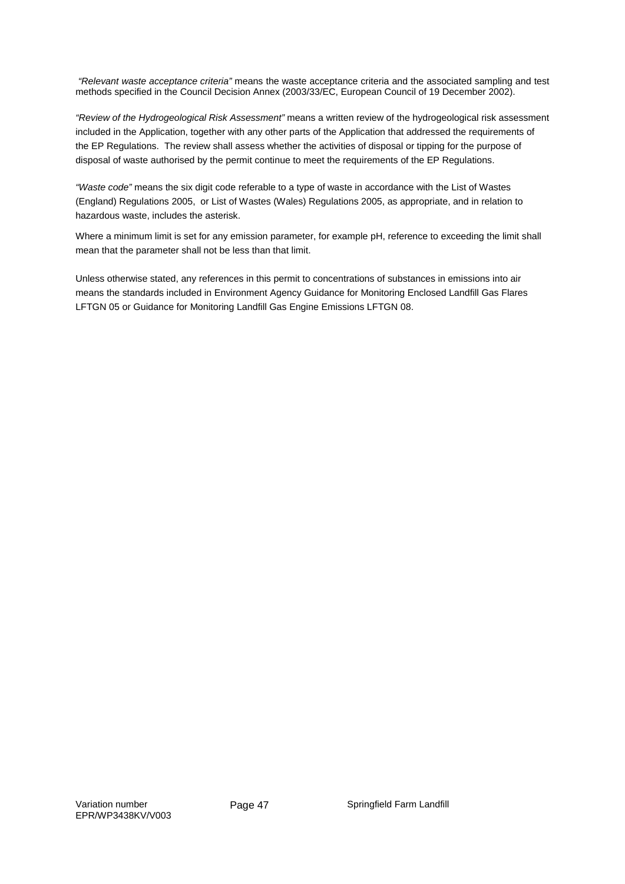*"Relevant waste acceptance criteria"* means the waste acceptance criteria and the associated sampling and test methods specified in the Council Decision Annex (2003/33/EC, European Council of 19 December 2002).

*"Review of the Hydrogeological Risk Assessment"* means a written review of the hydrogeological risk assessment included in the Application, together with any other parts of the Application that addressed the requirements of the EP Regulations. The review shall assess whether the activities of disposal or tipping for the purpose of disposal of waste authorised by the permit continue to meet the requirements of the EP Regulations.

*"Waste code"* means the six digit code referable to a type of waste in accordance with the List of Wastes (England) Regulations 2005, or List of Wastes (Wales) Regulations 2005, as appropriate, and in relation to hazardous waste, includes the asterisk.

Where a minimum limit is set for any emission parameter, for example pH, reference to exceeding the limit shall mean that the parameter shall not be less than that limit.

Unless otherwise stated, any references in this permit to concentrations of substances in emissions into air means the standards included in Environment Agency Guidance for Monitoring Enclosed Landfill Gas Flares LFTGN 05 or Guidance for Monitoring Landfill Gas Engine Emissions LFTGN 08.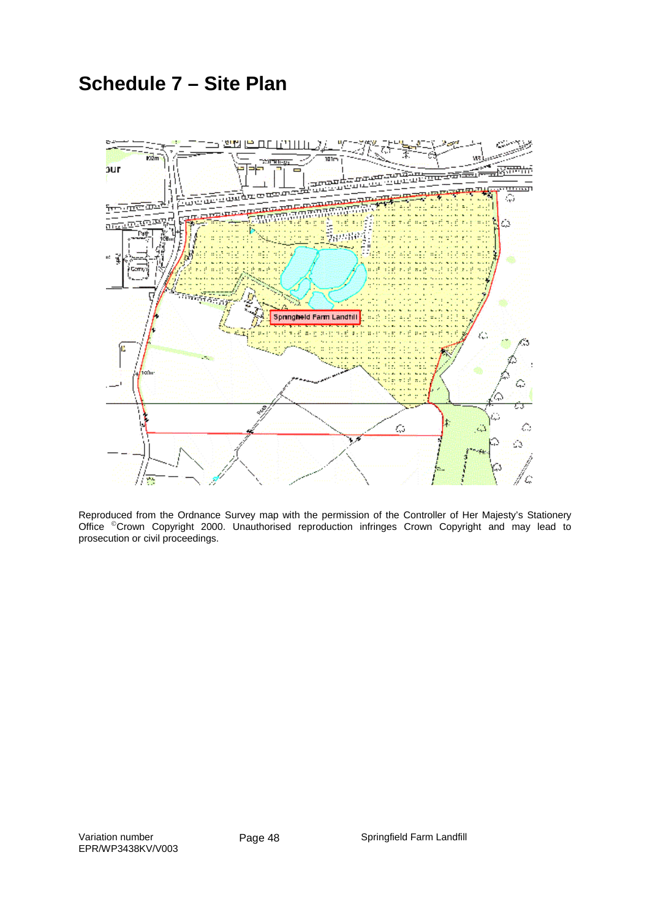# Schedule 7 – Site Plan

Springfield Farm Landfill

Reproduced from the Ordnance Survey map with the permission of the Controller of Her Majesty's Stationery Office ©Crown Copyright 2000. Unauthorised reproduction infringes Crown Copyright and may lead to prosecution or civil proceedings.